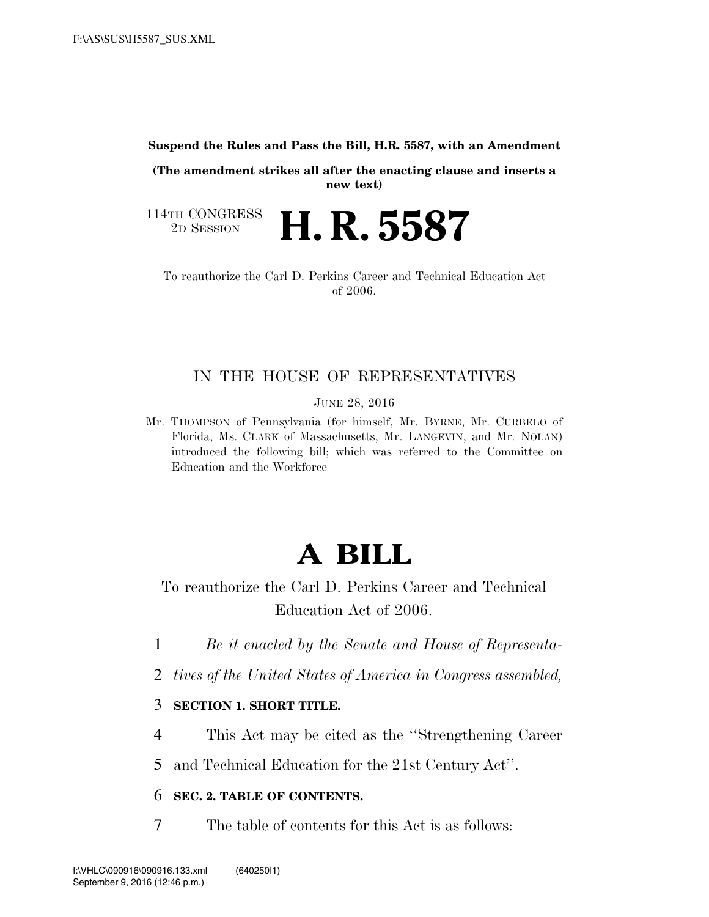**Suspend the Rules and Pass the Bill, H.R. 5587, with an Amendment**

**(The amendment strikes all after the enacting clause and inserts a new text)**

114TH CONGRESS
2D SESSION

# H. R. 5587

To reauthorize the Carl D. Perkins Career and Technical Education Act of 2006.

---

IN THE HOUSE OF REPRESENTATIVES

JUNE 28, 2016

Mr. THOMPSON of Pennsylvania (for himself, Mr. BYRNE, Mr. CURBELO of Florida, Ms. CLARK of Massachusetts, Mr. LANGEVIN, and Mr. NOLAN) introduced the following bill; which was referred to the Committee on Education and the Workforce

---

# A BILL

To reauthorize the Carl D. Perkins Career and Technical Education Act of 2006.

1 *Be it enacted by the Senate and House of Representa-*
2 *tives of the United States of America in Congress assembled,*

3 **SECTION 1. SHORT TITLE.**

4 This Act may be cited as the ''Strengthening Career
5 and Technical Education for the 21st Century Act''.

6 **SEC. 2. TABLE OF CONTENTS.**

7 The table of contents for this Act is as follows: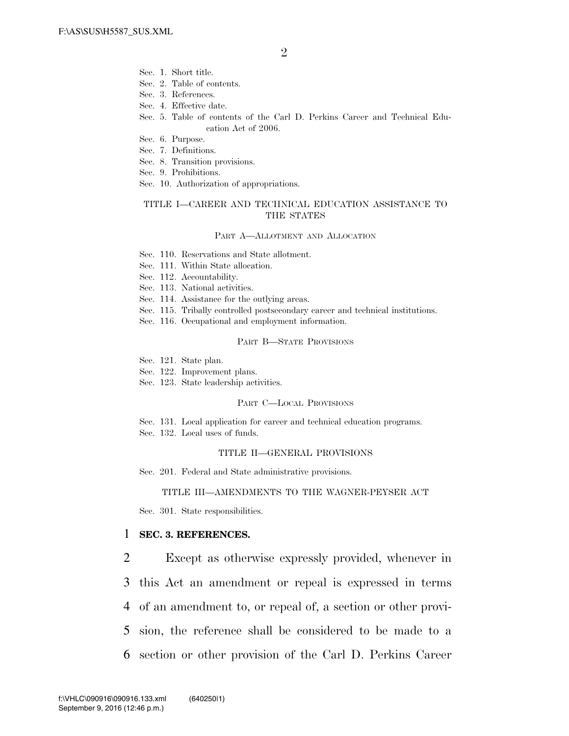Sec. 1. Short title.
Sec. 2. Table of contents.
Sec. 3. References.
Sec. 4. Effective date.
Sec. 5. Table of contents of the Carl D. Perkins Career and Technical Education Act of 2006.
Sec. 6. Purpose.
Sec. 7. Definitions.
Sec. 8. Transition provisions.
Sec. 9. Prohibitions.
Sec. 10. Authorization of appropriations.

TITLE I—CAREER AND TECHNICAL EDUCATION ASSISTANCE TO THE STATES

PART A—ALLOTMENT AND ALLOCATION

Sec. 110. Reservations and State allotment.
Sec. 111. Within State allocation.
Sec. 112. Accountability.
Sec. 113. National activities.
Sec. 114. Assistance for the outlying areas.
Sec. 115. Tribally controlled postsecondary career and technical institutions.
Sec. 116. Occupational and employment information.

PART B—STATE PROVISIONS

Sec. 121. State plan.
Sec. 122. Improvement plans.
Sec. 123. State leadership activities.

PART C—LOCAL PROVISIONS

Sec. 131. Local application for career and technical education programs.
Sec. 132. Local uses of funds.

TITLE II—GENERAL PROVISIONS

Sec. 201. Federal and State administrative provisions.

TITLE III—AMENDMENTS TO THE WAGNER-PEYSER ACT

Sec. 301. State responsibilities.

**SEC. 3. REFERENCES.**

Except as otherwise expressly provided, whenever in this Act an amendment or repeal is expressed in terms of an amendment to, or repeal of, a section or other provision, the reference shall be considered to be made to a section or other provision of the Carl D. Perkins Career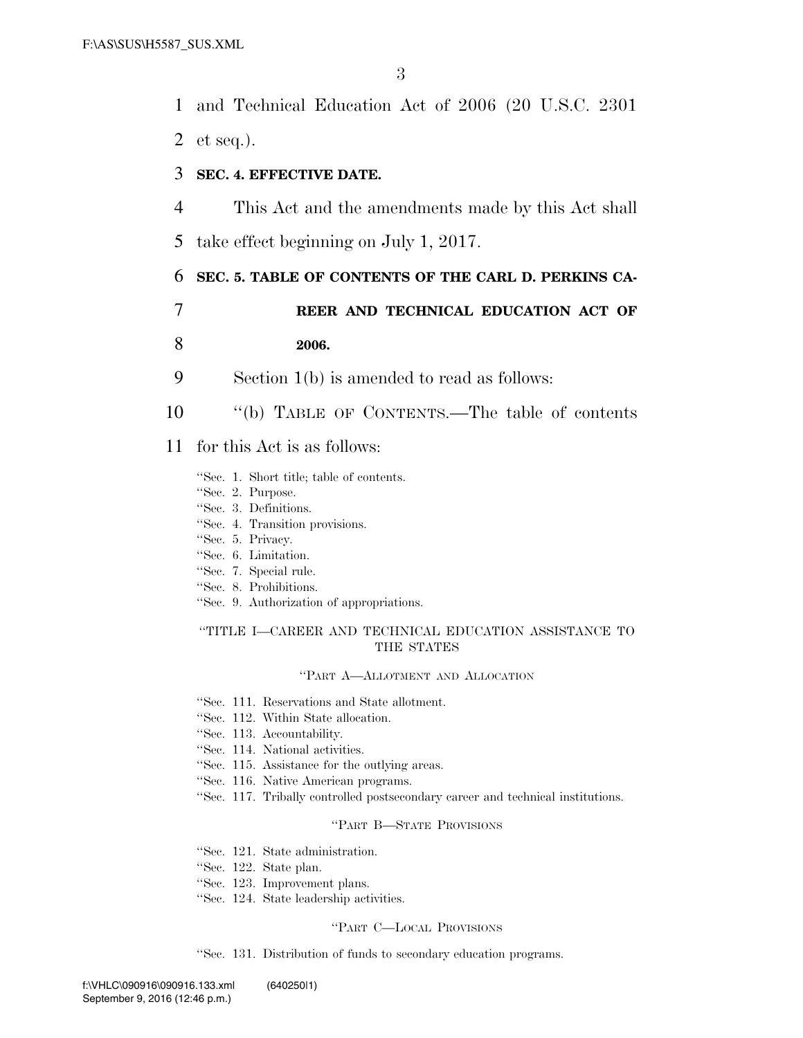and Technical Education Act of 2006 (20 U.S.C. 2301 et seq.).

**SEC. 4. EFFECTIVE DATE.**

This Act and the amendments made by this Act shall take effect beginning on July 1, 2017.

**SEC. 5. TABLE OF CONTENTS OF THE CARL D. PERKINS CAREER AND TECHNICAL EDUCATION ACT OF 2006.**

Section 1(b) is amended to read as follows:

"(b) TABLE OF CONTENTS.—The table of contents for this Act is as follows:

"Sec. 1. Short title; table of contents.
"Sec. 2. Purpose.
"Sec. 3. Definitions.
"Sec. 4. Transition provisions.
"Sec. 5. Privacy.
"Sec. 6. Limitation.
"Sec. 7. Special rule.
"Sec. 8. Prohibitions.
"Sec. 9. Authorization of appropriations.

"TITLE I—CAREER AND TECHNICAL EDUCATION ASSISTANCE TO THE STATES

"PART A—ALLOTMENT AND ALLOCATION

"Sec. 111. Reservations and State allotment.
"Sec. 112. Within State allocation.
"Sec. 113. Accountability.
"Sec. 114. National activities.
"Sec. 115. Assistance for the outlying areas.
"Sec. 116. Native American programs.
"Sec. 117. Tribally controlled postsecondary career and technical institutions.

"PART B—STATE PROVISIONS

"Sec. 121. State administration.
"Sec. 122. State plan.
"Sec. 123. Improvement plans.
"Sec. 124. State leadership activities.

"PART C—LOCAL PROVISIONS

"Sec. 131. Distribution of funds to secondary education programs.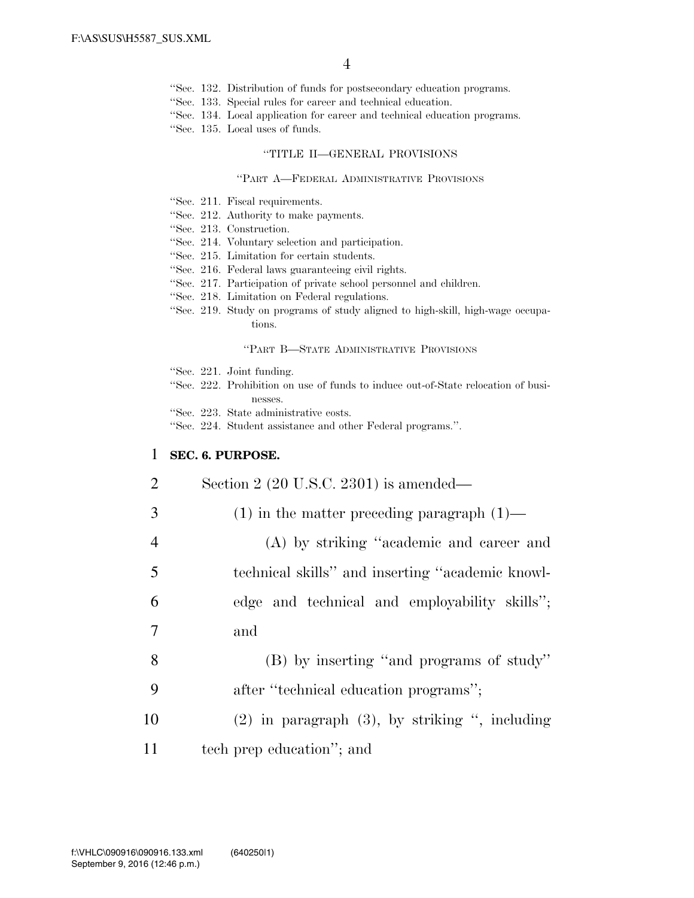"Sec. 132. Distribution of funds for postsecondary education programs.
"Sec. 133. Special rules for career and technical education.
"Sec. 134. Local application for career and technical education programs.
"Sec. 135. Local uses of funds.

"TITLE II—GENERAL PROVISIONS

"PART A—FEDERAL ADMINISTRATIVE PROVISIONS

"Sec. 211. Fiscal requirements.
"Sec. 212. Authority to make payments.
"Sec. 213. Construction.
"Sec. 214. Voluntary selection and participation.
"Sec. 215. Limitation for certain students.
"Sec. 216. Federal laws guaranteeing civil rights.
"Sec. 217. Participation of private school personnel and children.
"Sec. 218. Limitation on Federal regulations.
"Sec. 219. Study on programs of study aligned to high-skill, high-wage occupations.

"PART B—STATE ADMINISTRATIVE PROVISIONS

"Sec. 221. Joint funding.
"Sec. 222. Prohibition on use of funds to induce out-of-State relocation of businesses.
"Sec. 223. State administrative costs.
"Sec. 224. Student assistance and other Federal programs.".

**SEC. 6. PURPOSE.**

Section 2 (20 U.S.C. 2301) is amended—

(1) in the matter preceding paragraph (1)—

(A) by striking "academic and career and technical skills" and inserting "academic knowledge and technical and employability skills"; and

(B) by inserting "and programs of study" after "technical education programs";

(2) in paragraph (3), by striking ", including tech prep education"; and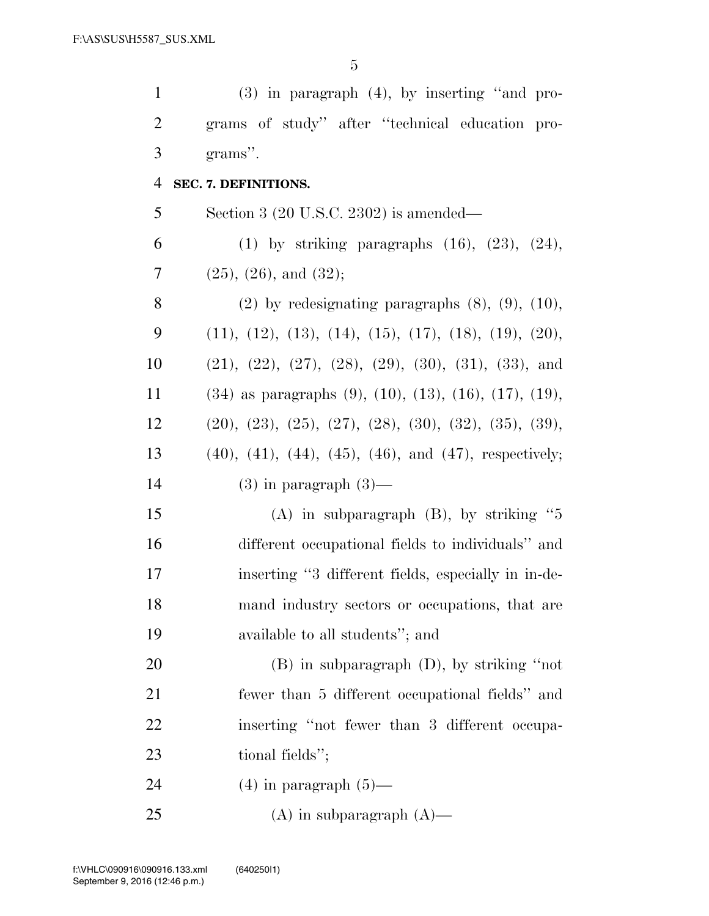(3) in paragraph (4), by inserting "and programs of study" after "technical education programs".

**SEC. 7. DEFINITIONS.**

Section 3 (20 U.S.C. 2302) is amended—

(1) by striking paragraphs (16), (23), (24), (25), (26), and (32);

(2) by redesignating paragraphs (8), (9), (10), (11), (12), (13), (14), (15), (17), (18), (19), (20), (21), (22), (27), (28), (29), (30), (31), (33), and (34) as paragraphs (9), (10), (13), (16), (17), (19), (20), (23), (25), (27), (28), (30), (32), (35), (39), (40), (41), (44), (45), (46), and (47), respectively;

(3) in paragraph (3)—

(A) in subparagraph (B), by striking "5 different occupational fields to individuals" and inserting "3 different fields, especially in in-demand industry sectors or occupations, that are available to all students"; and

(B) in subparagraph (D), by striking "not fewer than 5 different occupational fields" and inserting "not fewer than 3 different occupational fields";

(4) in paragraph (5)—

(A) in subparagraph (A)—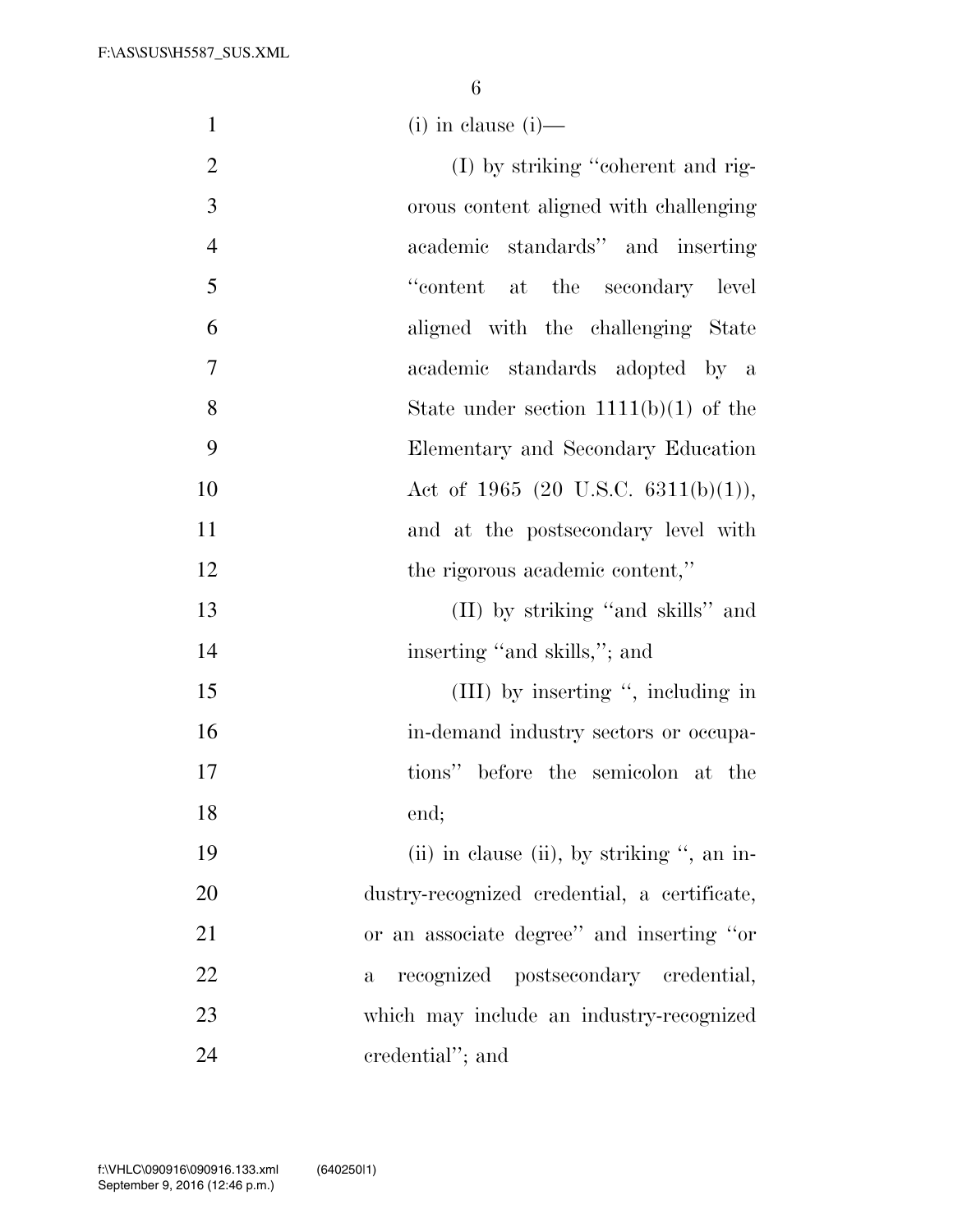(i) in clause (i)—

(I) by striking "coherent and rigorous content aligned with challenging academic standards" and inserting "content at the secondary level aligned with the challenging State academic standards adopted by a State under section 1111(b)(1) of the Elementary and Secondary Education Act of 1965 (20 U.S.C. 6311(b)(1)), and at the postsecondary level with the rigorous academic content,"

(II) by striking "and skills" and inserting "and skills,"; and

(III) by inserting ", including in in-demand industry sectors or occupations" before the semicolon at the end;

(ii) in clause (ii), by striking ", an industry-recognized credential, a certificate, or an associate degree" and inserting "or a recognized postsecondary credential, which may include an industry-recognized credential"; and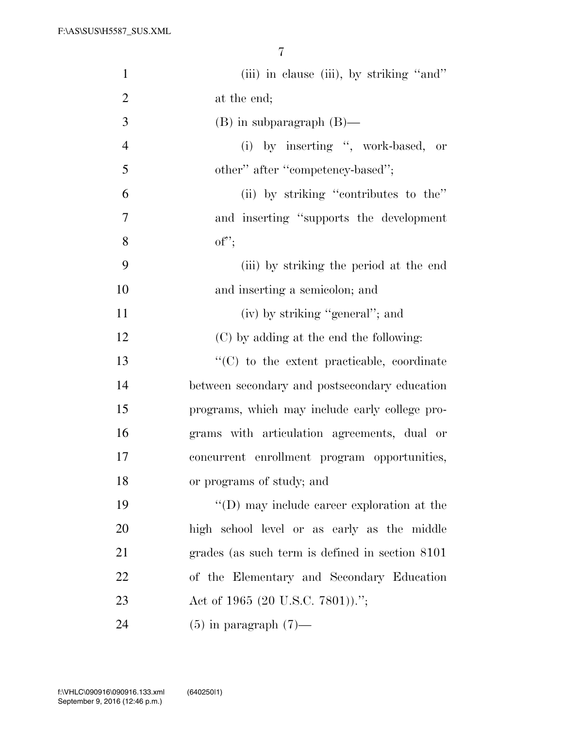(iii) in clause (iii), by striking ''and'' at the end;

(B) in subparagraph (B)—

(i) by inserting '', work-based, or other'' after ''competency-based'';

(ii) by striking ''contributes to the'' and inserting ''supports the development of'';

(iii) by striking the period at the end and inserting a semicolon; and

(iv) by striking ''general''; and

(C) by adding at the end the following:

''(C) to the extent practicable, coordinate between secondary and postsecondary education programs, which may include early college programs with articulation agreements, dual or concurrent enrollment program opportunities, or programs of study; and

''(D) may include career exploration at the high school level or as early as the middle grades (as such term is defined in section 8101 of the Elementary and Secondary Education Act of 1965 (20 U.S.C. 7801)).'';

(5) in paragraph (7)—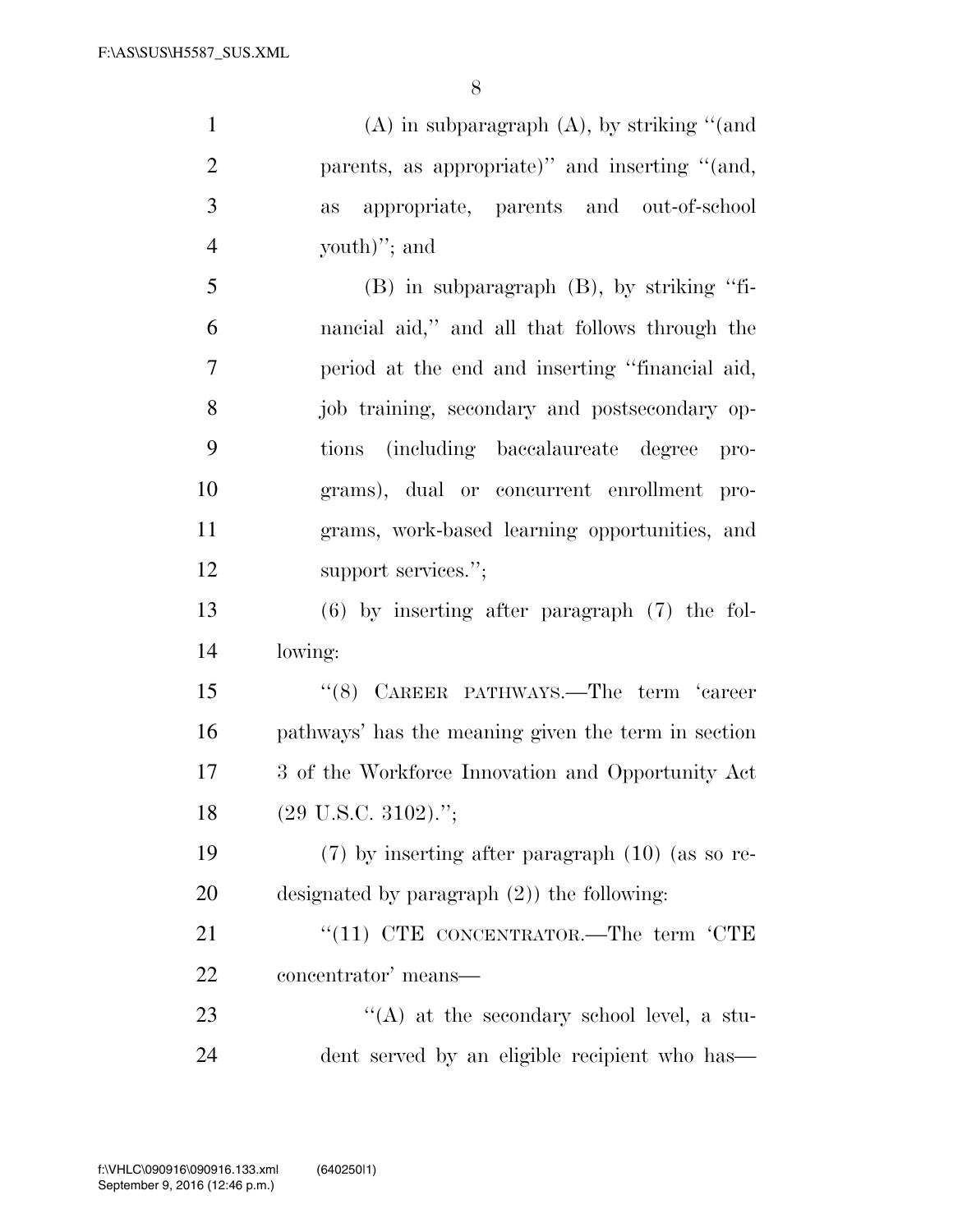(A) in subparagraph (A), by striking "(and parents, as appropriate)" and inserting "(and, as appropriate, parents and out-of-school youth)"; and

(B) in subparagraph (B), by striking "financial aid," and all that follows through the period at the end and inserting "financial aid, job training, secondary and postsecondary options (including baccalaureate degree programs), dual or concurrent enrollment programs, work-based learning opportunities, and support services.";

(6) by inserting after paragraph (7) the following:

"(8) CAREER PATHWAYS.—The term 'career pathways' has the meaning given the term in section 3 of the Workforce Innovation and Opportunity Act (29 U.S.C. 3102).";

(7) by inserting after paragraph (10) (as so redesignated by paragraph (2)) the following:

"(11) CTE CONCENTRATOR.—The term 'CTE concentrator' means—

"(A) at the secondary school level, a student served by an eligible recipient who has—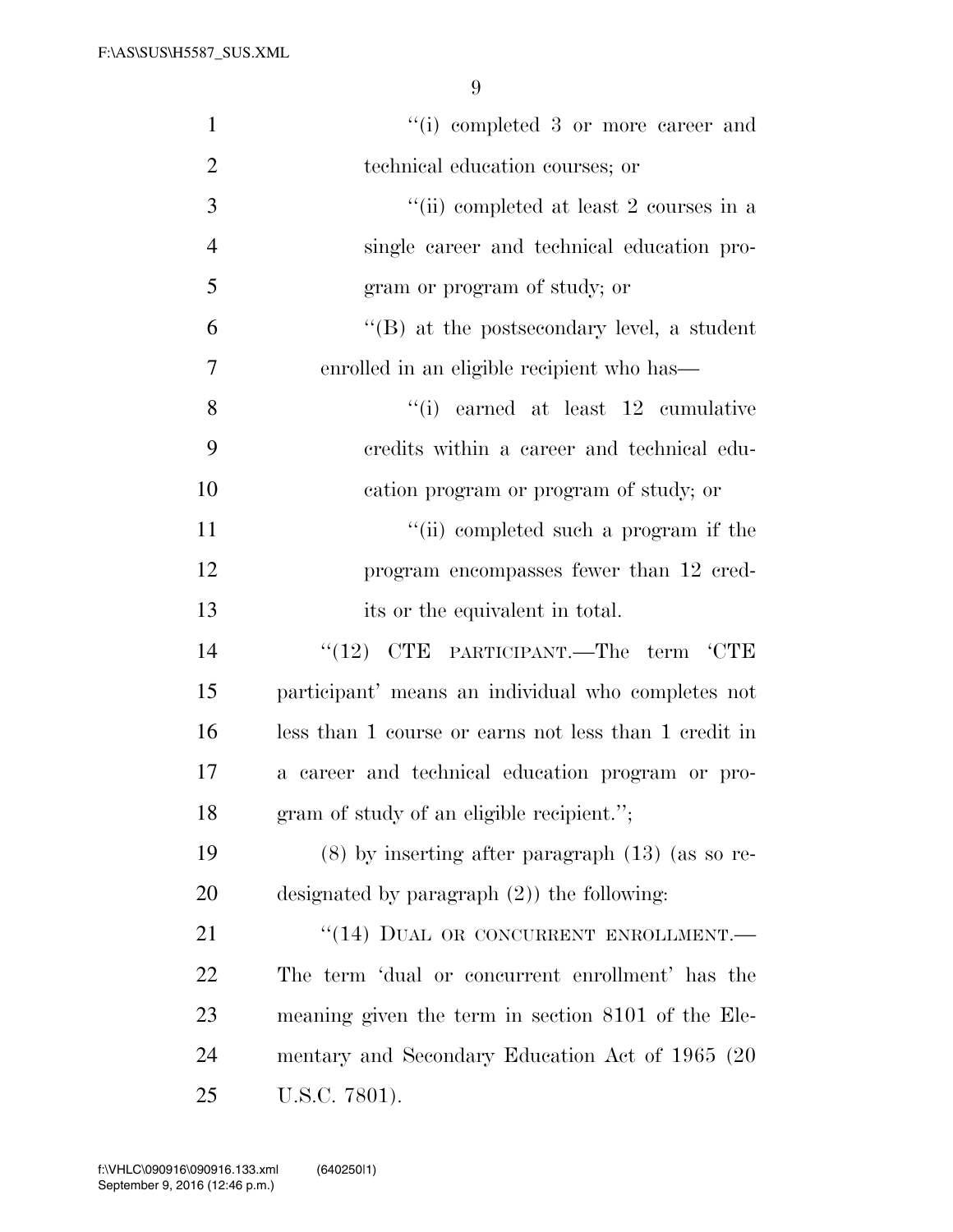''(i) completed 3 or more career and technical education courses; or

''(ii) completed at least 2 courses in a single career and technical education program or program of study; or

''(B) at the postsecondary level, a student enrolled in an eligible recipient who has—

''(i) earned at least 12 cumulative credits within a career and technical education program or program of study; or

''(ii) completed such a program if the program encompasses fewer than 12 credits or the equivalent in total.

''(12) CTE PARTICIPANT.—The term 'CTE participant' means an individual who completes not less than 1 course or earns not less than 1 credit in a career and technical education program or program of study of an eligible recipient.'';

(8) by inserting after paragraph (13) (as so redesignated by paragraph (2)) the following:

''(14) DUAL OR CONCURRENT ENROLLMENT.—The term 'dual or concurrent enrollment' has the meaning given the term in section 8101 of the Elementary and Secondary Education Act of 1965 (20 U.S.C. 7801).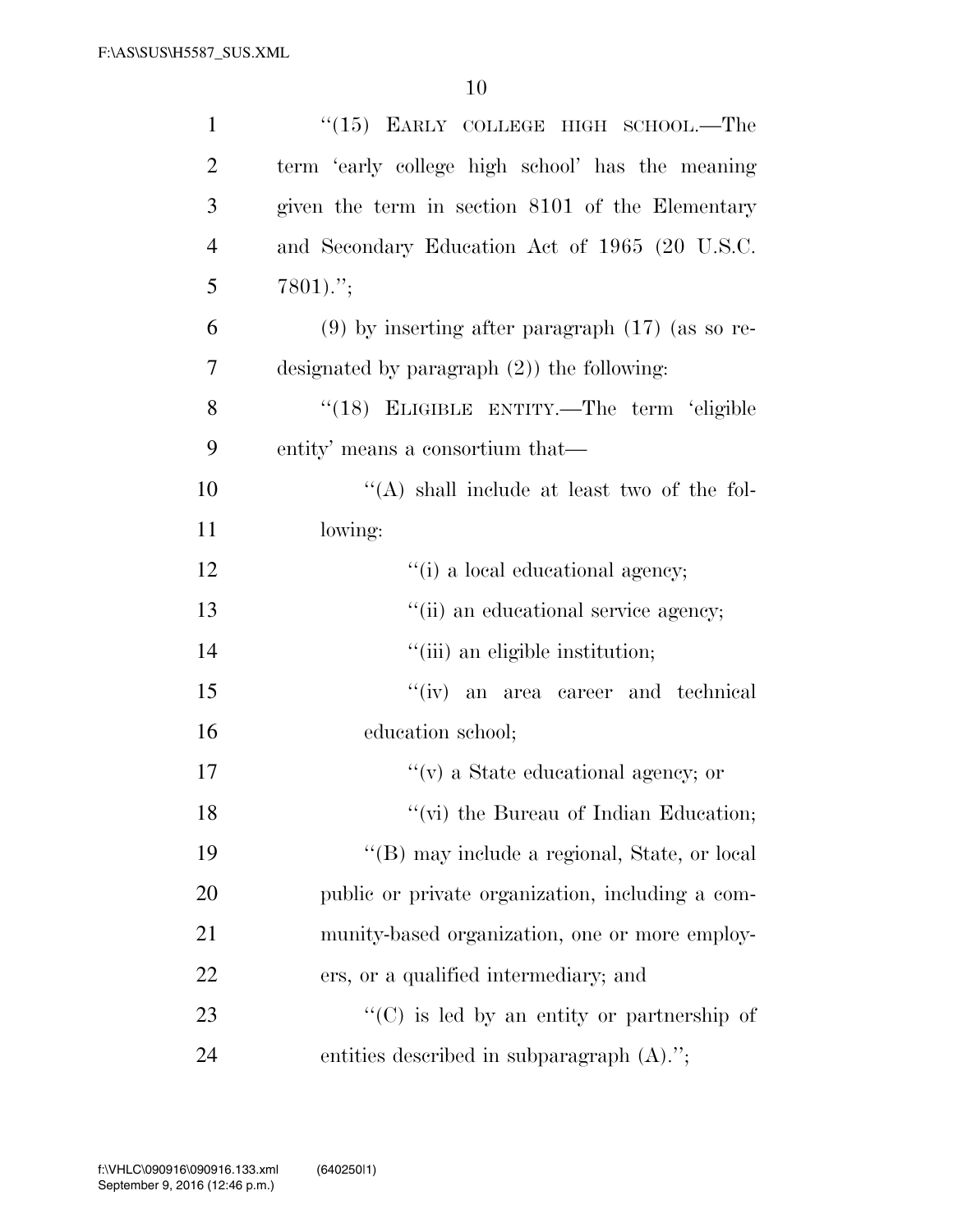''(15) EARLY COLLEGE HIGH SCHOOL.—The term 'early college high school' has the meaning given the term in section 8101 of the Elementary and Secondary Education Act of 1965 (20 U.S.C. 7801).'';

(9) by inserting after paragraph (17) (as so redesignated by paragraph (2)) the following:

''(18) ELIGIBLE ENTITY.—The term 'eligible entity' means a consortium that—

''(A) shall include at least two of the following:

''(i) a local educational agency;

''(ii) an educational service agency;

''(iii) an eligible institution;

''(iv) an area career and technical education school;

''(v) a State educational agency; or

''(vi) the Bureau of Indian Education;

''(B) may include a regional, State, or local public or private organization, including a community-based organization, one or more employers, or a qualified intermediary; and

''(C) is led by an entity or partnership of entities described in subparagraph (A).'';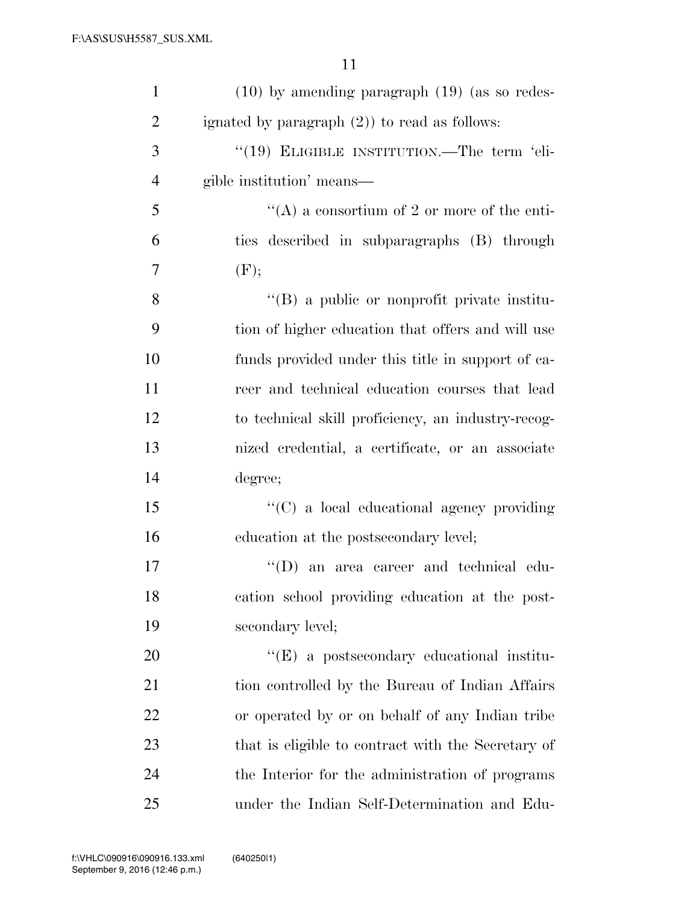(10) by amending paragraph (19) (as so redesignated by paragraph (2)) to read as follows:

"(19) ELIGIBLE INSTITUTION.—The term 'eligible institution' means—

"(A) a consortium of 2 or more of the entities described in subparagraphs (B) through (F);

"(B) a public or nonprofit private institution of higher education that offers and will use funds provided under this title in support of career and technical education courses that lead to technical skill proficiency, an industry-recognized credential, a certificate, or an associate degree;

"(C) a local educational agency providing education at the postsecondary level;

"(D) an area career and technical education school providing education at the postsecondary level;

"(E) a postsecondary educational institution controlled by the Bureau of Indian Affairs or operated by or on behalf of any Indian tribe that is eligible to contract with the Secretary of the Interior for the administration of programs under the Indian Self-Determination and Edu-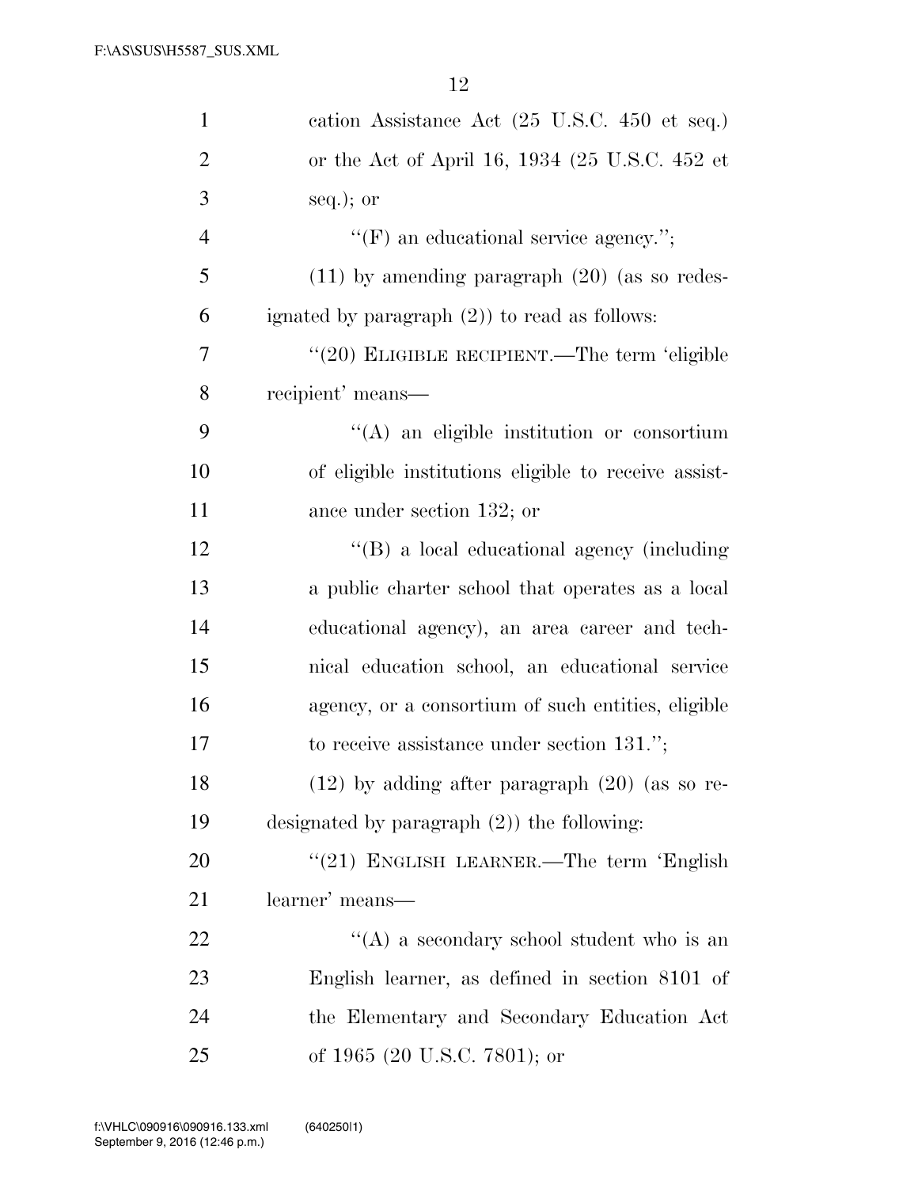cation Assistance Act (25 U.S.C. 450 et seq.) or the Act of April 16, 1934 (25 U.S.C. 452 et seq.); or

''(F) an educational service agency.'';

(11) by amending paragraph (20) (as so redesignated by paragraph (2)) to read as follows:

''(20) ELIGIBLE RECIPIENT.—The term 'eligible recipient' means—

''(A) an eligible institution or consortium of eligible institutions eligible to receive assistance under section 132; or

''(B) a local educational agency (including a public charter school that operates as a local educational agency), an area career and technical education school, an educational service agency, or a consortium of such entities, eligible to receive assistance under section 131.'';

(12) by adding after paragraph (20) (as so redesignated by paragraph (2)) the following:

''(21) ENGLISH LEARNER.—The term 'English learner' means—

''(A) a secondary school student who is an English learner, as defined in section 8101 of the Elementary and Secondary Education Act of 1965 (20 U.S.C. 7801); or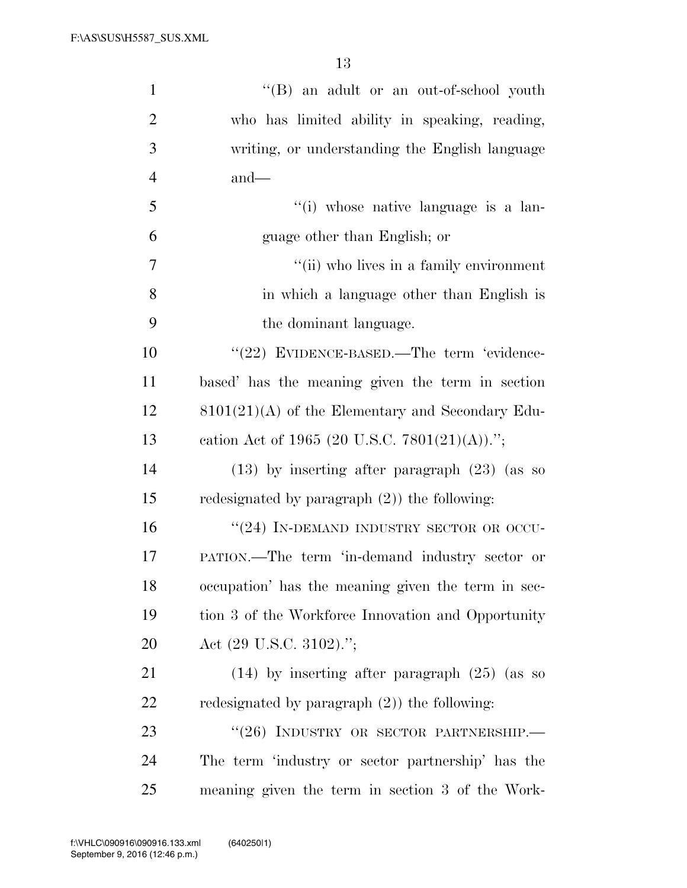''(B) an adult or an out-of-school youth who has limited ability in speaking, reading, writing, or understanding the English language and—

''(i) whose native language is a language other than English; or

''(ii) who lives in a family environment in which a language other than English is the dominant language.

''(22) EVIDENCE-BASED.—The term 'evidence-based' has the meaning given the term in section 8101(21)(A) of the Elementary and Secondary Education Act of 1965 (20 U.S.C. 7801(21)(A)).'';

(13) by inserting after paragraph (23) (as so redesignated by paragraph (2)) the following:

''(24) IN-DEMAND INDUSTRY SECTOR OR OCCUPATION.—The term 'in-demand industry sector or occupation' has the meaning given the term in section 3 of the Workforce Innovation and Opportunity Act (29 U.S.C. 3102).'';

(14) by inserting after paragraph (25) (as so redesignated by paragraph (2)) the following:

''(26) INDUSTRY OR SECTOR PARTNERSHIP.—The term 'industry or sector partnership' has the meaning given the term in section 3 of the Work-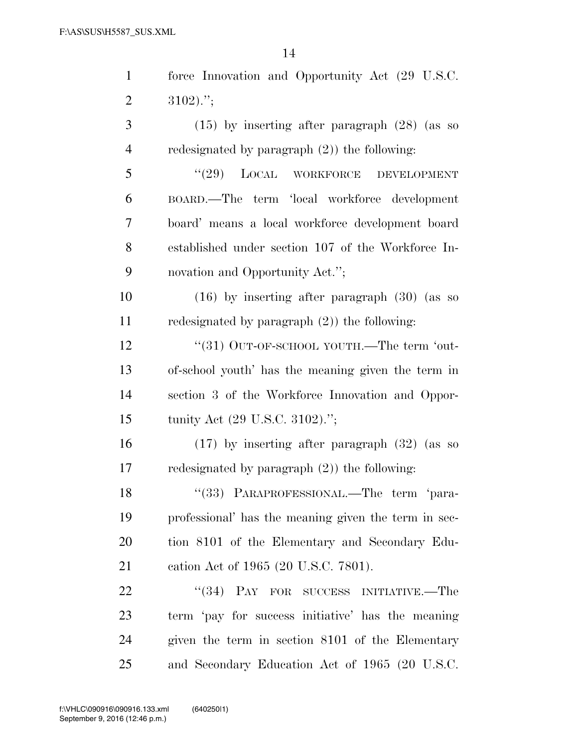force Innovation and Opportunity Act (29 U.S.C. 3102).'';

(15) by inserting after paragraph (28) (as so redesignated by paragraph (2)) the following:

''(29) LOCAL WORKFORCE DEVELOPMENT BOARD.—The term 'local workforce development board' means a local workforce development board established under section 107 of the Workforce Innovation and Opportunity Act.'';

(16) by inserting after paragraph (30) (as so redesignated by paragraph (2)) the following:

''(31) OUT-OF-SCHOOL YOUTH.—The term 'out-of-school youth' has the meaning given the term in section 3 of the Workforce Innovation and Opportunity Act (29 U.S.C. 3102).'';

(17) by inserting after paragraph (32) (as so redesignated by paragraph (2)) the following:

''(33) PARAPROFESSIONAL.—The term 'paraprofessional' has the meaning given the term in section 8101 of the Elementary and Secondary Education Act of 1965 (20 U.S.C. 7801).

''(34) PAY FOR SUCCESS INITIATIVE.—The term 'pay for success initiative' has the meaning given the term in section 8101 of the Elementary and Secondary Education Act of 1965 (20 U.S.C.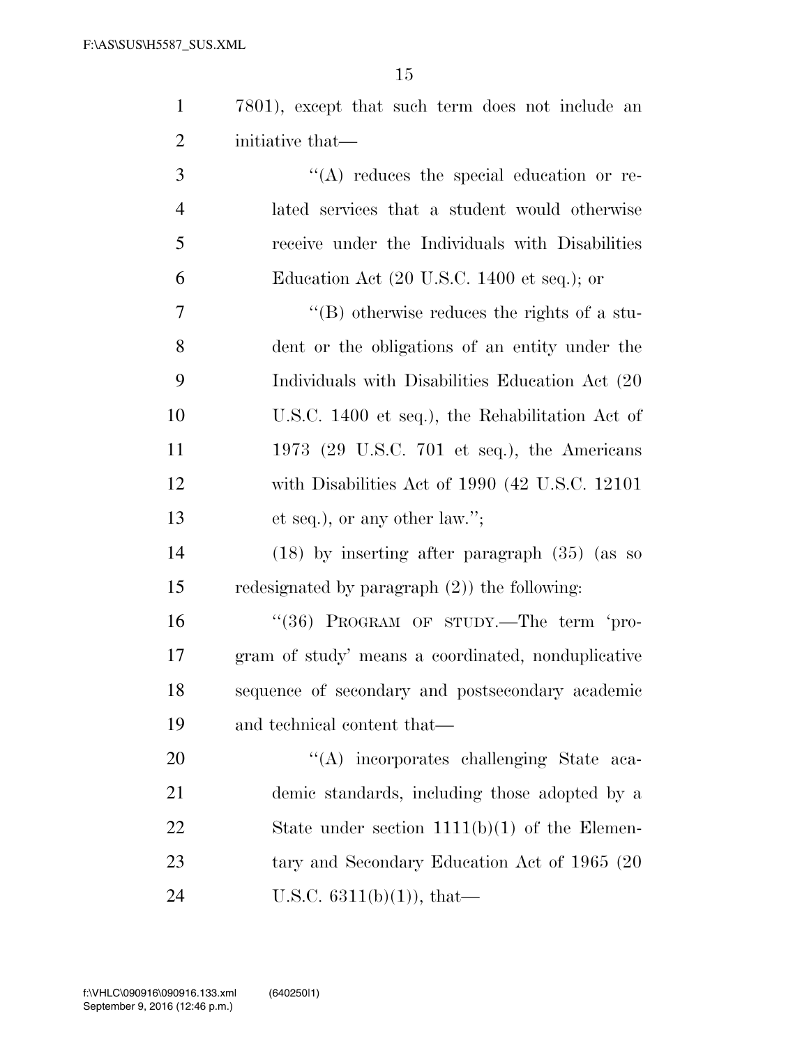7801), except that such term does not include an initiative that—

"(A) reduces the special education or related services that a student would otherwise receive under the Individuals with Disabilities Education Act (20 U.S.C. 1400 et seq.); or

"(B) otherwise reduces the rights of a student or the obligations of an entity under the Individuals with Disabilities Education Act (20 U.S.C. 1400 et seq.), the Rehabilitation Act of 1973 (29 U.S.C. 701 et seq.), the Americans with Disabilities Act of 1990 (42 U.S.C. 12101 et seq.), or any other law.";

(18) by inserting after paragraph (35) (as so redesignated by paragraph (2)) the following:

"(36) PROGRAM OF STUDY.—The term 'program of study' means a coordinated, nonduplicative sequence of secondary and postsecondary academic and technical content that—

"(A) incorporates challenging State academic standards, including those adopted by a State under section 1111(b)(1) of the Elementary and Secondary Education Act of 1965 (20 U.S.C. 6311(b)(1)), that—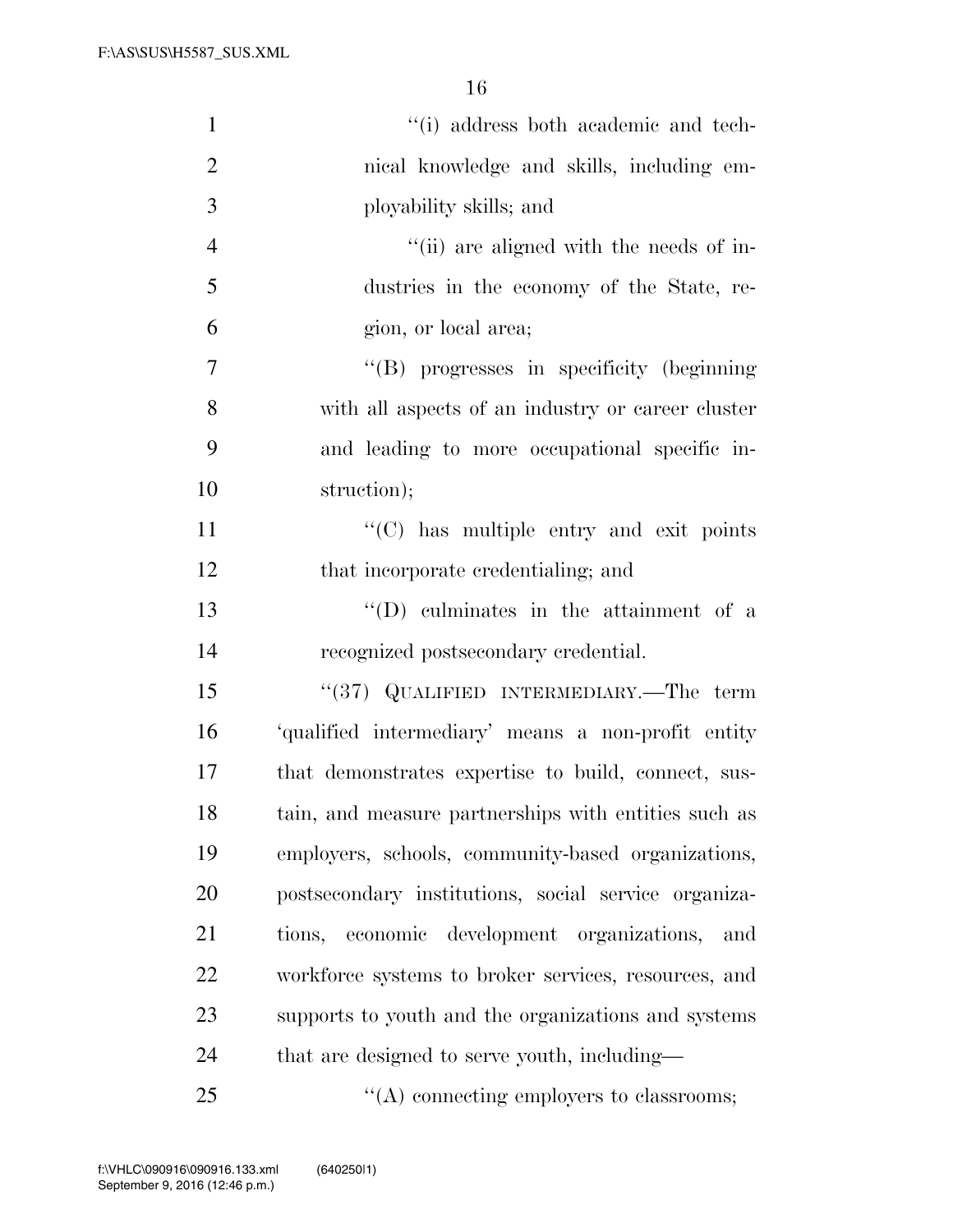''(i) address both academic and technical knowledge and skills, including employability skills; and

''(ii) are aligned with the needs of industries in the economy of the State, region, or local area;

''(B) progresses in specificity (beginning with all aspects of an industry or career cluster and leading to more occupational specific instruction);

''(C) has multiple entry and exit points that incorporate credentialing; and

''(D) culminates in the attainment of a recognized postsecondary credential.

''(37) QUALIFIED INTERMEDIARY.—The term 'qualified intermediary' means a non-profit entity that demonstrates expertise to build, connect, sustain, and measure partnerships with entities such as employers, schools, community-based organizations, postsecondary institutions, social service organizations, economic development organizations, and workforce systems to broker services, resources, and supports to youth and the organizations and systems that are designed to serve youth, including—

''(A) connecting employers to classrooms;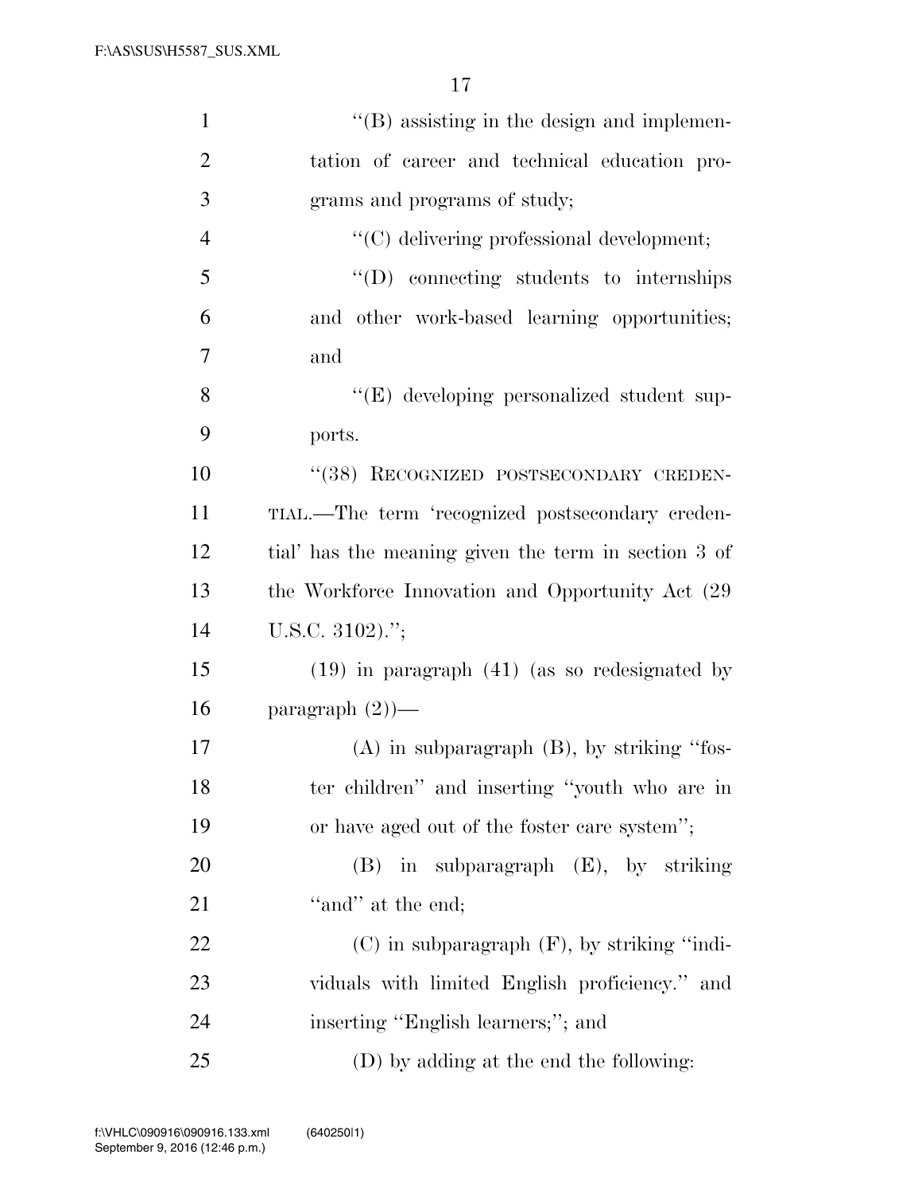''(B) assisting in the design and implementation of career and technical education programs and programs of study;

''(C) delivering professional development;

''(D) connecting students to internships and other work-based learning opportunities; and

''(E) developing personalized student supports.

''(38) RECOGNIZED POSTSECONDARY CREDENTIAL.—The term 'recognized postsecondary credential' has the meaning given the term in section 3 of the Workforce Innovation and Opportunity Act (29 U.S.C. 3102).'';

(19) in paragraph (41) (as so redesignated by paragraph (2))—

(A) in subparagraph (B), by striking ''foster children'' and inserting ''youth who are in or have aged out of the foster care system'';

(B) in subparagraph (E), by striking ''and'' at the end;

(C) in subparagraph (F), by striking ''individuals with limited English proficiency.'' and inserting ''English learners;''; and

(D) by adding at the end the following: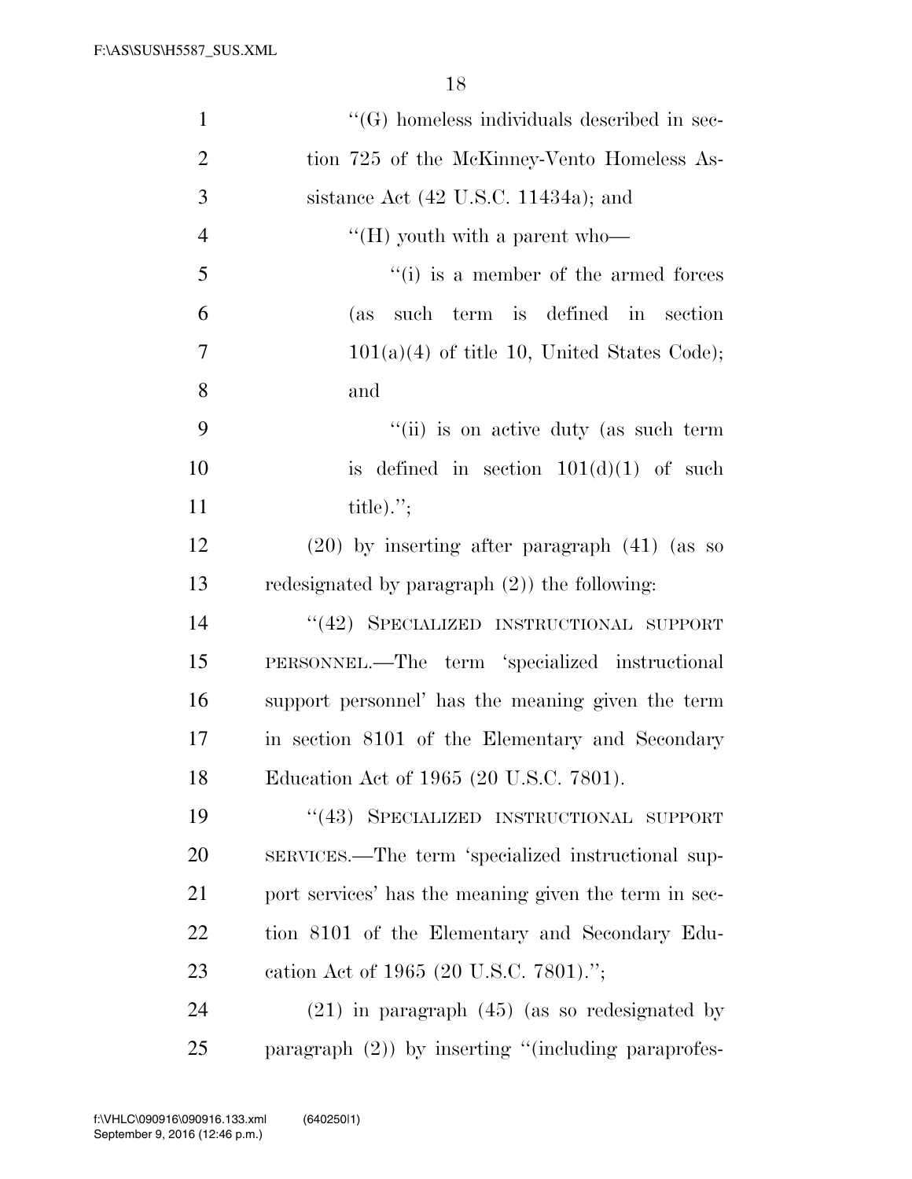''(G) homeless individuals described in section 725 of the McKinney-Vento Homeless Assistance Act (42 U.S.C. 11434a); and

''(H) youth with a parent who—

''(i) is a member of the armed forces (as such term is defined in section 101(a)(4) of title 10, United States Code); and

''(ii) is on active duty (as such term is defined in section 101(d)(1) of such title).'';

(20) by inserting after paragraph (41) (as so redesignated by paragraph (2)) the following:

''(42) SPECIALIZED INSTRUCTIONAL SUPPORT PERSONNEL.—The term 'specialized instructional support personnel' has the meaning given the term in section 8101 of the Elementary and Secondary Education Act of 1965 (20 U.S.C. 7801).

''(43) SPECIALIZED INSTRUCTIONAL SUPPORT SERVICES.—The term 'specialized instructional support services' has the meaning given the term in section 8101 of the Elementary and Secondary Education Act of 1965 (20 U.S.C. 7801).'';

(21) in paragraph (45) (as so redesignated by paragraph (2)) by inserting ''(including paraprofes-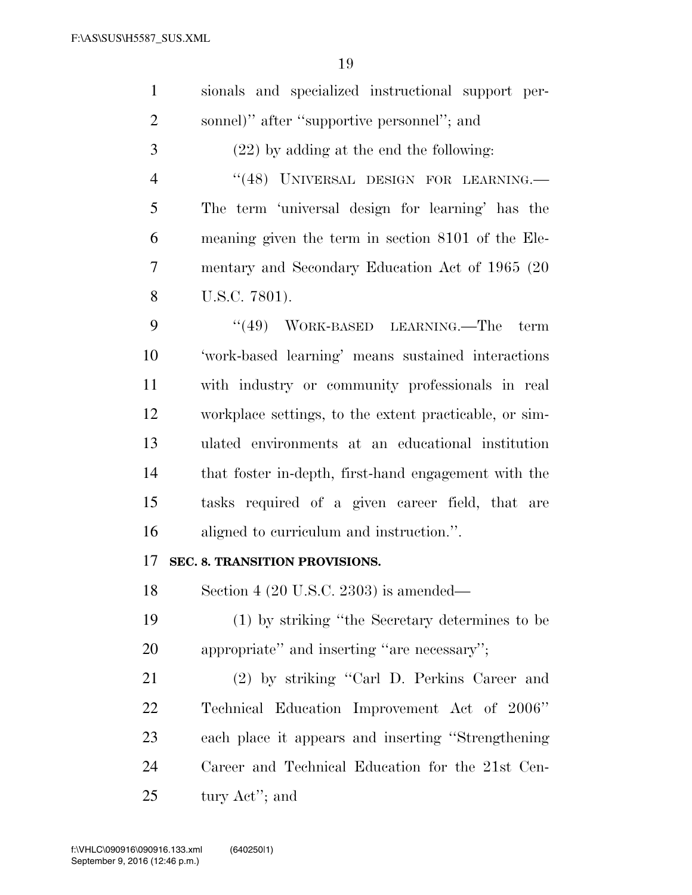sionals and specialized instructional support personnel)'' after ''supportive personnel''; and

(22) by adding at the end the following:

''(48) UNIVERSAL DESIGN FOR LEARNING.—The term 'universal design for learning' has the meaning given the term in section 8101 of the Elementary and Secondary Education Act of 1965 (20 U.S.C. 7801).

''(49) WORK-BASED LEARNING.—The term 'work-based learning' means sustained interactions with industry or community professionals in real workplace settings, to the extent practicable, or simulated environments at an educational institution that foster in-depth, first-hand engagement with the tasks required of a given career field, that are aligned to curriculum and instruction.''.

**SEC. 8. TRANSITION PROVISIONS.**

Section 4 (20 U.S.C. 2303) is amended—

(1) by striking ''the Secretary determines to be appropriate'' and inserting ''are necessary'';

(2) by striking ''Carl D. Perkins Career and Technical Education Improvement Act of 2006'' each place it appears and inserting ''Strengthening Career and Technical Education for the 21st Century Act''; and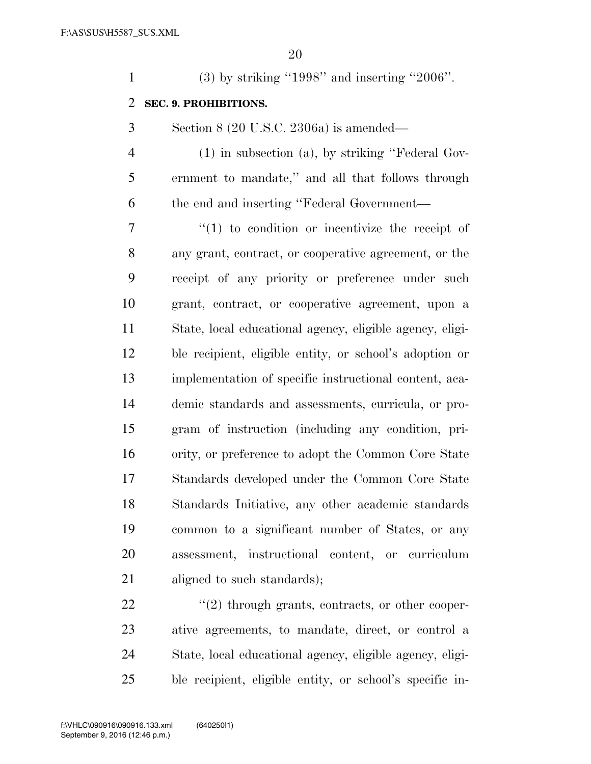(3) by striking "1998" and inserting "2006".

**SEC. 9. PROHIBITIONS.**

Section 8 (20 U.S.C. 2306a) is amended—

(1) in subsection (a), by striking "Federal Government to mandate," and all that follows through the end and inserting "Federal Government—

"(1) to condition or incentivize the receipt of any grant, contract, or cooperative agreement, or the receipt of any priority or preference under such grant, contract, or cooperative agreement, upon a State, local educational agency, eligible agency, eligible recipient, eligible entity, or school's adoption or implementation of specific instructional content, academic standards and assessments, curricula, or program of instruction (including any condition, priority, or preference to adopt the Common Core State Standards developed under the Common Core State Standards Initiative, any other academic standards common to a significant number of States, or any assessment, instructional content, or curriculum aligned to such standards);

"(2) through grants, contracts, or other cooperative agreements, to mandate, direct, or control a State, local educational agency, eligible agency, eligible recipient, eligible entity, or school's specific in-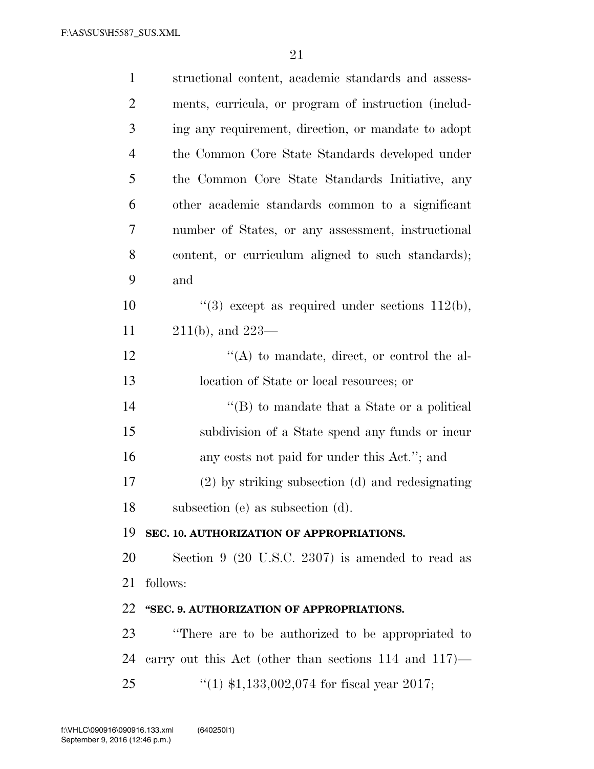structional content, academic standards and assessments, curricula, or program of instruction (including any requirement, direction, or mandate to adopt the Common Core State Standards developed under the Common Core State Standards Initiative, any other academic standards common to a significant number of States, or any assessment, instructional content, or curriculum aligned to such standards); and

"(3) except as required under sections 112(b), 211(b), and 223—

"(A) to mandate, direct, or control the allocation of State or local resources; or

"(B) to mandate that a State or a political subdivision of a State spend any funds or incur any costs not paid for under this Act."; and

(2) by striking subsection (d) and redesignating subsection (e) as subsection (d).

**SEC. 10. AUTHORIZATION OF APPROPRIATIONS.**

Section 9 (20 U.S.C. 2307) is amended to read as follows:

**"SEC. 9. AUTHORIZATION OF APPROPRIATIONS.**

"There are to be authorized to be appropriated to carry out this Act (other than sections 114 and 117)—

"(1) $1,133,002,074 for fiscal year 2017;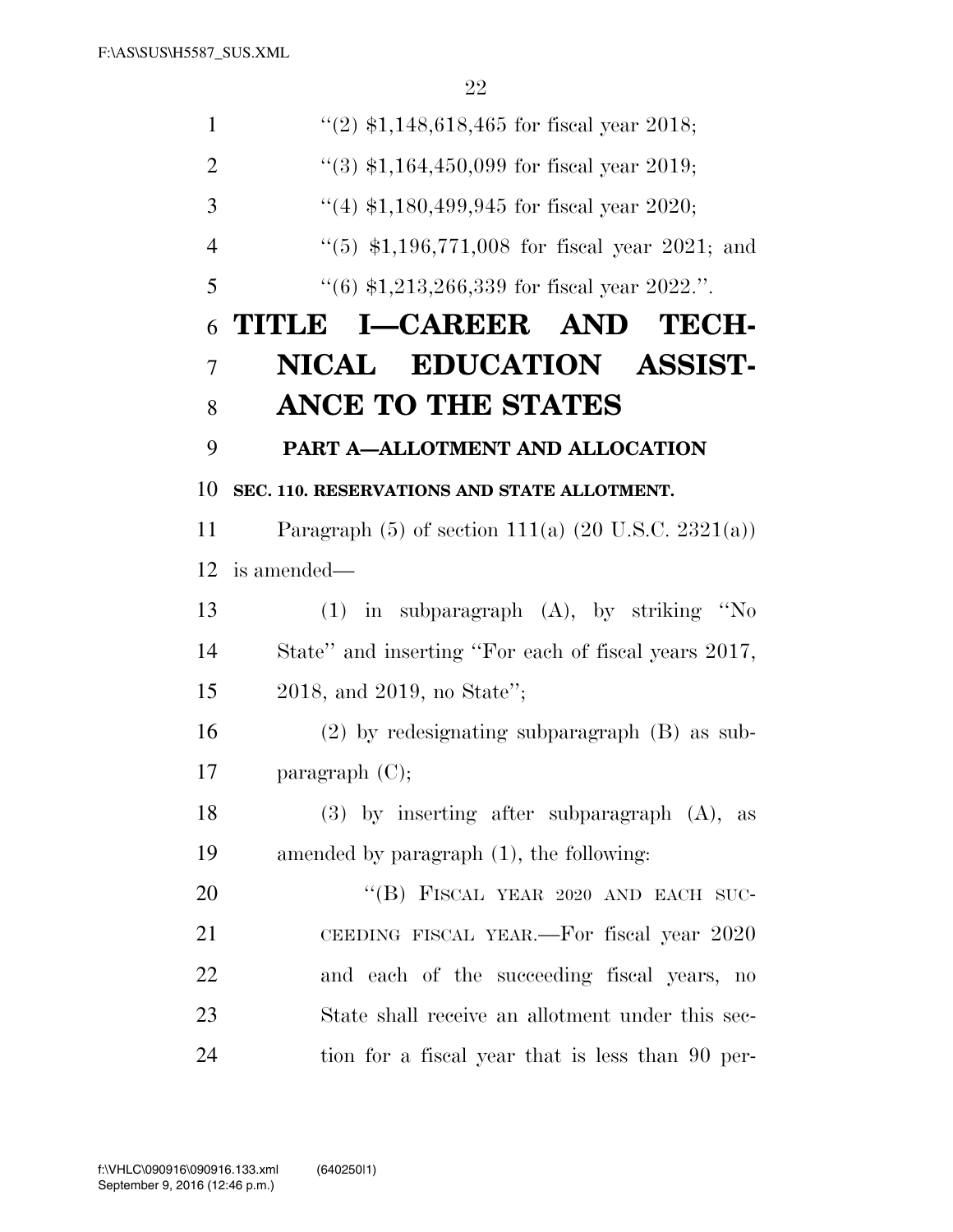''(2) $1,148,618,465 for fiscal year 2018;

''(3) $1,164,450,099 for fiscal year 2019;

''(4) $1,180,499,945 for fiscal year 2020;

''(5) $1,196,771,008 for fiscal year 2021; and

''(6) $1,213,266,339 for fiscal year 2022.''.

# TITLE I—CAREER AND TECHNICAL EDUCATION ASSISTANCE TO THE STATES

## PART A—ALLOTMENT AND ALLOCATION

### SEC. 110. RESERVATIONS AND STATE ALLOTMENT.

Paragraph (5) of section 111(a) (20 U.S.C. 2321(a)) is amended—

(1) in subparagraph (A), by striking ''No State'' and inserting ''For each of fiscal years 2017, 2018, and 2019, no State'';

(2) by redesignating subparagraph (B) as subparagraph (C);

(3) by inserting after subparagraph (A), as amended by paragraph (1), the following:

''(B) FISCAL YEAR 2020 AND EACH SUCCEEDING FISCAL YEAR.—For fiscal year 2020 and each of the succeeding fiscal years, no State shall receive an allotment under this section for a fiscal year that is less than 90 per-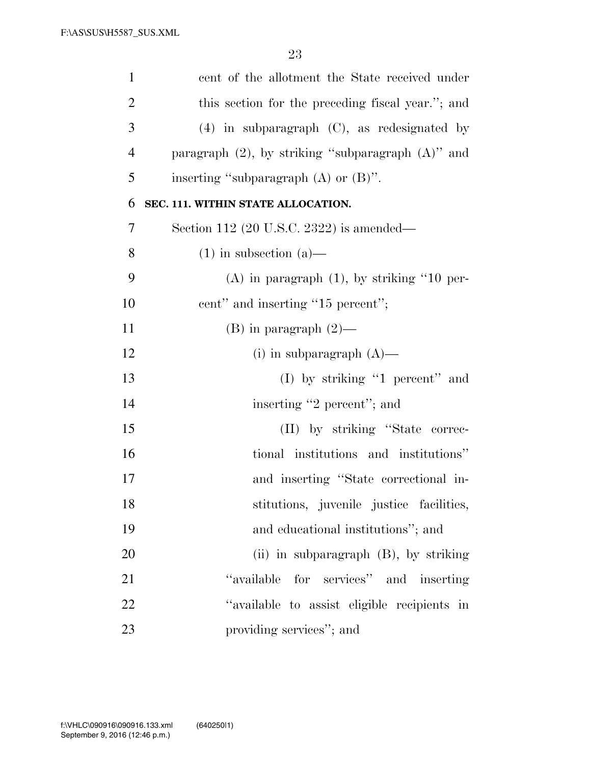cent of the allotment the State received under this section for the preceding fiscal year.''; and

(4) in subparagraph (C), as redesignated by paragraph (2), by striking ''subparagraph (A)'' and inserting ''subparagraph (A) or (B)''.

**SEC. 111. WITHIN STATE ALLOCATION.**

Section 112 (20 U.S.C. 2322) is amended—

(1) in subsection (a)—

(A) in paragraph (1), by striking ''10 percent'' and inserting ''15 percent'';

(B) in paragraph (2)—

(i) in subparagraph (A)—

(I) by striking ''1 percent'' and inserting ''2 percent''; and

(II) by striking ''State correctional institutions and institutions'' and inserting ''State correctional institutions, juvenile justice facilities, and educational institutions''; and

(ii) in subparagraph (B), by striking ''available for services'' and inserting ''available to assist eligible recipients in providing services''; and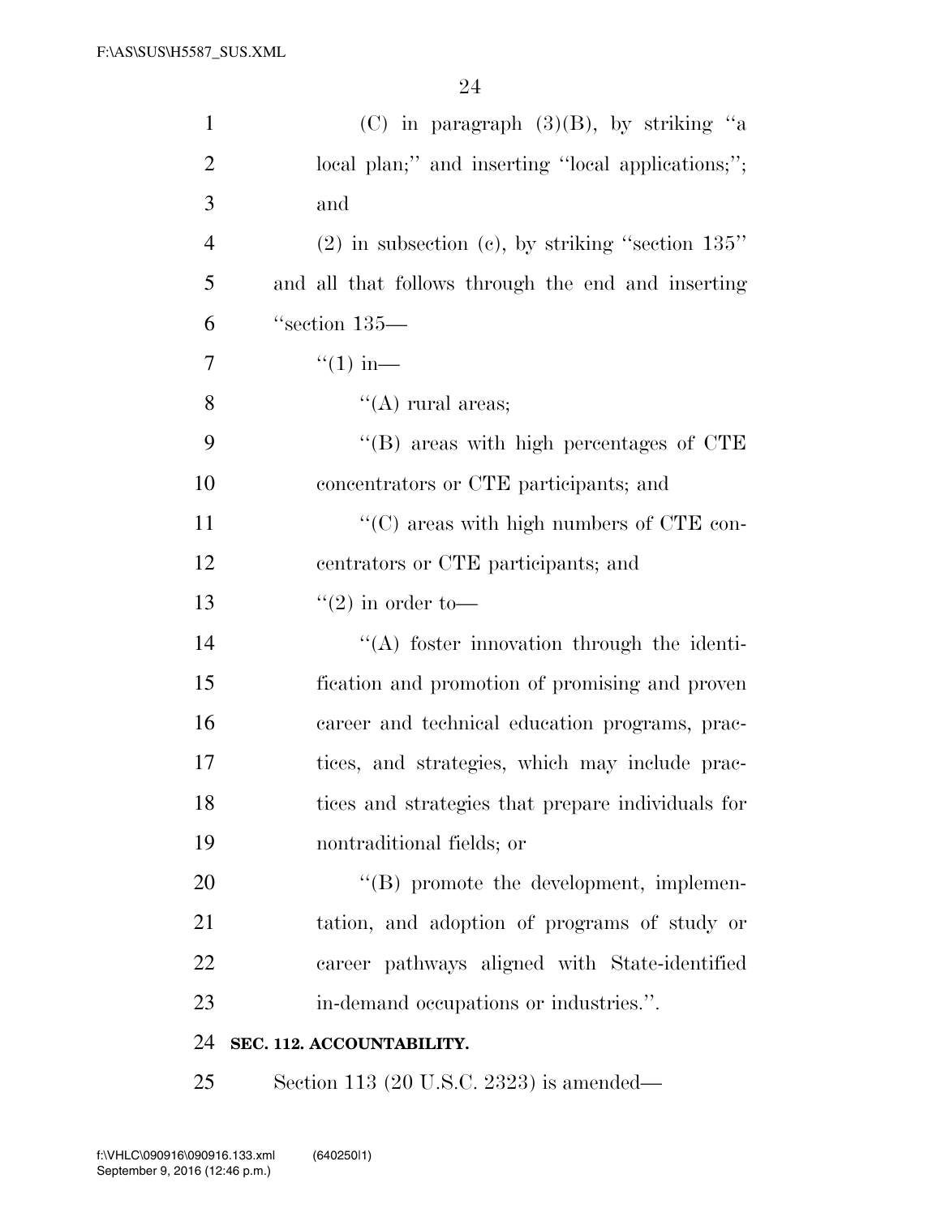(C) in paragraph (3)(B), by striking "a local plan;" and inserting "local applications;"; and

(2) in subsection (c), by striking "section 135" and all that follows through the end and inserting "section 135—

"(1) in—

"(A) rural areas;

"(B) areas with high percentages of CTE concentrators or CTE participants; and

"(C) areas with high numbers of CTE concentrators or CTE participants; and

"(2) in order to—

"(A) foster innovation through the identification and promotion of promising and proven career and technical education programs, practices, and strategies, which may include practices and strategies that prepare individuals for nontraditional fields; or

"(B) promote the development, implementation, and adoption of programs of study or career pathways aligned with State-identified in-demand occupations or industries.".

**SEC. 112. ACCOUNTABILITY.**

Section 113 (20 U.S.C. 2323) is amended—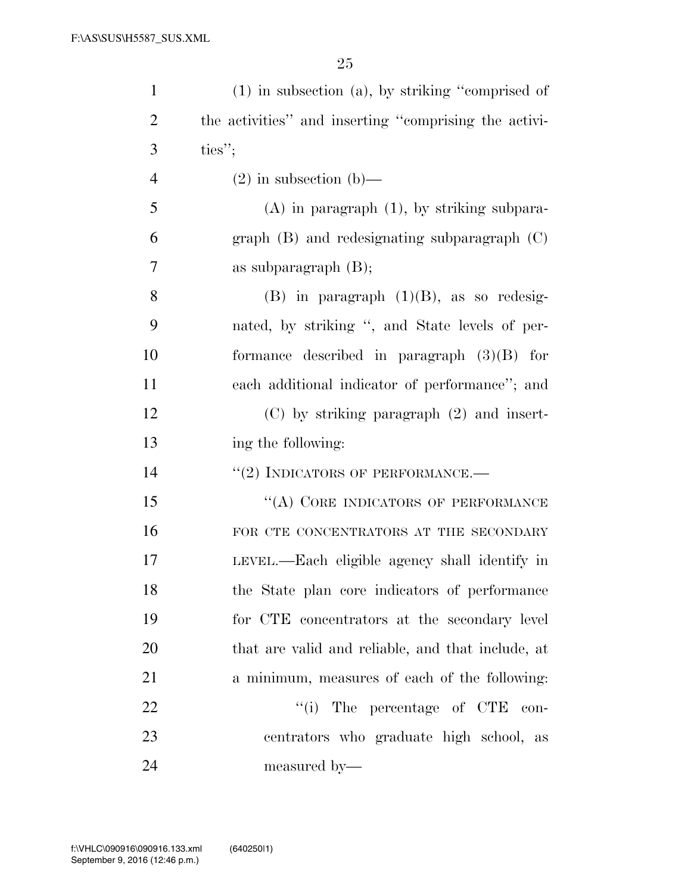(1) in subsection (a), by striking "comprised of the activities" and inserting "comprising the activities";

(2) in subsection (b)—

(A) in paragraph (1), by striking subparagraph (B) and redesignating subparagraph (C) as subparagraph (B);

(B) in paragraph (1)(B), as so redesignated, by striking ", and State levels of performance described in paragraph (3)(B) for each additional indicator of performance"; and

(C) by striking paragraph (2) and inserting the following:

"(2) INDICATORS OF PERFORMANCE.—

"(A) CORE INDICATORS OF PERFORMANCE FOR CTE CONCENTRATORS AT THE SECONDARY LEVEL.—Each eligible agency shall identify in the State plan core indicators of performance for CTE concentrators at the secondary level that are valid and reliable, and that include, at a minimum, measures of each of the following:

"(i) The percentage of CTE concentrators who graduate high school, as measured by—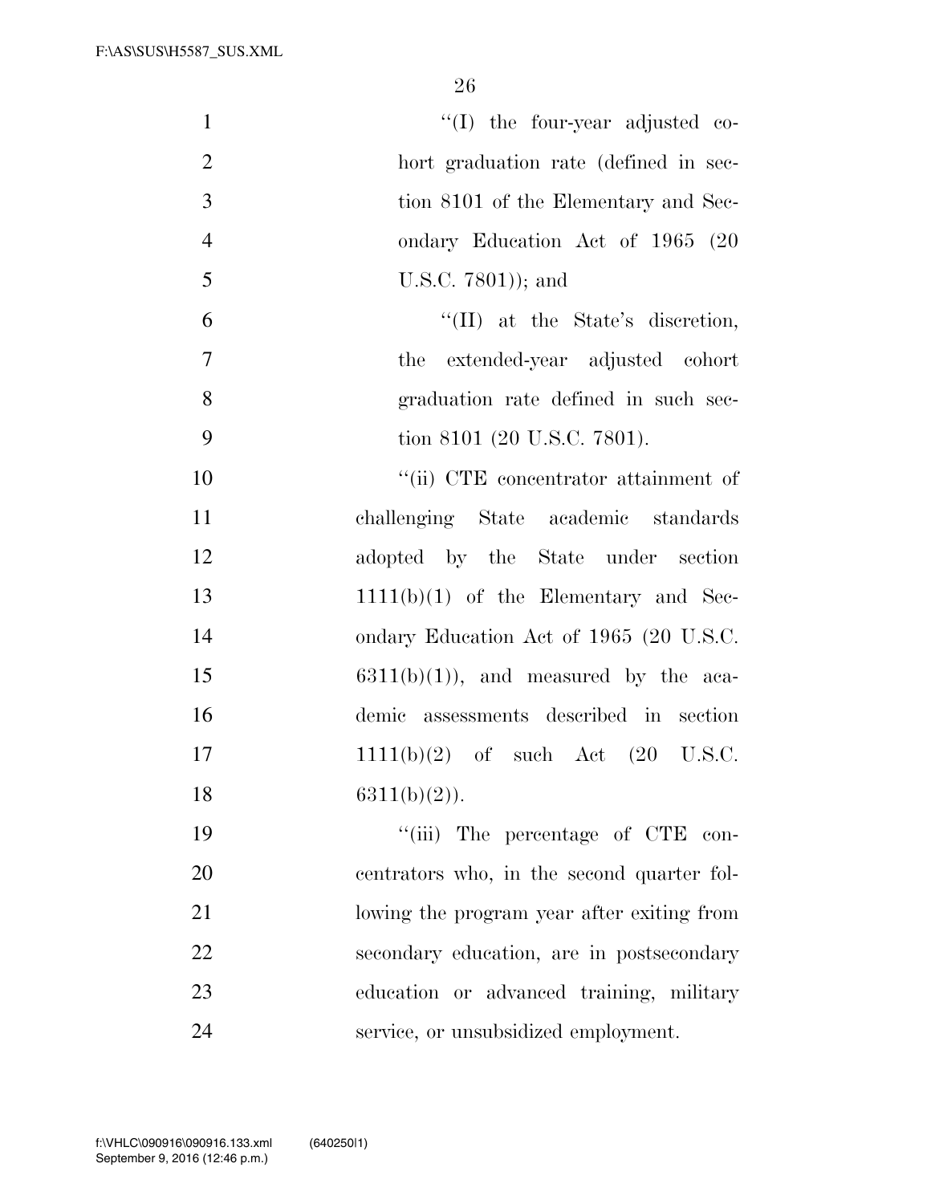"(I) the four-year adjusted cohort graduation rate (defined in section 8101 of the Elementary and Secondary Education Act of 1965 (20 U.S.C. 7801)); and

"(II) at the State's discretion, the extended-year adjusted cohort graduation rate defined in such section 8101 (20 U.S.C. 7801).

"(ii) CTE concentrator attainment of challenging State academic standards adopted by the State under section 1111(b)(1) of the Elementary and Secondary Education Act of 1965 (20 U.S.C. 6311(b)(1)), and measured by the academic assessments described in section 1111(b)(2) of such Act (20 U.S.C. 6311(b)(2)).

"(iii) The percentage of CTE concentrators who, in the second quarter following the program year after exiting from secondary education, are in postsecondary education or advanced training, military service, or unsubsidized employment.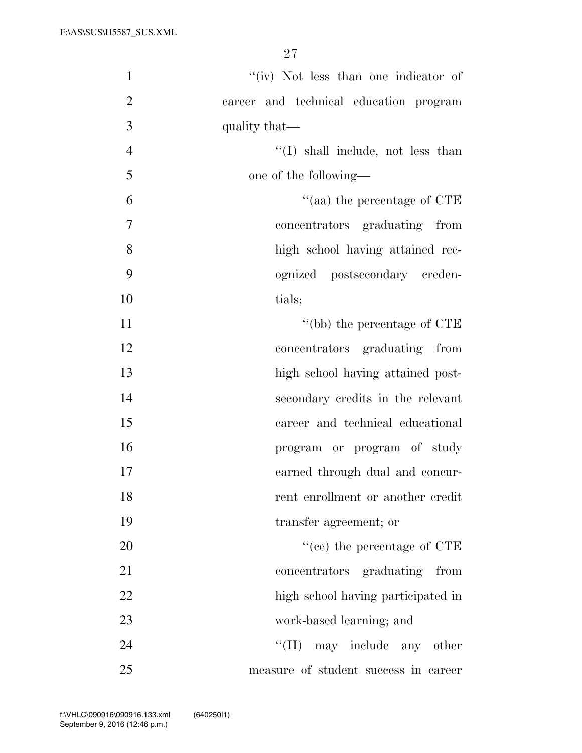''(iv) Not less than one indicator of career and technical education program quality that—

''(I) shall include, not less than one of the following—

''(aa) the percentage of CTE concentrators graduating from high school having attained recognized postsecondary credentials;

''(bb) the percentage of CTE concentrators graduating from high school having attained postsecondary credits in the relevant career and technical educational program or program of study earned through dual and concurrent enrollment or another credit transfer agreement; or

''(cc) the percentage of CTE concentrators graduating from high school having participated in work-based learning; and

''(II) may include any other measure of student success in career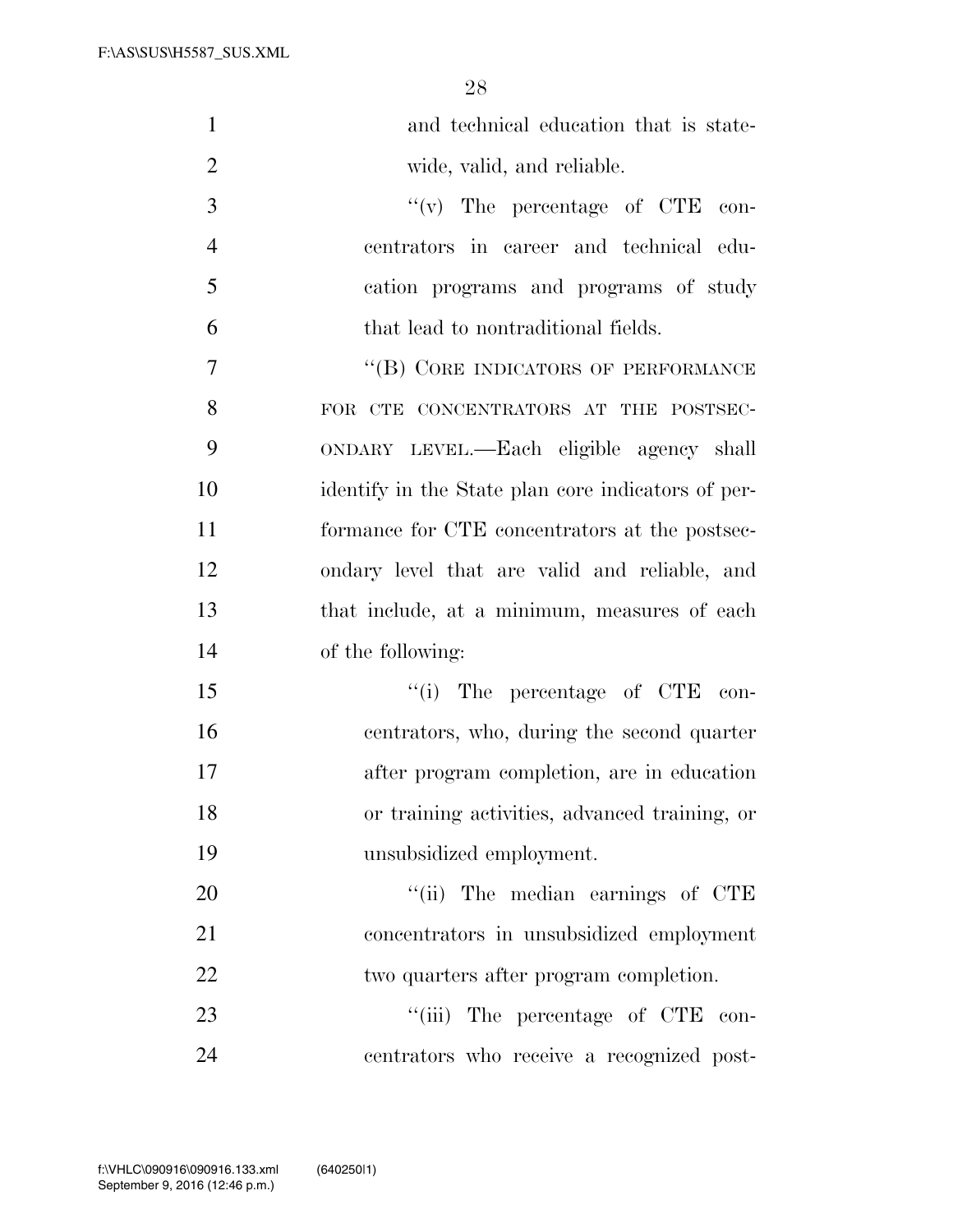and technical education that is statewide, valid, and reliable.

"(v) The percentage of CTE concentrators in career and technical education programs and programs of study that lead to nontraditional fields.

"(B) CORE INDICATORS OF PERFORMANCE FOR CTE CONCENTRATORS AT THE POSTSECONDARY LEVEL.—Each eligible agency shall identify in the State plan core indicators of performance for CTE concentrators at the postsecondary level that are valid and reliable, and that include, at a minimum, measures of each of the following:

"(i) The percentage of CTE concentrators, who, during the second quarter after program completion, are in education or training activities, advanced training, or unsubsidized employment.

"(ii) The median earnings of CTE concentrators in unsubsidized employment two quarters after program completion.

"(iii) The percentage of CTE concentrators who receive a recognized post-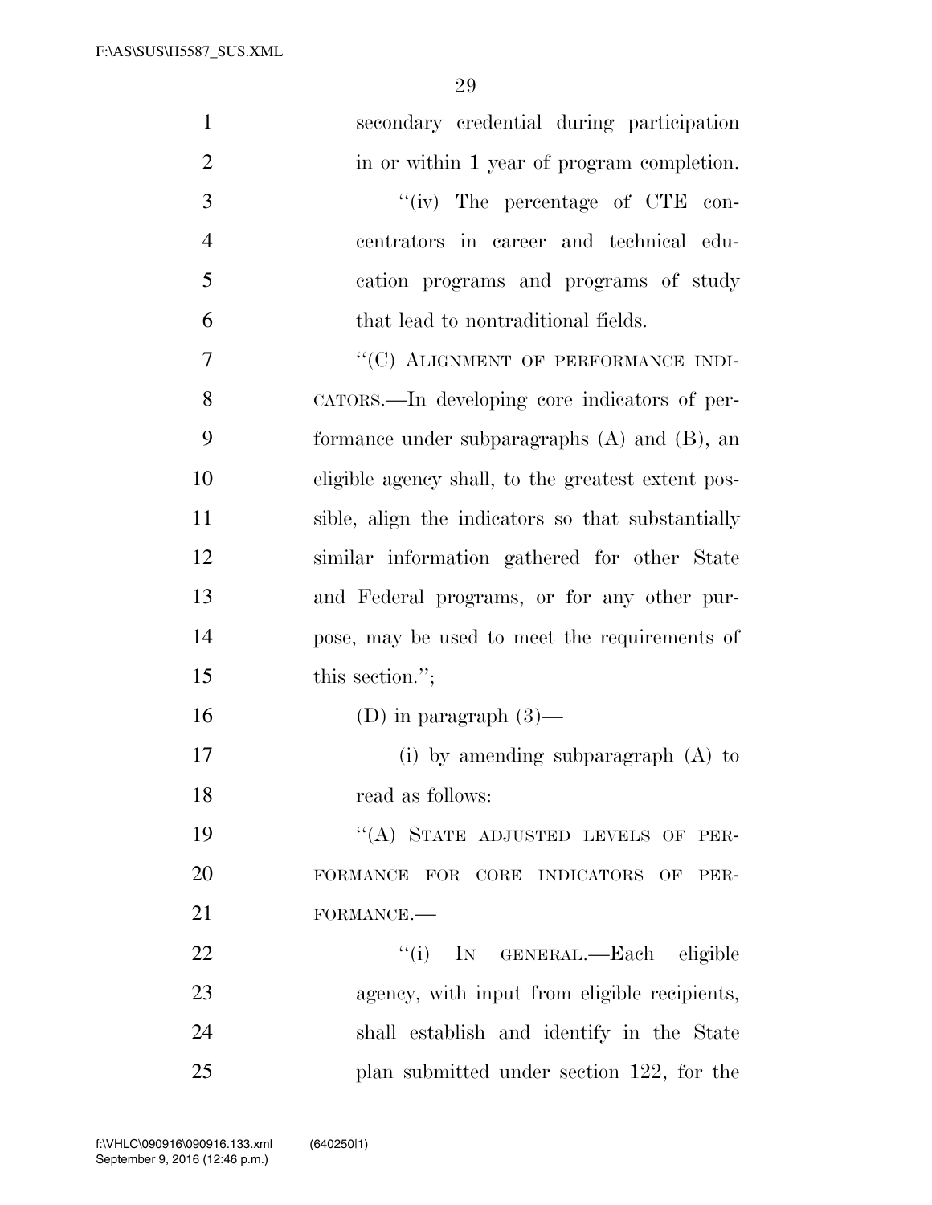secondary credential during participation in or within 1 year of program completion.

"(iv) The percentage of CTE concentrators in career and technical education programs and programs of study that lead to nontraditional fields.

"(C) ALIGNMENT OF PERFORMANCE INDICATORS.—In developing core indicators of performance under subparagraphs (A) and (B), an eligible agency shall, to the greatest extent possible, align the indicators so that substantially similar information gathered for other State and Federal programs, or for any other purpose, may be used to meet the requirements of this section.";

(D) in paragraph (3)—

(i) by amending subparagraph (A) to read as follows:

"(A) STATE ADJUSTED LEVELS OF PERFORMANCE FOR CORE INDICATORS OF PERFORMANCE.—

"(i) IN GENERAL.—Each eligible agency, with input from eligible recipients, shall establish and identify in the State plan submitted under section 122, for the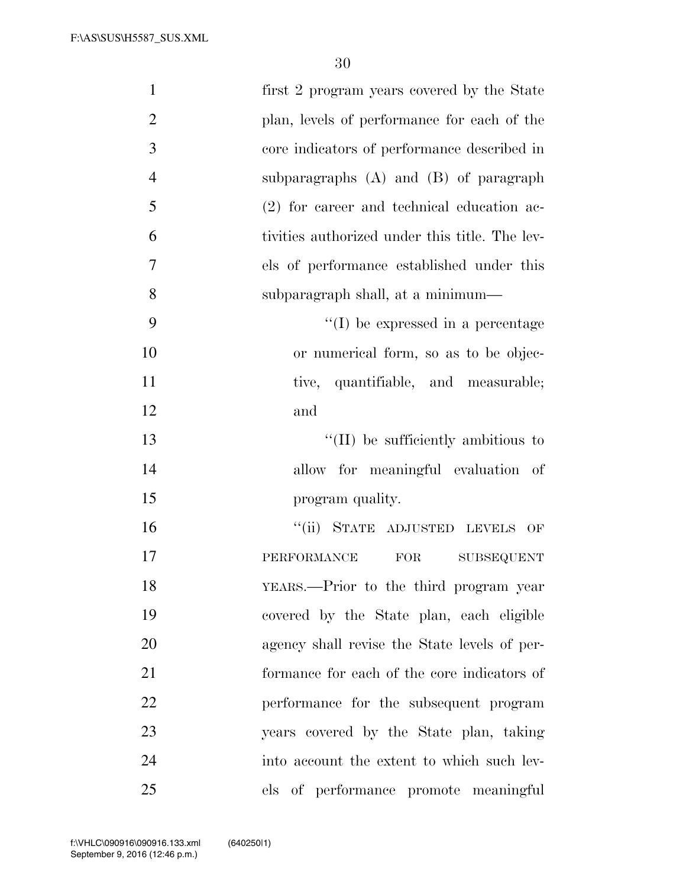first 2 program years covered by the State plan, levels of performance for each of the core indicators of performance described in subparagraphs (A) and (B) of paragraph (2) for career and technical education activities authorized under this title. The levels of performance established under this subparagraph shall, at a minimum—

''(I) be expressed in a percentage or numerical form, so as to be objective, quantifiable, and measurable; and

''(II) be sufficiently ambitious to allow for meaningful evaluation of program quality.

''(ii) STATE ADJUSTED LEVELS OF PERFORMANCE FOR SUBSEQUENT YEARS.—Prior to the third program year covered by the State plan, each eligible agency shall revise the State levels of performance for each of the core indicators of performance for the subsequent program years covered by the State plan, taking into account the extent to which such levels of performance promote meaningful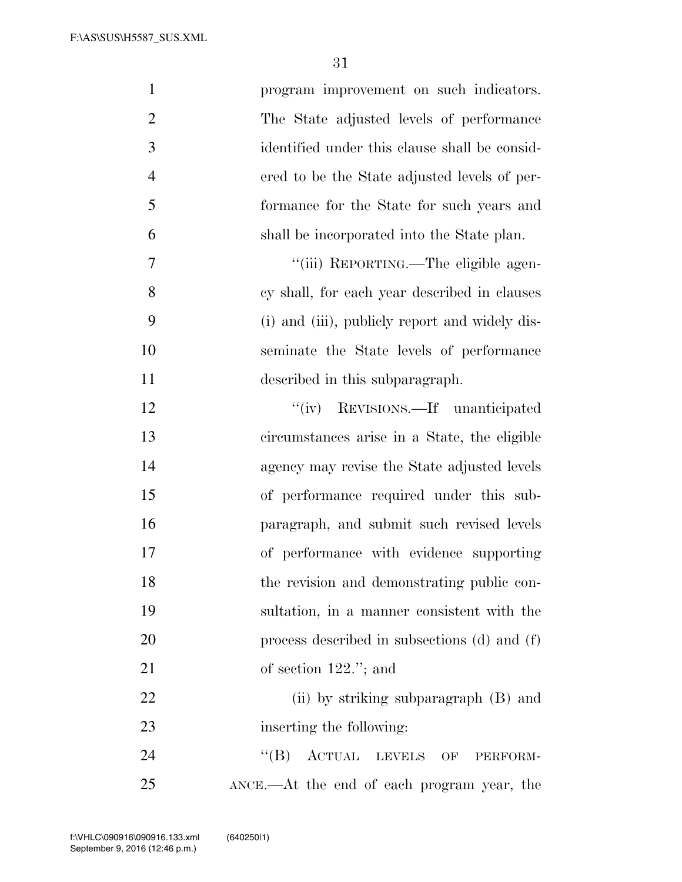program improvement on such indicators. The State adjusted levels of performance identified under this clause shall be considered to be the State adjusted levels of performance for the State for such years and shall be incorporated into the State plan.

"(iii) REPORTING.—The eligible agency shall, for each year described in clauses (i) and (iii), publicly report and widely disseminate the State levels of performance described in this subparagraph.

"(iv) REVISIONS.—If unanticipated circumstances arise in a State, the eligible agency may revise the State adjusted levels of performance required under this subparagraph, and submit such revised levels of performance with evidence supporting the revision and demonstrating public consultation, in a manner consistent with the process described in subsections (d) and (f) of section 122."; and

(ii) by striking subparagraph (B) and inserting the following:

"(B) ACTUAL LEVELS OF PERFORMANCE.—At the end of each program year, the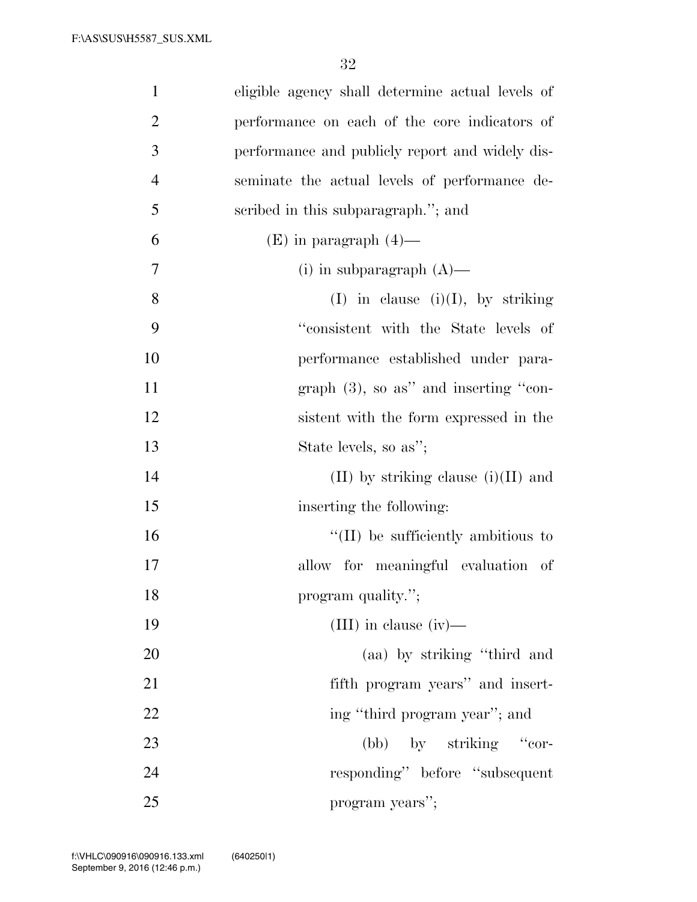eligible agency shall determine actual levels of performance on each of the core indicators of performance and publicly report and widely disseminate the actual levels of performance described in this subparagraph.''; and

(E) in paragraph (4)—

(i) in subparagraph (A)—

(I) in clause (i)(I), by striking ''consistent with the State levels of performance established under paragraph (3), so as'' and inserting ''consistent with the form expressed in the State levels, so as'';

(II) by striking clause (i)(II) and inserting the following:

''(II) be sufficiently ambitious to allow for meaningful evaluation of program quality.'';

(III) in clause (iv)—

(aa) by striking ''third and fifth program years'' and inserting ''third program year''; and

(bb) by striking ''corresponding'' before ''subsequent program years'';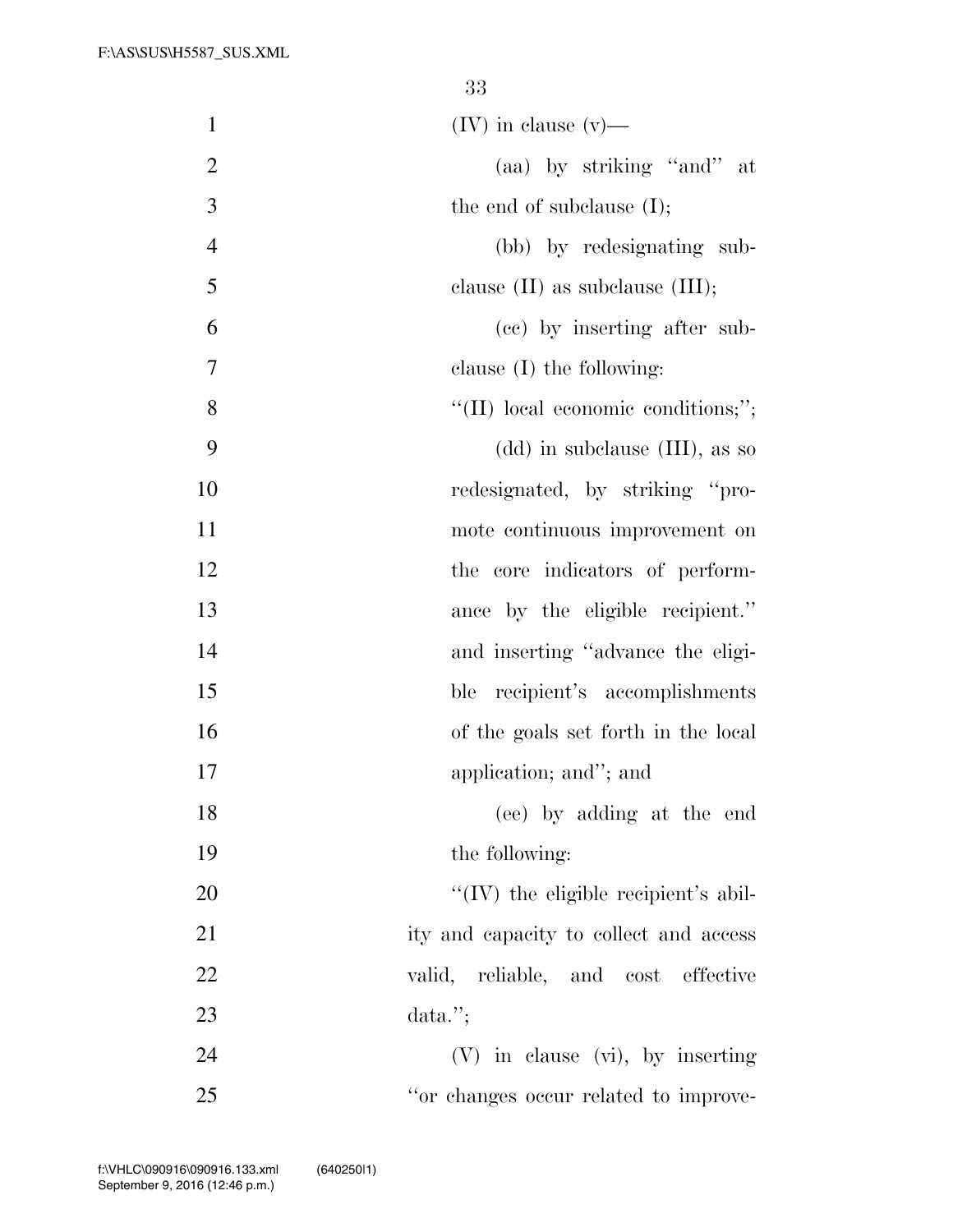(IV) in clause (v)—

(aa) by striking "and" at the end of subclause (I);

(bb) by redesignating subclause (II) as subclause (III);

(cc) by inserting after subclause (I) the following:

"(II) local economic conditions;";

(dd) in subclause (III), as so redesignated, by striking "promote continuous improvement on the core indicators of performance by the eligible recipient." and inserting "advance the eligible recipient's accomplishments of the goals set forth in the local application; and"; and

(ee) by adding at the end the following:

"(IV) the eligible recipient's ability and capacity to collect and access valid, reliable, and cost effective data.";

(V) in clause (vi), by inserting "or changes occur related to improve-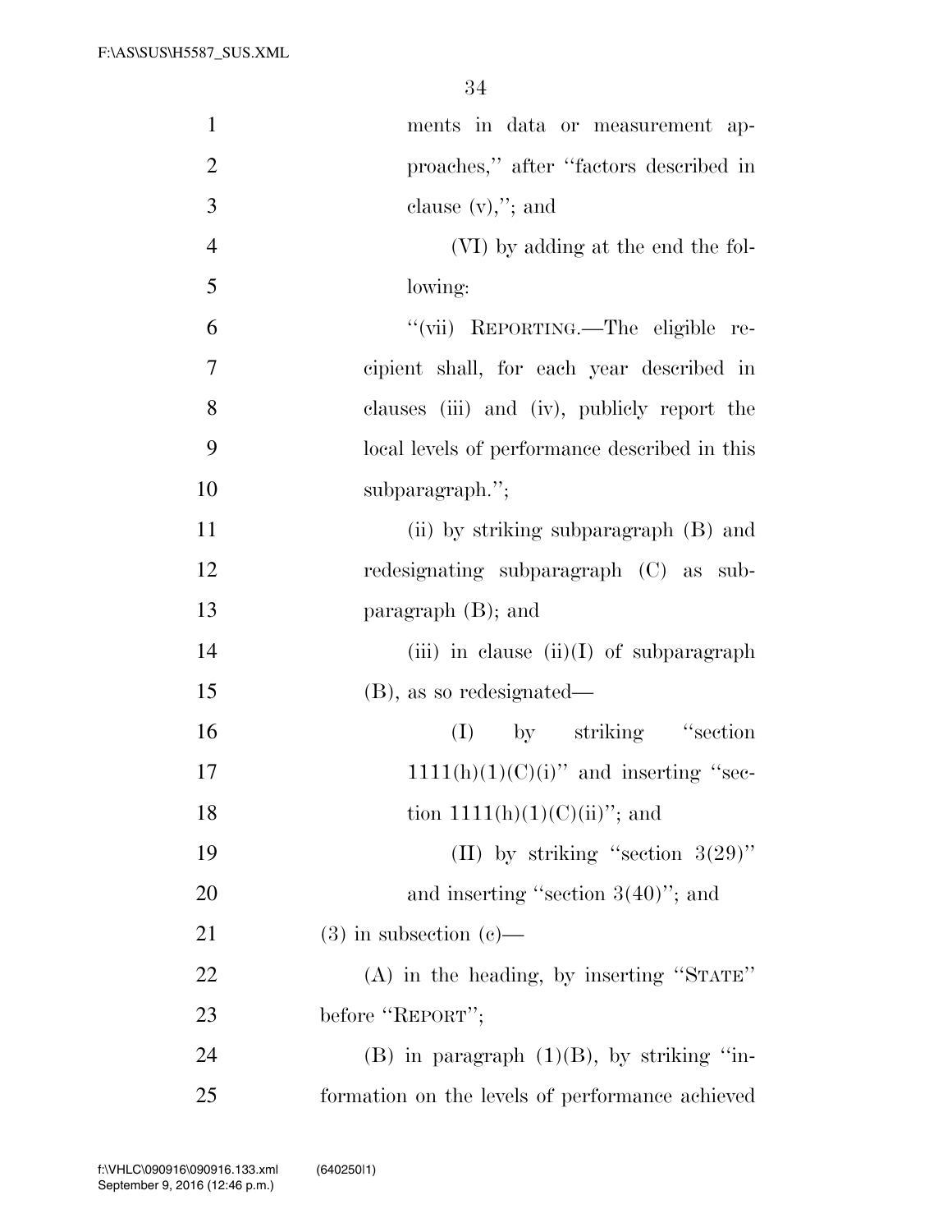ments in data or measurement approaches," after "factors described in clause (v),"; and

(VI) by adding at the end the following:

"(vii) REPORTING.—The eligible recipient shall, for each year described in clauses (iii) and (iv), publicly report the local levels of performance described in this subparagraph.";

(ii) by striking subparagraph (B) and redesignating subparagraph (C) as subparagraph (B); and

(iii) in clause (ii)(I) of subparagraph (B), as so redesignated—

(I) by striking "section 1111(h)(1)(C)(i)" and inserting "section 1111(h)(1)(C)(ii)"; and

(II) by striking "section 3(29)" and inserting "section 3(40)"; and

(3) in subsection (c)—

(A) in the heading, by inserting "STATE" before "REPORT";

(B) in paragraph (1)(B), by striking "information on the levels of performance achieved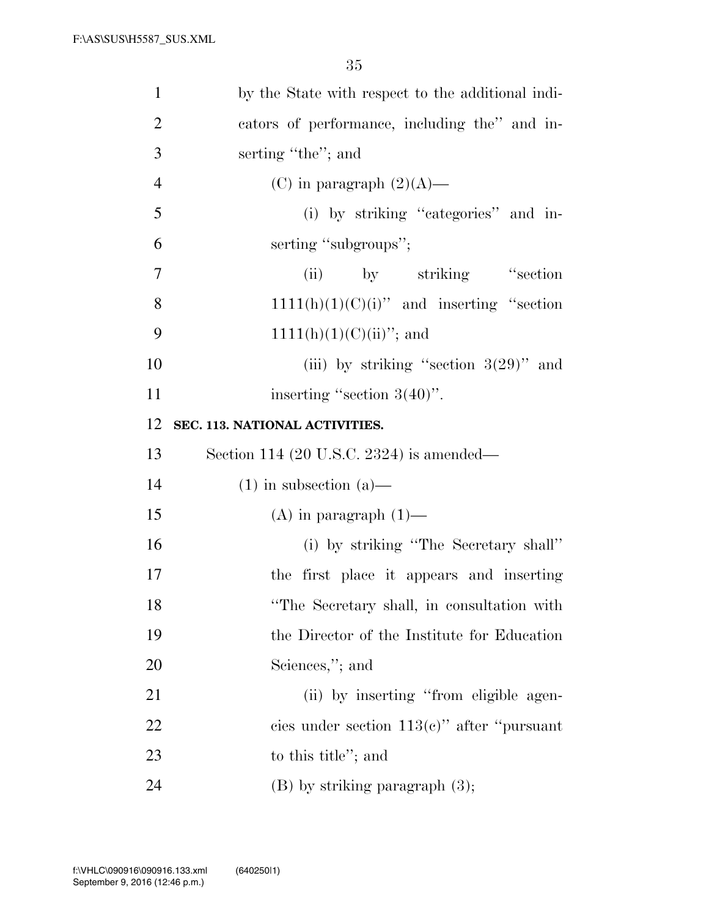by the State with respect to the additional indicators of performance, including the'' and inserting ''the''; and

(C) in paragraph (2)(A)—

(i) by striking ''categories'' and inserting ''subgroups'';

(ii) by striking ''section 1111(h)(1)(C)(i)'' and inserting ''section 1111(h)(1)(C)(ii)''; and

(iii) by striking ''section 3(29)'' and inserting ''section 3(40)''.

**SEC. 113. NATIONAL ACTIVITIES.**

Section 114 (20 U.S.C. 2324) is amended—

(1) in subsection (a)—

(A) in paragraph (1)—

(i) by striking ''The Secretary shall'' the first place it appears and inserting ''The Secretary shall, in consultation with the Director of the Institute for Education Sciences,''; and

(ii) by inserting ''from eligible agencies under section 113(c)'' after ''pursuant to this title''; and

(B) by striking paragraph (3);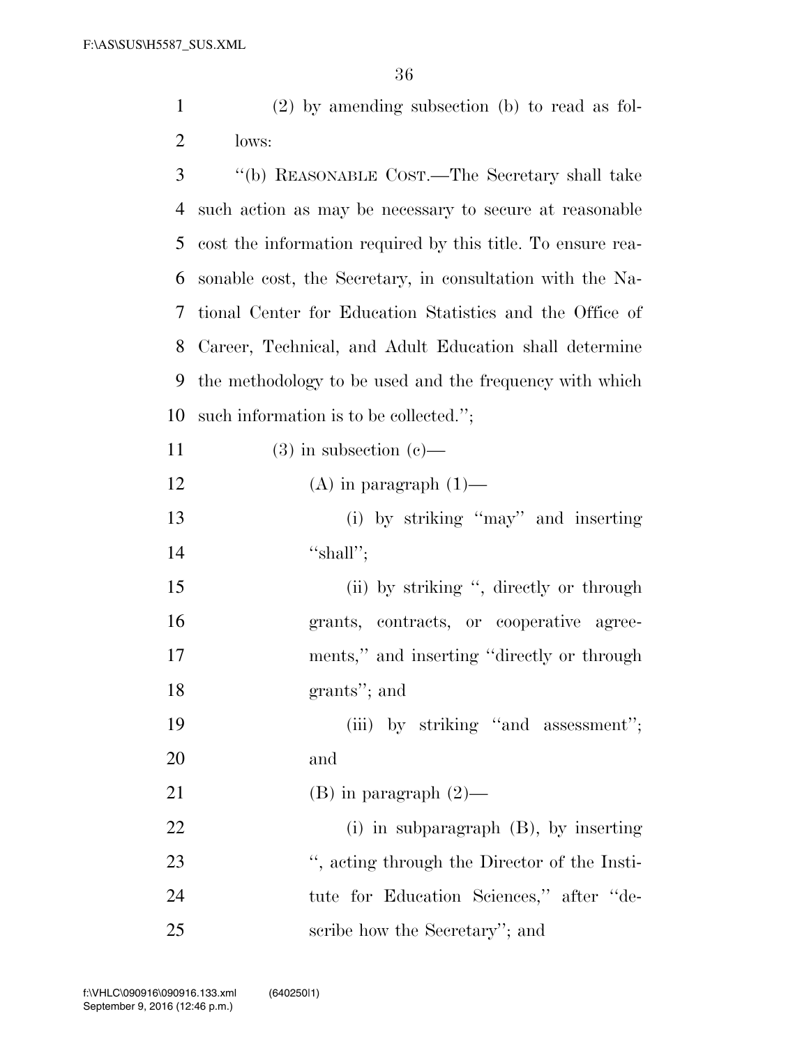(2) by amending subsection (b) to read as follows:

"(b) REASONABLE COST.—The Secretary shall take such action as may be necessary to secure at reasonable cost the information required by this title. To ensure reasonable cost, the Secretary, in consultation with the National Center for Education Statistics and the Office of Career, Technical, and Adult Education shall determine the methodology to be used and the frequency with which such information is to be collected.";

(3) in subsection (c)—

(A) in paragraph (1)—

(i) by striking "may" and inserting "shall";

(ii) by striking ", directly or through grants, contracts, or cooperative agreements," and inserting "directly or through grants"; and

(iii) by striking "and assessment"; and

(B) in paragraph (2)—

(i) in subparagraph (B), by inserting ", acting through the Director of the Institute for Education Sciences," after "describe how the Secretary"; and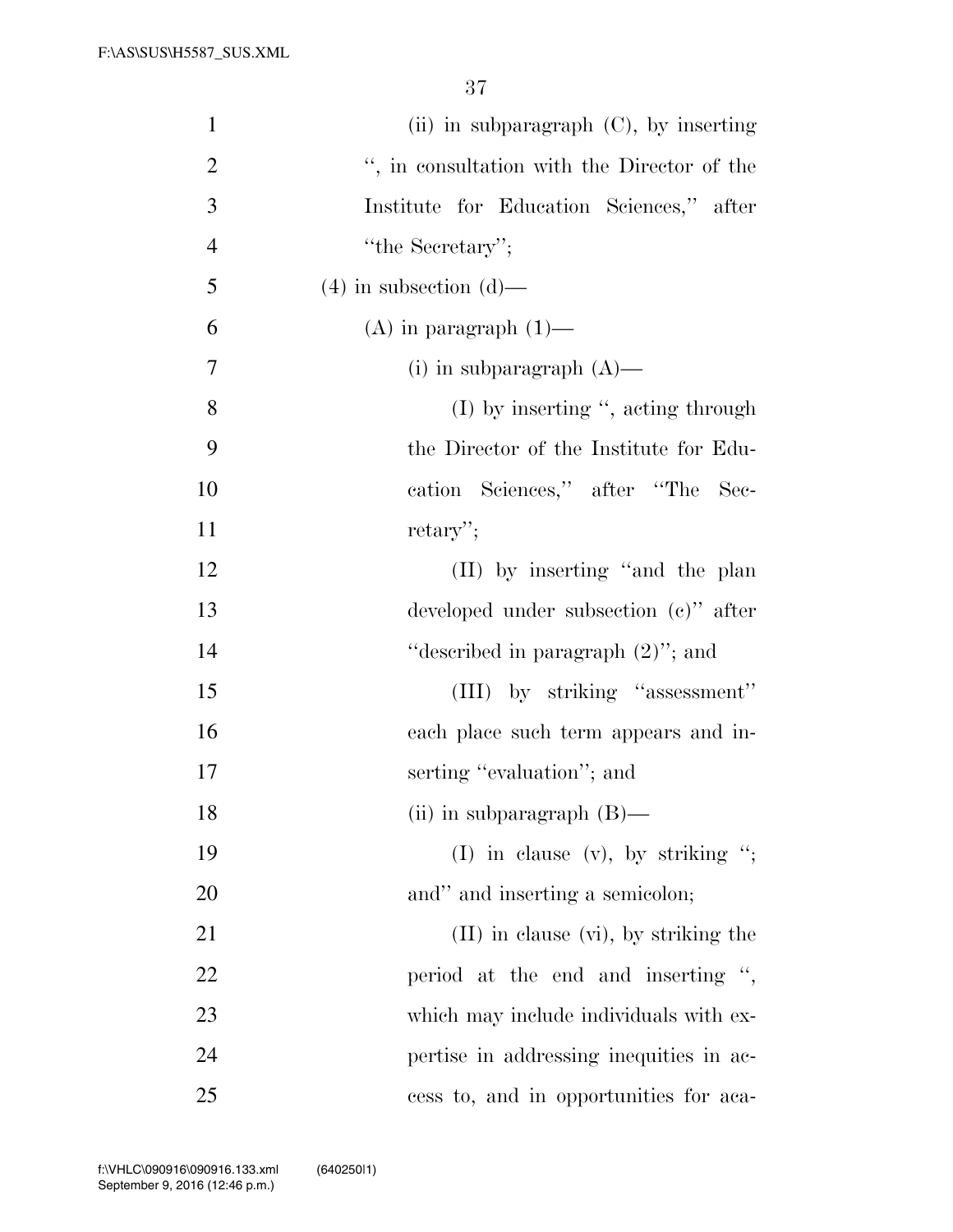(ii) in subparagraph (C), by inserting ", in consultation with the Director of the Institute for Education Sciences," after "the Secretary";

(4) in subsection (d)—

(A) in paragraph (1)—

(i) in subparagraph (A)—

(I) by inserting ", acting through the Director of the Institute for Education Sciences," after "The Secretary";

(II) by inserting "and the plan developed under subsection (c)" after "described in paragraph (2)"; and

(III) by striking "assessment" each place such term appears and inserting "evaluation"; and

(ii) in subparagraph (B)—

(I) in clause (v), by striking "; and" and inserting a semicolon;

(II) in clause (vi), by striking the period at the end and inserting ", which may include individuals with expertise in addressing inequities in access to, and in opportunities for aca-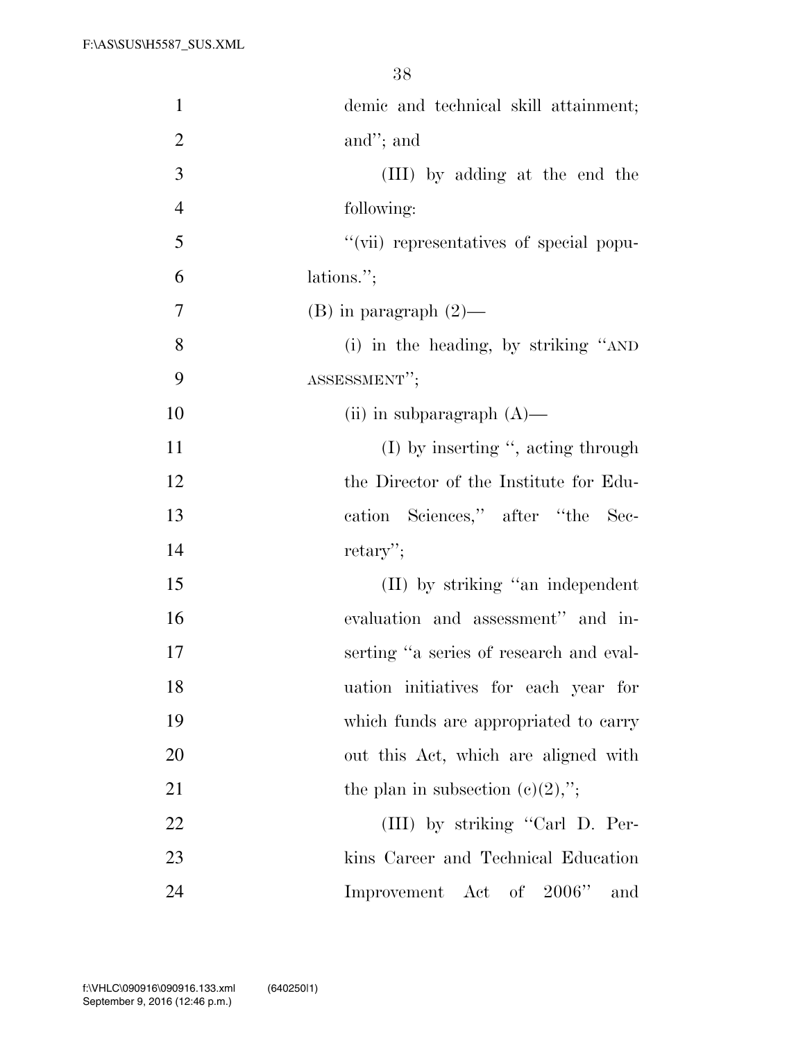demic and technical skill attainment; and''; and

(III) by adding at the end the following:

''(vii) representatives of special populations.'';

(B) in paragraph (2)—

(i) in the heading, by striking ''AND ASSESSMENT'';

(ii) in subparagraph (A)—

(I) by inserting '', acting through the Director of the Institute for Education Sciences,'' after ''the Secretary'';

(II) by striking ''an independent evaluation and assessment'' and inserting ''a series of research and evaluation initiatives for each year for which funds are appropriated to carry out this Act, which are aligned with the plan in subsection (c)(2),'';

(III) by striking ''Carl D. Perkins Career and Technical Education Improvement Act of 2006'' and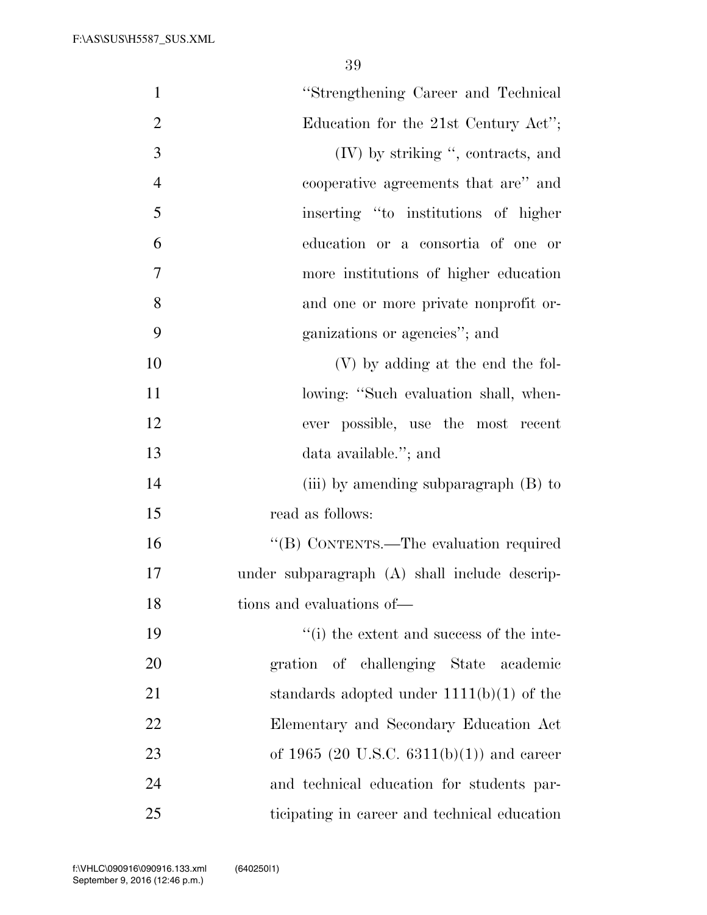"Strengthening Career and Technical Education for the 21st Century Act";

(IV) by striking ", contracts, and cooperative agreements that are" and inserting "to institutions of higher education or a consortia of one or more institutions of higher education and one or more private nonprofit organizations or agencies"; and

(V) by adding at the end the following: "Such evaluation shall, whenever possible, use the most recent data available."; and

(iii) by amending subparagraph (B) to read as follows:

"(B) CONTENTS.—The evaluation required under subparagraph (A) shall include descriptions and evaluations of—

"(i) the extent and success of the integration of challenging State academic standards adopted under 1111(b)(1) of the Elementary and Secondary Education Act of 1965 (20 U.S.C. 6311(b)(1)) and career and technical education for students participating in career and technical education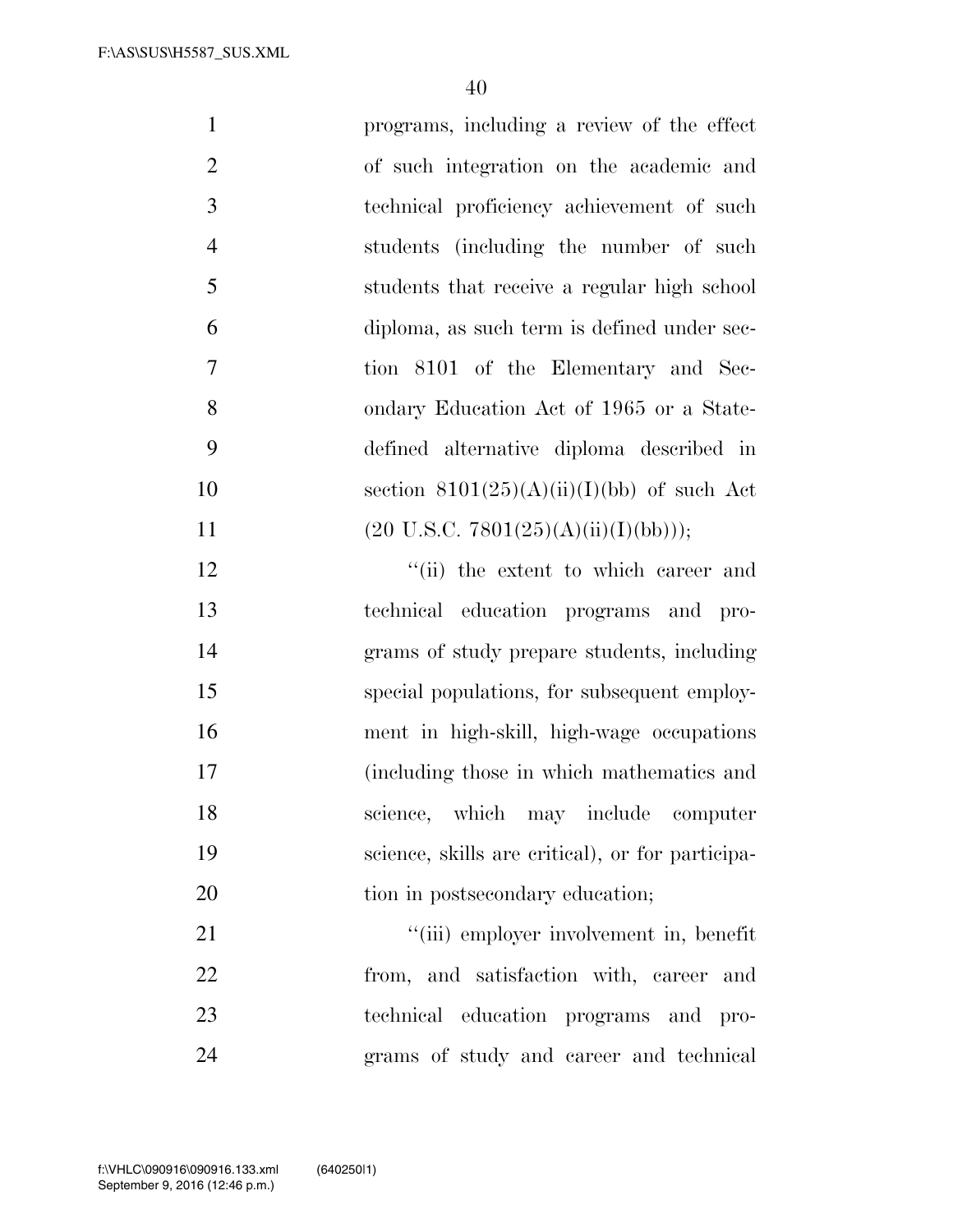programs, including a review of the effect of such integration on the academic and technical proficiency achievement of such students (including the number of such students that receive a regular high school diploma, as such term is defined under section 8101 of the Elementary and Secondary Education Act of 1965 or a State-defined alternative diploma described in section 8101(25)(A)(ii)(I)(bb) of such Act (20 U.S.C. 7801(25)(A)(ii)(I)(bb)));

''(ii) the extent to which career and technical education programs and programs of study prepare students, including special populations, for subsequent employment in high-skill, high-wage occupations (including those in which mathematics and science, which may include computer science, skills are critical), or for participation in postsecondary education;

''(iii) employer involvement in, benefit from, and satisfaction with, career and technical education programs and programs of study and career and technical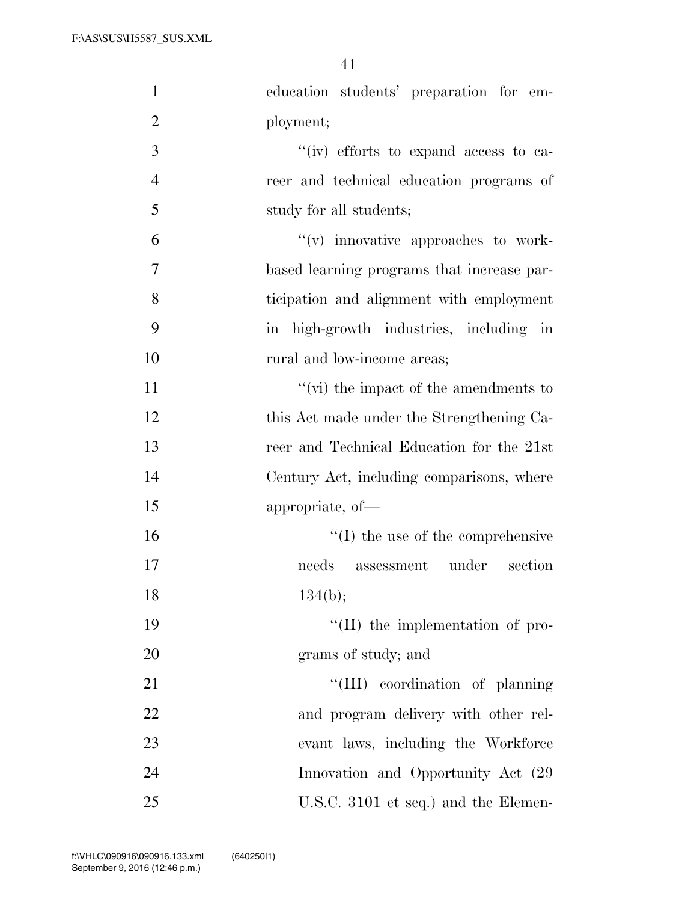education students' preparation for employment;

''(iv) efforts to expand access to career and technical education programs of study for all students;

''(v) innovative approaches to work-based learning programs that increase participation and alignment with employment in high-growth industries, including in rural and low-income areas;

''(vi) the impact of the amendments to this Act made under the Strengthening Career and Technical Education for the 21st Century Act, including comparisons, where appropriate, of—

''(I) the use of the comprehensive needs assessment under section 134(b);

''(II) the implementation of programs of study; and

''(III) coordination of planning and program delivery with other relevant laws, including the Workforce Innovation and Opportunity Act (29 U.S.C. 3101 et seq.) and the Elemen-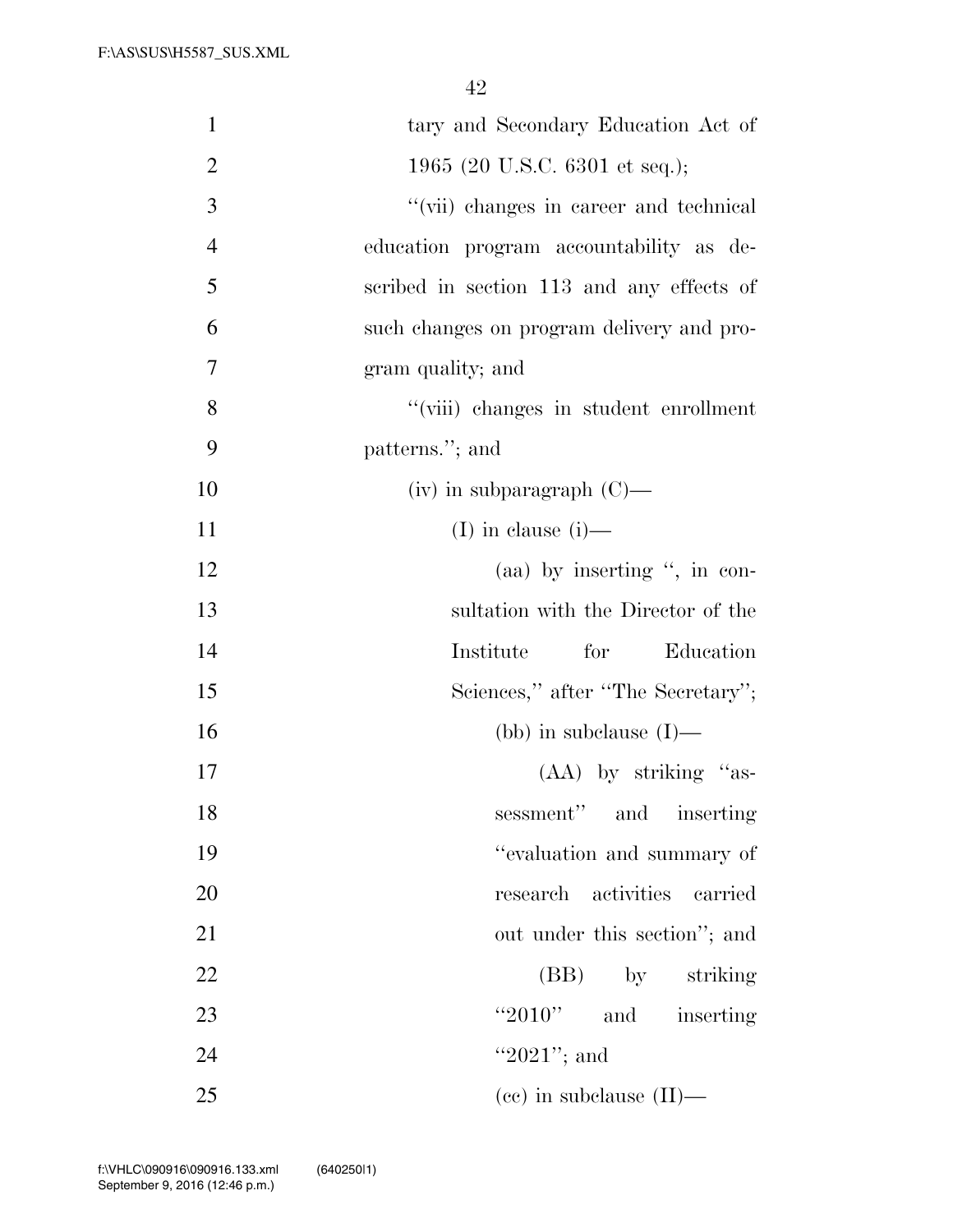tary and Secondary Education Act of 1965 (20 U.S.C. 6301 et seq.);

"(vii) changes in career and technical education program accountability as described in section 113 and any effects of such changes on program delivery and program quality; and

"(viii) changes in student enrollment patterns."; and

(iv) in subparagraph (C)—

(I) in clause (i)—

(aa) by inserting ", in consultation with the Director of the Institute for Education Sciences," after "The Secretary";

(bb) in subclause (I)—

(AA) by striking "assessment" and inserting "evaluation and summary of research activities carried out under this section"; and

(BB) by striking "2010" and inserting "2021"; and

(cc) in subclause (II)—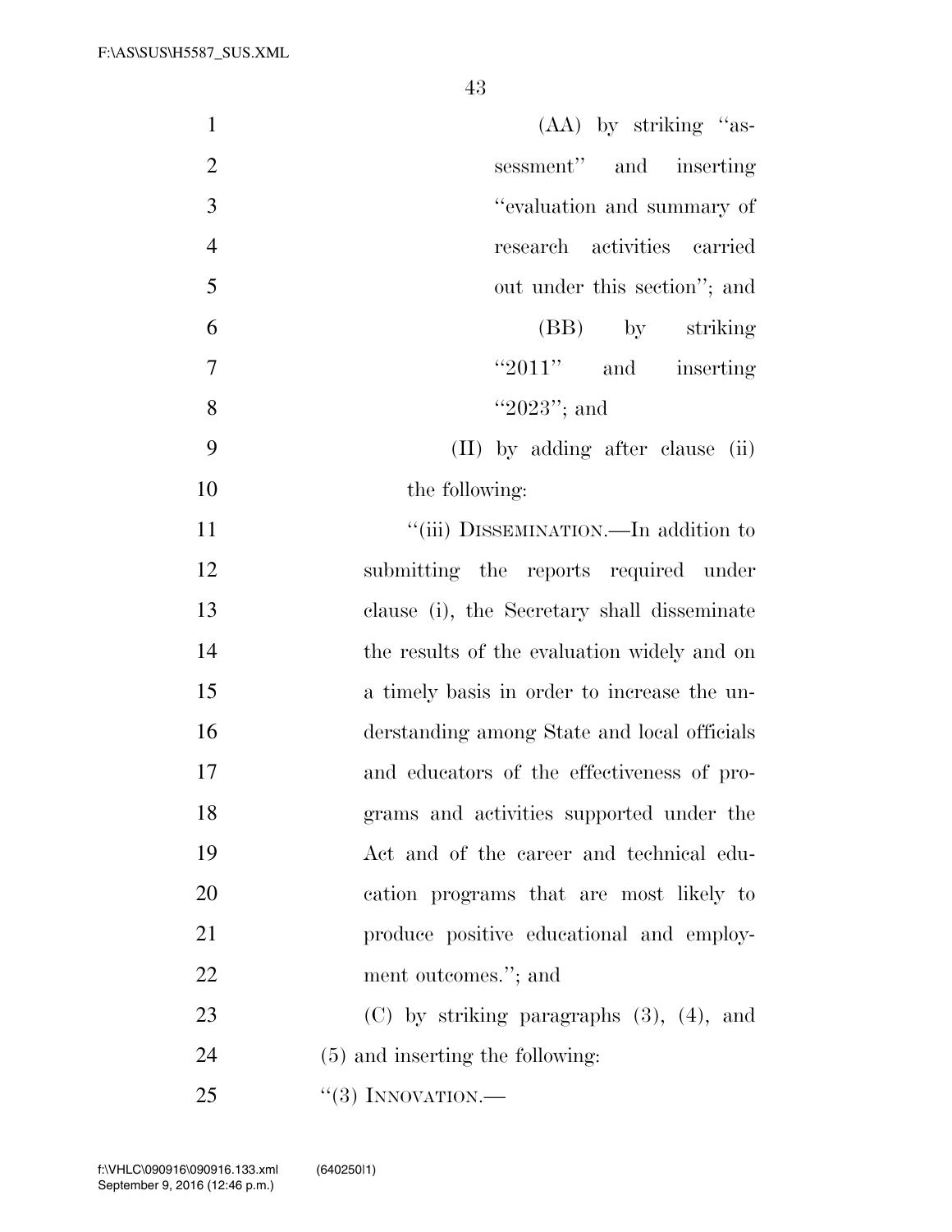(AA) by striking "assessment" and inserting "evaluation and summary of research activities carried out under this section"; and

(BB) by striking "2011" and inserting "2023"; and

(II) by adding after clause (ii) the following:

"(iii) DISSEMINATION.—In addition to submitting the reports required under clause (i), the Secretary shall disseminate the results of the evaluation widely and on a timely basis in order to increase the understanding among State and local officials and educators of the effectiveness of programs and activities supported under the Act and of the career and technical education programs that are most likely to produce positive educational and employment outcomes."; and

(C) by striking paragraphs (3), (4), and (5) and inserting the following:

"(3) INNOVATION.—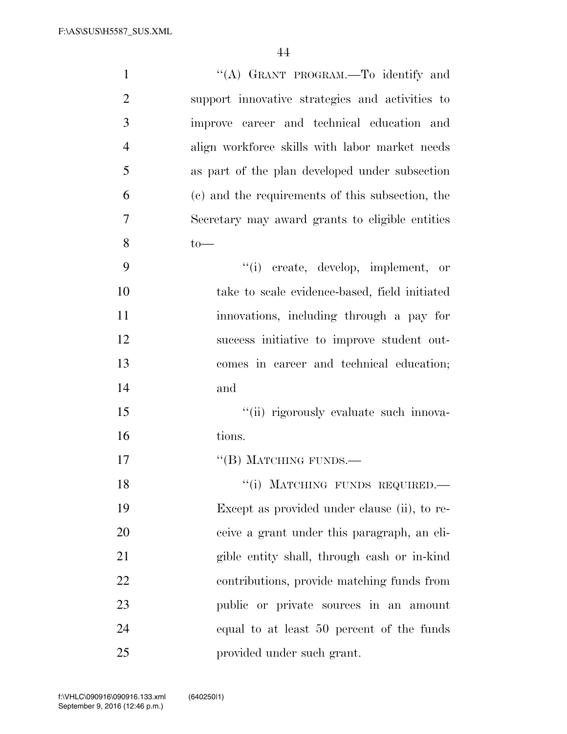''(A) GRANT PROGRAM.—To identify and support innovative strategies and activities to improve career and technical education and align workforce skills with labor market needs as part of the plan developed under subsection (c) and the requirements of this subsection, the Secretary may award grants to eligible entities to—

''(i) create, develop, implement, or take to scale evidence-based, field initiated innovations, including through a pay for success initiative to improve student outcomes in career and technical education; and

''(ii) rigorously evaluate such innovations.

''(B) MATCHING FUNDS.—

''(i) MATCHING FUNDS REQUIRED.—Except as provided under clause (ii), to receive a grant under this paragraph, an eligible entity shall, through cash or in-kind contributions, provide matching funds from public or private sources in an amount equal to at least 50 percent of the funds provided under such grant.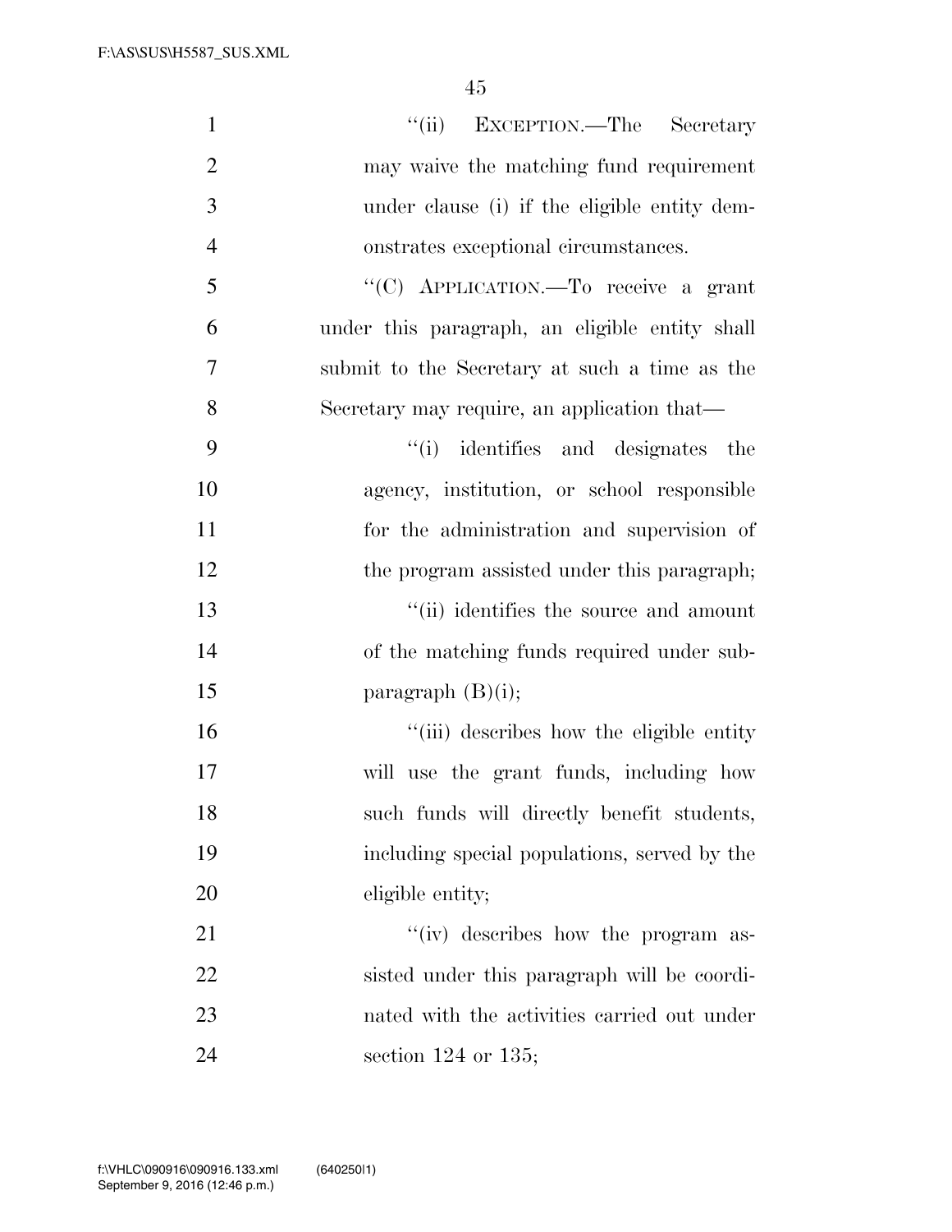''(ii) EXCEPTION.—The Secretary may waive the matching fund requirement under clause (i) if the eligible entity demonstrates exceptional circumstances.

''(C) APPLICATION.—To receive a grant under this paragraph, an eligible entity shall submit to the Secretary at such a time as the Secretary may require, an application that—

''(i) identifies and designates the agency, institution, or school responsible for the administration and supervision of the program assisted under this paragraph;

''(ii) identifies the source and amount of the matching funds required under subparagraph (B)(i);

''(iii) describes how the eligible entity will use the grant funds, including how such funds will directly benefit students, including special populations, served by the eligible entity;

''(iv) describes how the program assisted under this paragraph will be coordinated with the activities carried out under section 124 or 135;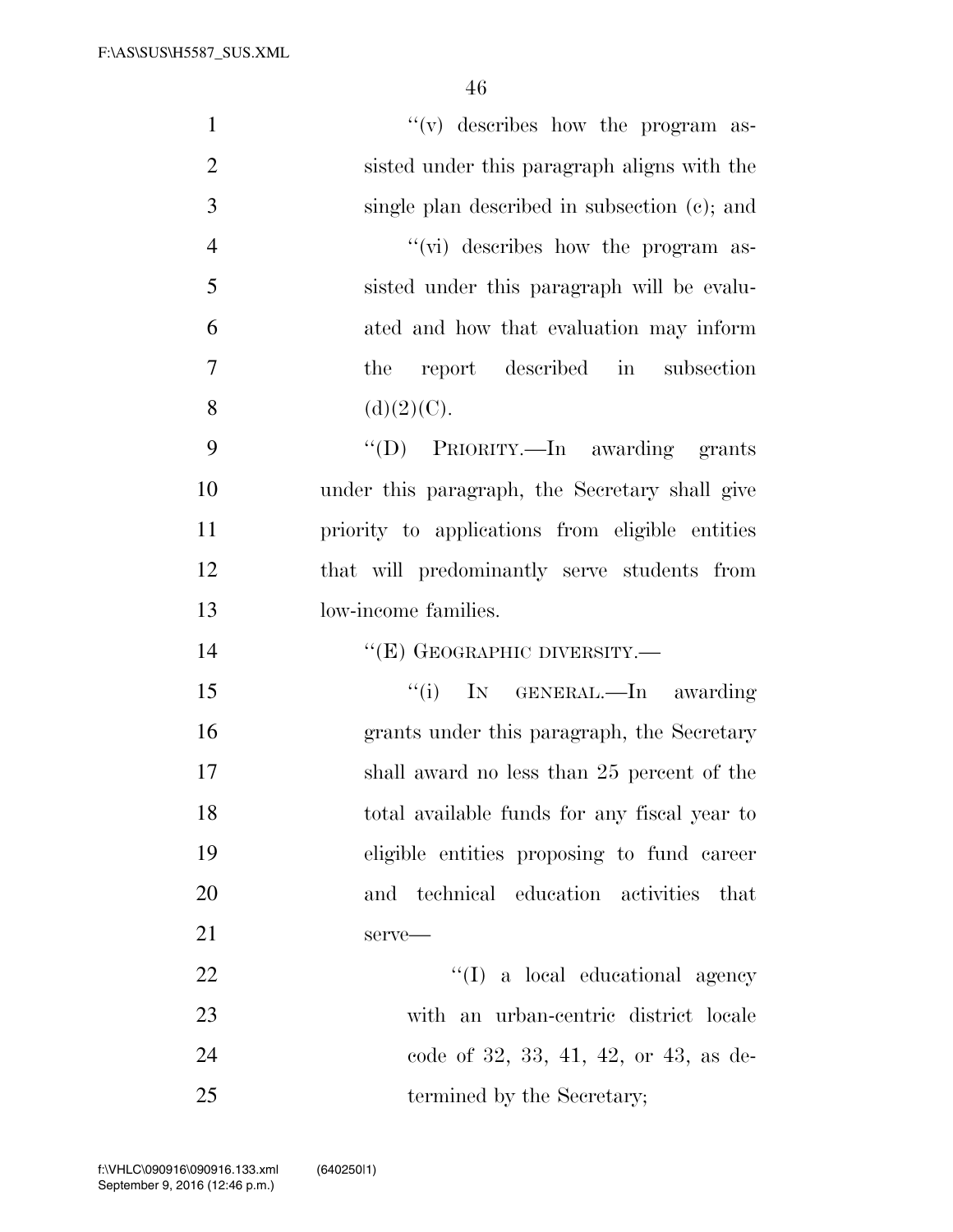"(v) describes how the program assisted under this paragraph aligns with the single plan described in subsection (c); and

"(vi) describes how the program assisted under this paragraph will be evaluated and how that evaluation may inform the report described in subsection (d)(2)(C).

"(D) PRIORITY.—In awarding grants under this paragraph, the Secretary shall give priority to applications from eligible entities that will predominantly serve students from low-income families.

"(E) GEOGRAPHIC DIVERSITY.—

"(i) IN GENERAL.—In awarding grants under this paragraph, the Secretary shall award no less than 25 percent of the total available funds for any fiscal year to eligible entities proposing to fund career and technical education activities that serve—

"(I) a local educational agency with an urban-centric district locale code of 32, 33, 41, 42, or 43, as determined by the Secretary;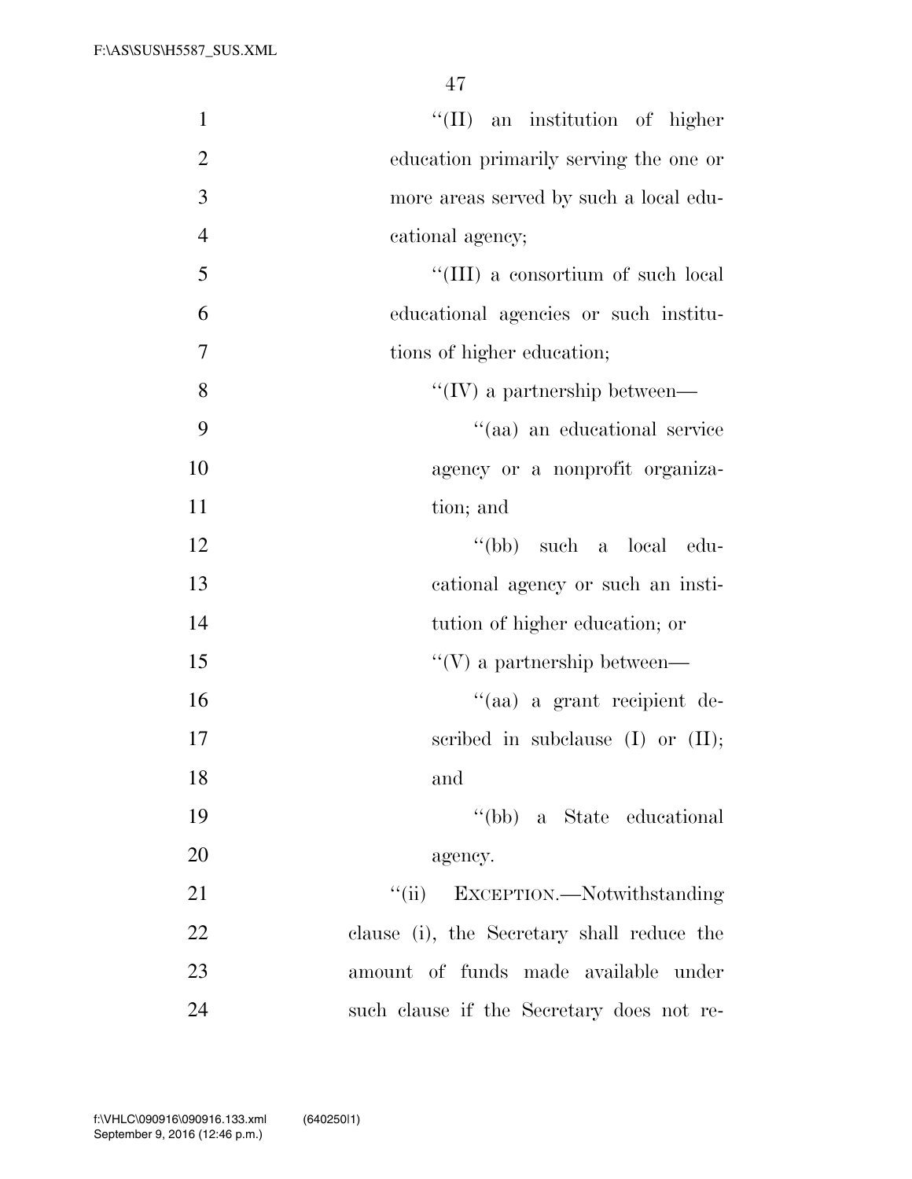''(II) an institution of higher education primarily serving the one or more areas served by such a local educational agency;

''(III) a consortium of such local educational agencies or such institutions of higher education;

''(IV) a partnership between—

''(aa) an educational service agency or a nonprofit organization; and

''(bb) such a local educational agency or such an institution of higher education; or

''(V) a partnership between—

''(aa) a grant recipient described in subclause (I) or (II); and

''(bb) a State educational agency.

''(ii) EXCEPTION.—Notwithstanding clause (i), the Secretary shall reduce the amount of funds made available under such clause if the Secretary does not re-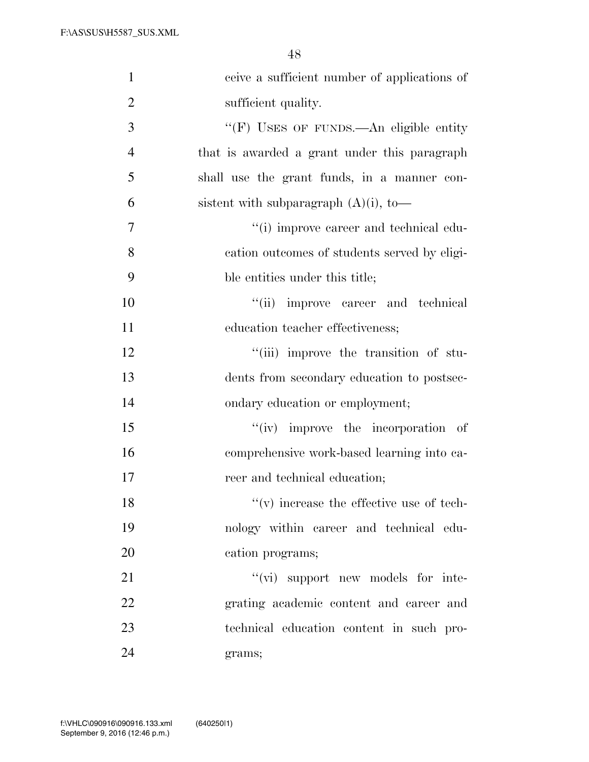ceive a sufficient number of applications of sufficient quality.

"(F) USES OF FUNDS.—An eligible entity that is awarded a grant under this paragraph shall use the grant funds, in a manner consistent with subparagraph (A)(i), to—

"(i) improve career and technical education outcomes of students served by eligible entities under this title;

"(ii) improve career and technical education teacher effectiveness;

"(iii) improve the transition of students from secondary education to postsecondary education or employment;

"(iv) improve the incorporation of comprehensive work-based learning into career and technical education;

"(v) increase the effective use of technology within career and technical education programs;

"(vi) support new models for integrating academic content and career and technical education content in such programs;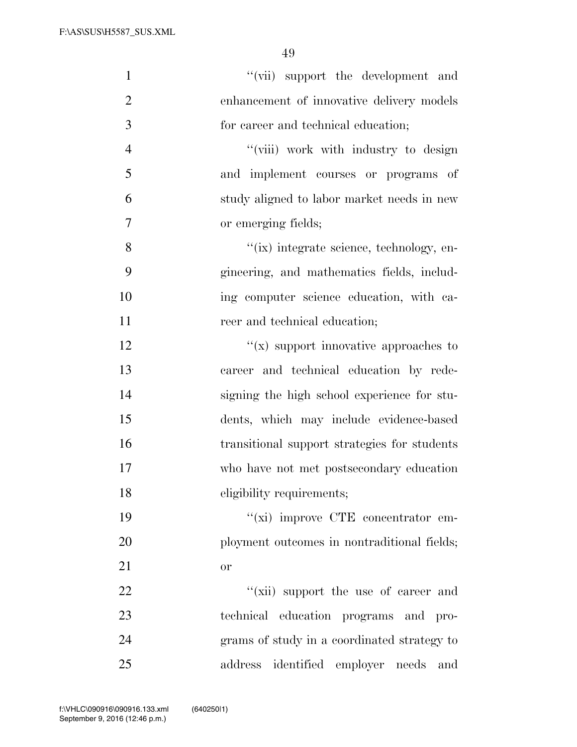''(vii) support the development and enhancement of innovative delivery models for career and technical education;

''(viii) work with industry to design and implement courses or programs of study aligned to labor market needs in new or emerging fields;

''(ix) integrate science, technology, engineering, and mathematics fields, including computer science education, with career and technical education;

''(x) support innovative approaches to career and technical education by redesigning the high school experience for students, which may include evidence-based transitional support strategies for students who have not met postsecondary education eligibility requirements;

''(xi) improve CTE concentrator employment outcomes in nontraditional fields; or

''(xii) support the use of career and technical education programs and programs of study in a coordinated strategy to address identified employer needs and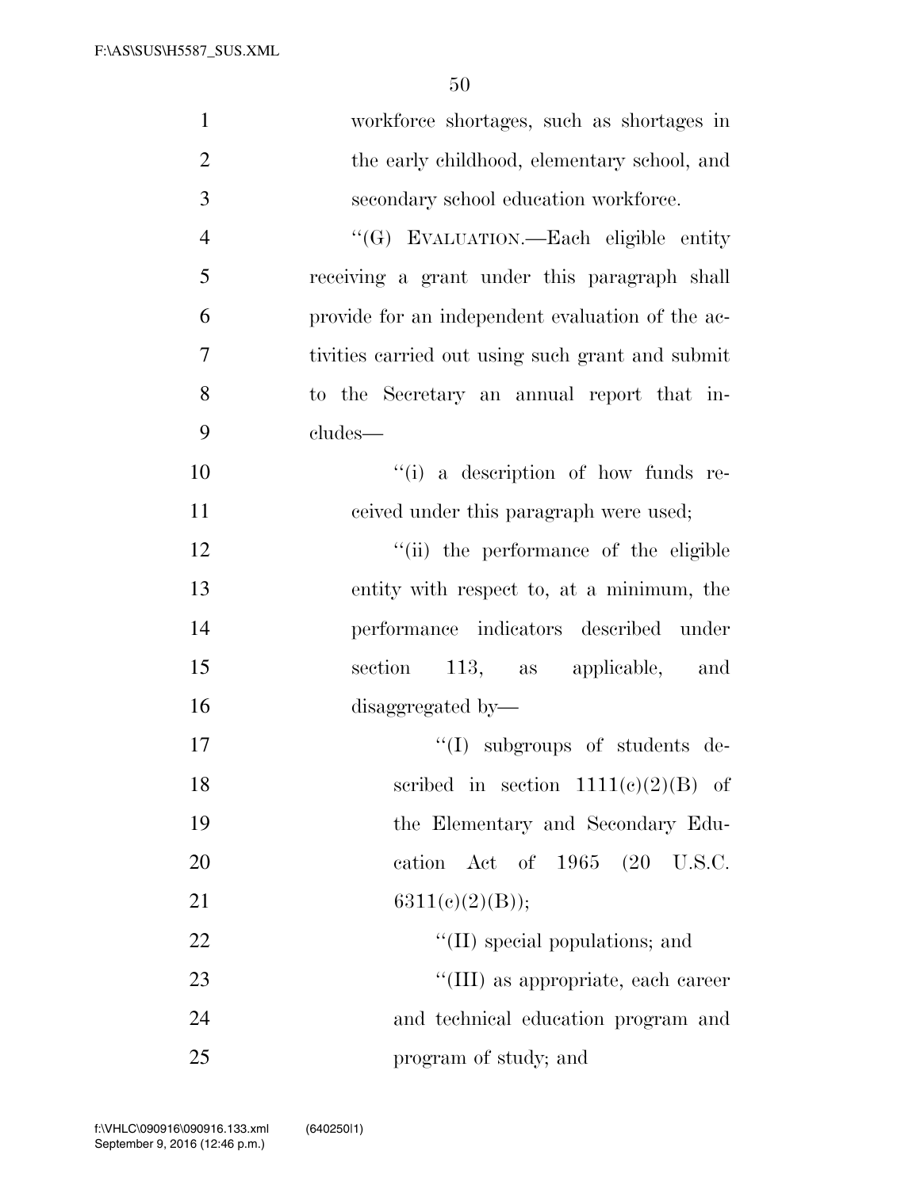workforce shortages, such as shortages in the early childhood, elementary school, and secondary school education workforce.

''(G) EVALUATION.—Each eligible entity receiving a grant under this paragraph shall provide for an independent evaluation of the activities carried out using such grant and submit to the Secretary an annual report that includes—

''(i) a description of how funds received under this paragraph were used;

''(ii) the performance of the eligible entity with respect to, at a minimum, the performance indicators described under section 113, as applicable, and disaggregated by—

''(I) subgroups of students described in section 1111(c)(2)(B) of the Elementary and Secondary Education Act of 1965 (20 U.S.C. 6311(c)(2)(B));

''(II) special populations; and

''(III) as appropriate, each career and technical education program and program of study; and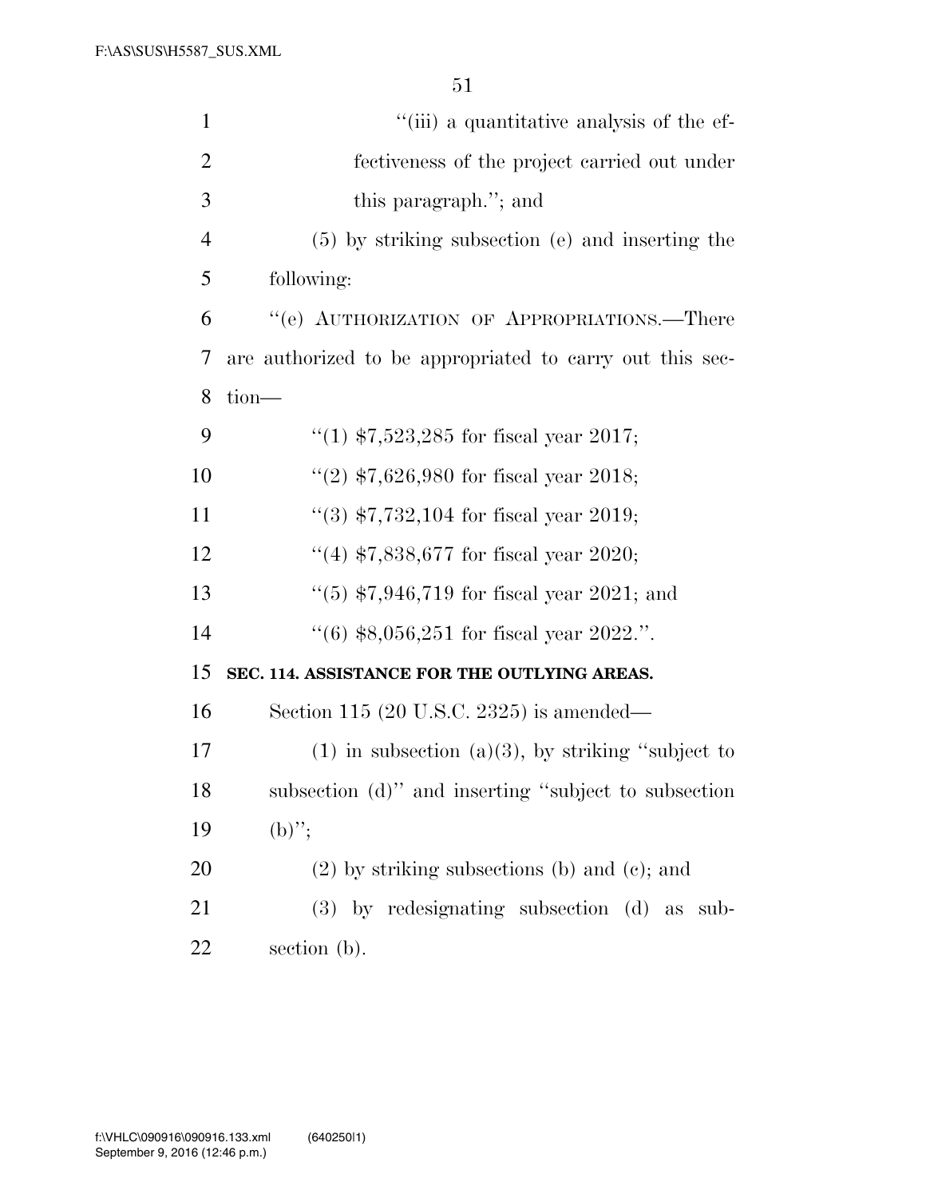''(iii) a quantitative analysis of the effectiveness of the project carried out under this paragraph.''; and

(5) by striking subsection (e) and inserting the following:

''(e) AUTHORIZATION OF APPROPRIATIONS.—There are authorized to be appropriated to carry out this section—

''(1) $7,523,285 for fiscal year 2017;

''(2) $7,626,980 for fiscal year 2018;

''(3) $7,732,104 for fiscal year 2019;

''(4) $7,838,677 for fiscal year 2020;

''(5) $7,946,719 for fiscal year 2021; and

''(6) $8,056,251 for fiscal year 2022.''.

**SEC. 114. ASSISTANCE FOR THE OUTLYING AREAS.**

Section 115 (20 U.S.C. 2325) is amended—

(1) in subsection (a)(3), by striking ''subject to subsection (d)'' and inserting ''subject to subsection (b)'';

(2) by striking subsections (b) and (c); and

(3) by redesignating subsection (d) as subsection (b).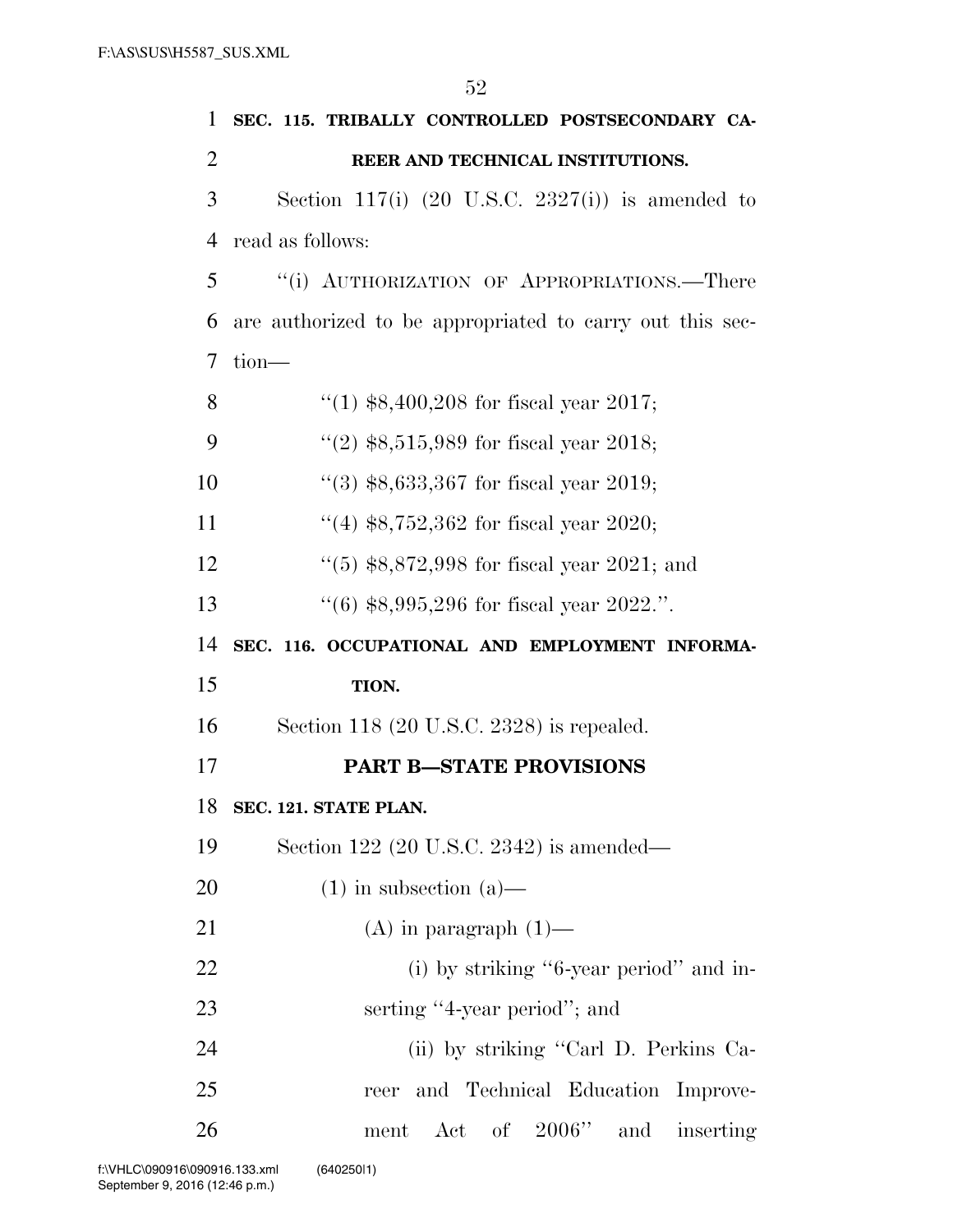**SEC. 115. TRIBALLY CONTROLLED POSTSECONDARY CAREER AND TECHNICAL INSTITUTIONS.**

Section 117(i) (20 U.S.C. 2327(i)) is amended to read as follows:

"(i) AUTHORIZATION OF APPROPRIATIONS.—There are authorized to be appropriated to carry out this section—

"(1) $8,400,208 for fiscal year 2017;

"(2) $8,515,989 for fiscal year 2018;

"(3) $8,633,367 for fiscal year 2019;

"(4) $8,752,362 for fiscal year 2020;

"(5) $8,872,998 for fiscal year 2021; and

"(6) $8,995,296 for fiscal year 2022.".

**SEC. 116. OCCUPATIONAL AND EMPLOYMENT INFORMATION.**

Section 118 (20 U.S.C. 2328) is repealed.

## PART B—STATE PROVISIONS

**SEC. 121. STATE PLAN.**

Section 122 (20 U.S.C. 2342) is amended—

(1) in subsection (a)—

(A) in paragraph (1)—

(i) by striking "6-year period" and inserting "4-year period"; and

(ii) by striking "Carl D. Perkins Career and Technical Education Improvement Act of 2006" and inserting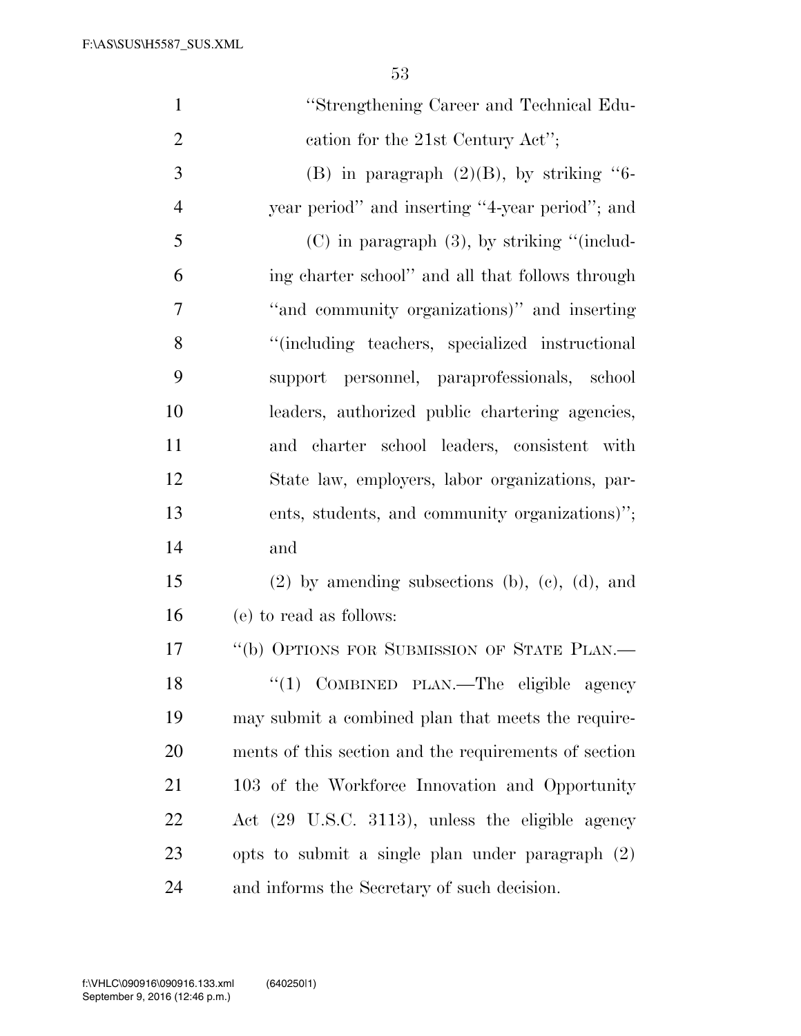"Strengthening Career and Technical Education for the 21st Century Act";

(B) in paragraph (2)(B), by striking "6-year period" and inserting "4-year period"; and

(C) in paragraph (3), by striking "(including charter school" and all that follows through "and community organizations)" and inserting "(including teachers, specialized instructional support personnel, paraprofessionals, school leaders, authorized public chartering agencies, and charter school leaders, consistent with State law, employers, labor organizations, parents, students, and community organizations)"; and

(2) by amending subsections (b), (c), (d), and (e) to read as follows:

"(b) OPTIONS FOR SUBMISSION OF STATE PLAN.—

"(1) COMBINED PLAN.—The eligible agency may submit a combined plan that meets the requirements of this section and the requirements of section 103 of the Workforce Innovation and Opportunity Act (29 U.S.C. 3113), unless the eligible agency opts to submit a single plan under paragraph (2) and informs the Secretary of such decision.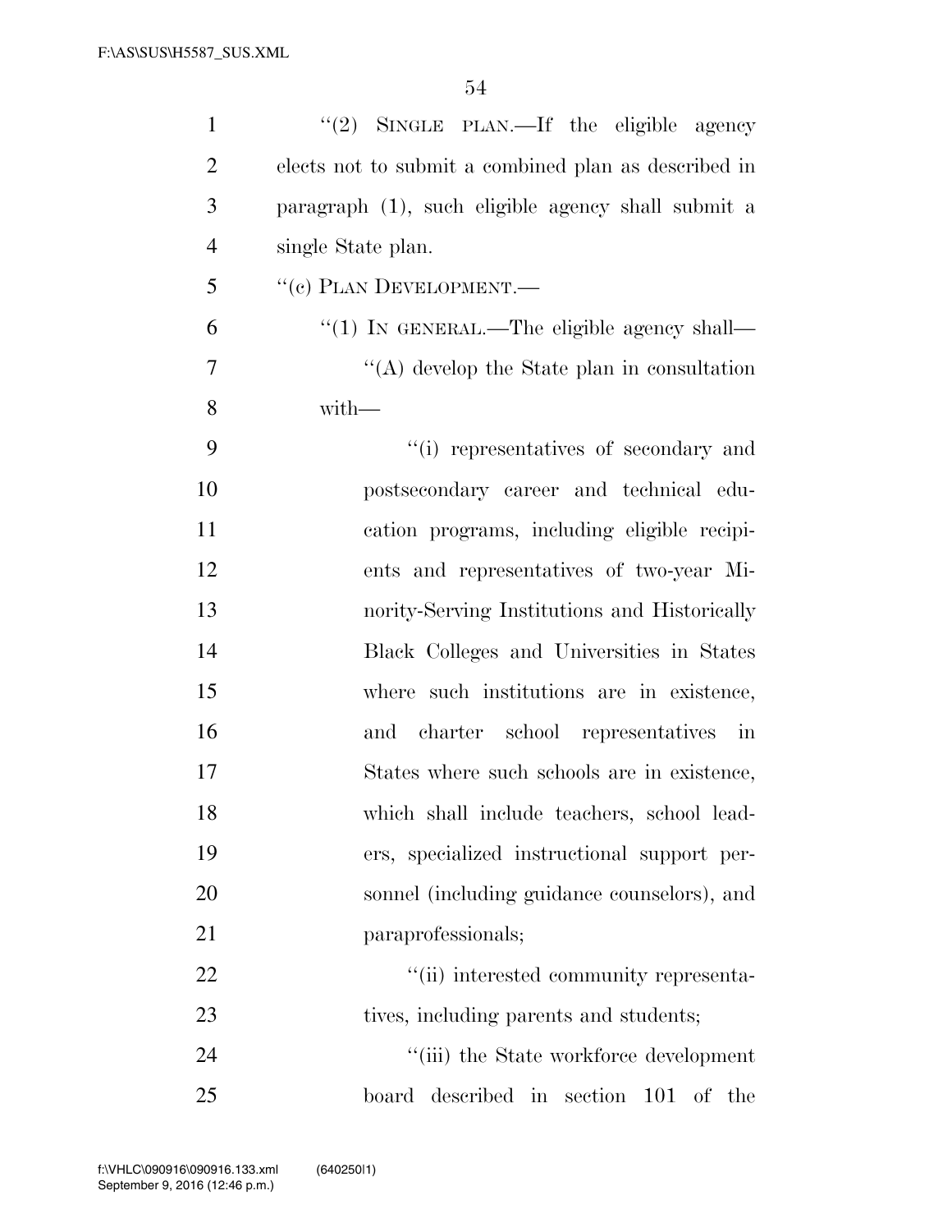"(2) SINGLE PLAN.—If the eligible agency elects not to submit a combined plan as described in paragraph (1), such eligible agency shall submit a single State plan.

"(c) PLAN DEVELOPMENT.—

"(1) IN GENERAL.—The eligible agency shall—

"(A) develop the State plan in consultation with—

"(i) representatives of secondary and postsecondary career and technical education programs, including eligible recipients and representatives of two-year Minority-Serving Institutions and Historically Black Colleges and Universities in States where such institutions are in existence, and charter school representatives in States where such schools are in existence, which shall include teachers, school leaders, specialized instructional support personnel (including guidance counselors), and paraprofessionals;

"(ii) interested community representatives, including parents and students;

"(iii) the State workforce development board described in section 101 of the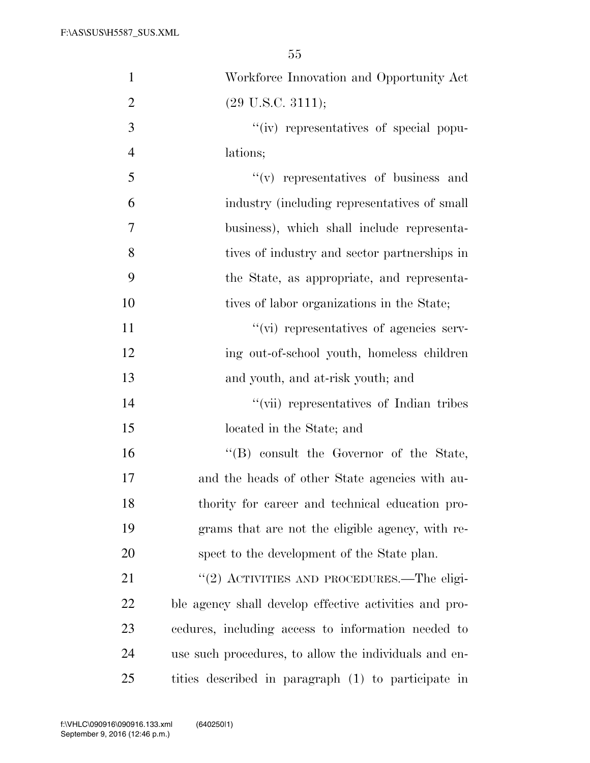Workforce Innovation and Opportunity Act (29 U.S.C. 3111);

''(iv) representatives of special populations;

''(v) representatives of business and industry (including representatives of small business), which shall include representatives of industry and sector partnerships in the State, as appropriate, and representatives of labor organizations in the State;

''(vi) representatives of agencies serving out-of-school youth, homeless children and youth, and at-risk youth; and

''(vii) representatives of Indian tribes located in the State; and

''(B) consult the Governor of the State, and the heads of other State agencies with authority for career and technical education programs that are not the eligible agency, with respect to the development of the State plan.

''(2) ACTIVITIES AND PROCEDURES.—The eligible agency shall develop effective activities and procedures, including access to information needed to use such procedures, to allow the individuals and entities described in paragraph (1) to participate in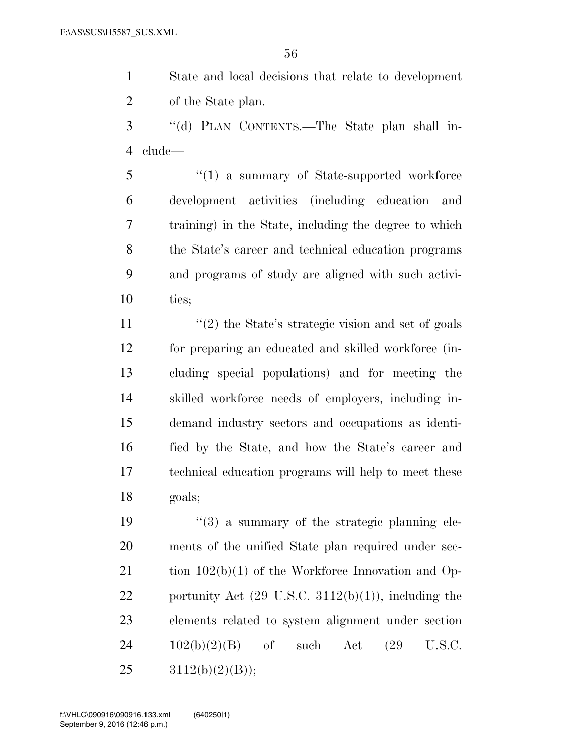State and local decisions that relate to development of the State plan.

"(d) PLAN CONTENTS.—The State plan shall include—

"(1) a summary of State-supported workforce development activities (including education and training) in the State, including the degree to which the State's career and technical education programs and programs of study are aligned with such activities;

"(2) the State's strategic vision and set of goals for preparing an educated and skilled workforce (including special populations) and for meeting the skilled workforce needs of employers, including in-demand industry sectors and occupations as identified by the State, and how the State's career and technical education programs will help to meet these goals;

"(3) a summary of the strategic planning elements of the unified State plan required under section 102(b)(1) of the Workforce Innovation and Opportunity Act (29 U.S.C. 3112(b)(1)), including the elements related to system alignment under section 102(b)(2)(B) of such Act (29 U.S.C. 3112(b)(2)(B));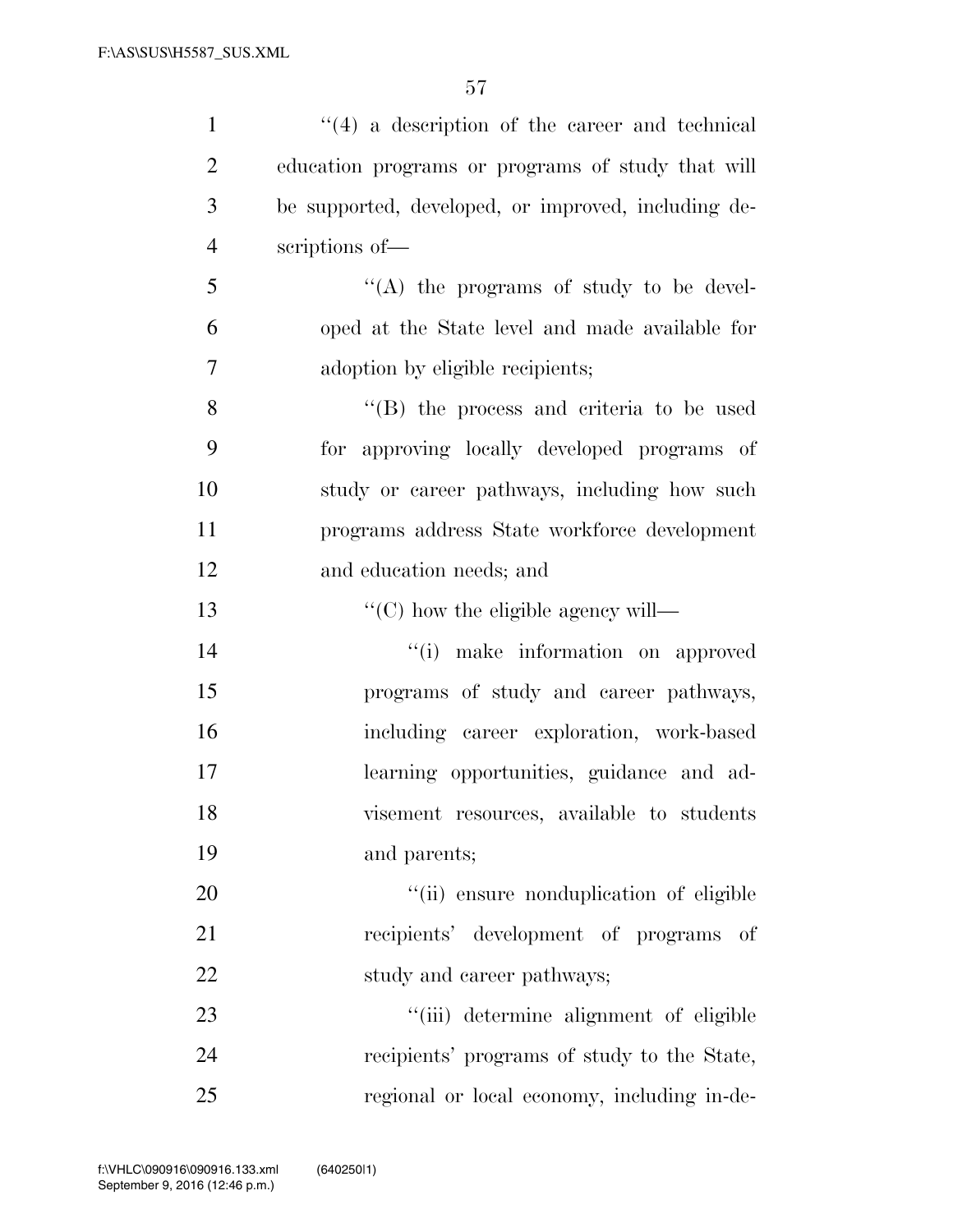"(4) a description of the career and technical education programs or programs of study that will be supported, developed, or improved, including descriptions of—

"(A) the programs of study to be developed at the State level and made available for adoption by eligible recipients;

"(B) the process and criteria to be used for approving locally developed programs of study or career pathways, including how such programs address State workforce development and education needs; and

"(C) how the eligible agency will—

"(i) make information on approved programs of study and career pathways, including career exploration, work-based learning opportunities, guidance and advisement resources, available to students and parents;

"(ii) ensure nonduplication of eligible recipients' development of programs of study and career pathways;

"(iii) determine alignment of eligible recipients' programs of study to the State, regional or local economy, including in-de-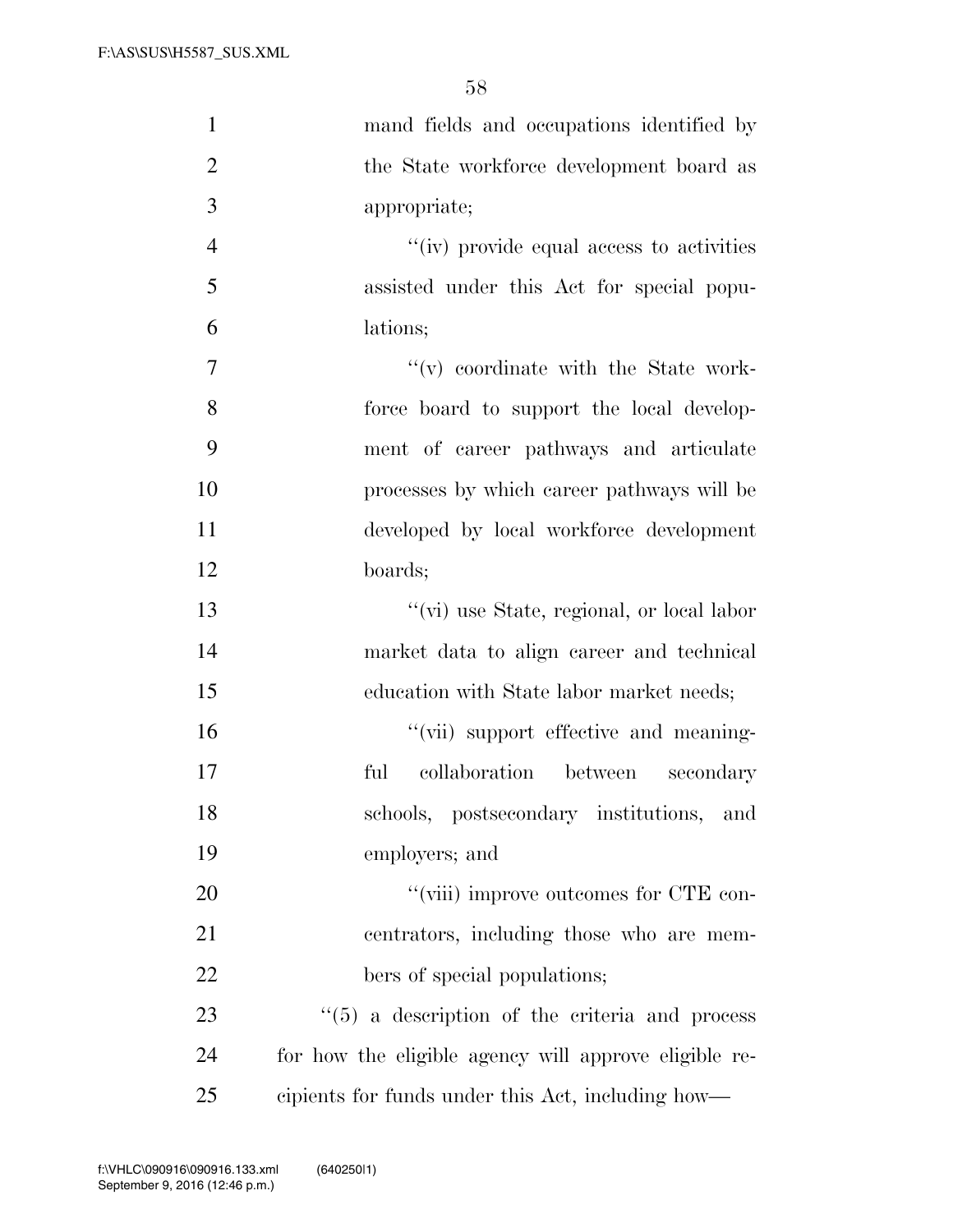mand fields and occupations identified by the State workforce development board as appropriate;

''(iv) provide equal access to activities assisted under this Act for special populations;

''(v) coordinate with the State workforce board to support the local development of career pathways and articulate processes by which career pathways will be developed by local workforce development boards;

''(vi) use State, regional, or local labor market data to align career and technical education with State labor market needs;

''(vii) support effective and meaningful collaboration between secondary schools, postsecondary institutions, and employers; and

''(viii) improve outcomes for CTE concentrators, including those who are members of special populations;

''(5) a description of the criteria and process for how the eligible agency will approve eligible recipients for funds under this Act, including how—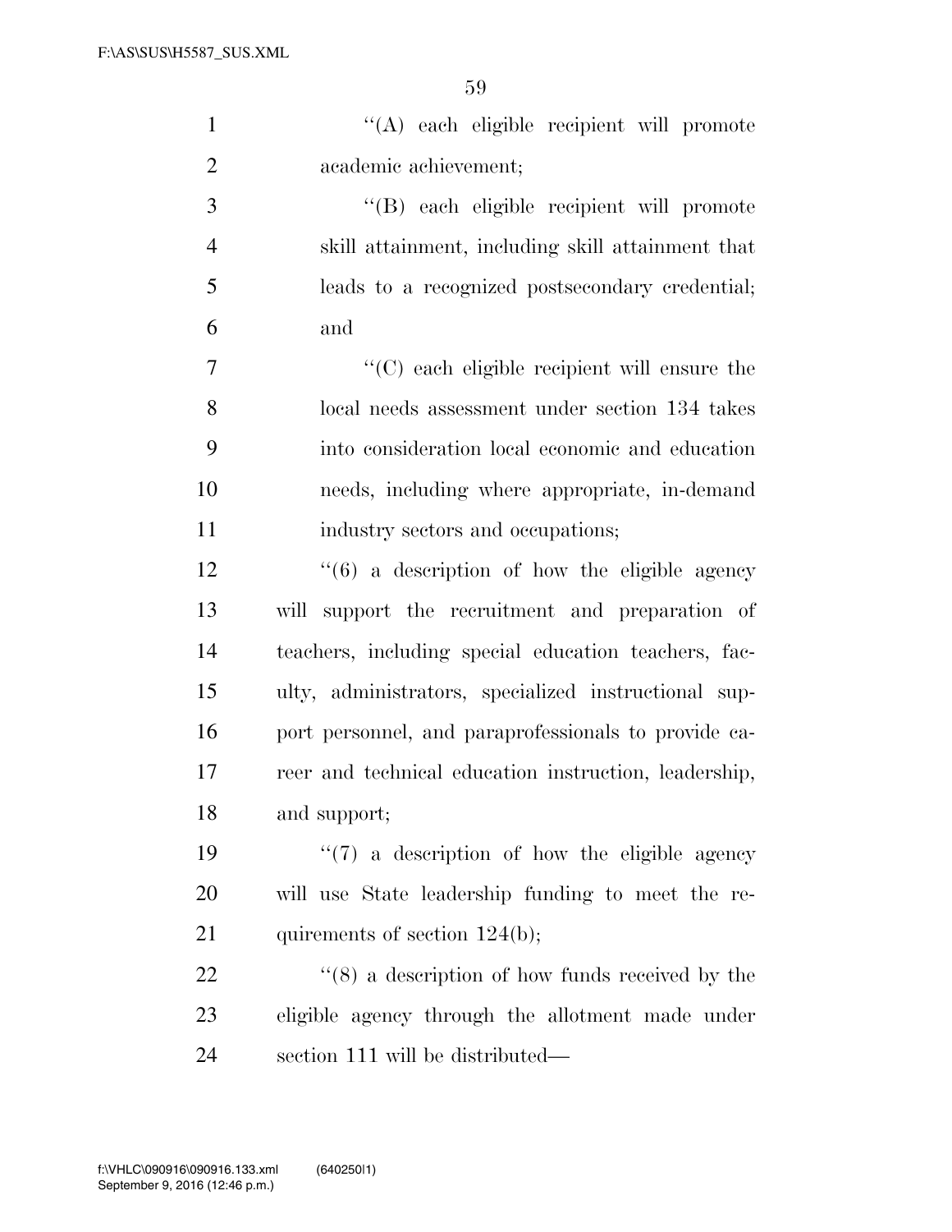"(A) each eligible recipient will promote academic achievement;

"(B) each eligible recipient will promote skill attainment, including skill attainment that leads to a recognized postsecondary credential; and

"(C) each eligible recipient will ensure the local needs assessment under section 134 takes into consideration local economic and education needs, including where appropriate, in-demand industry sectors and occupations;

"(6) a description of how the eligible agency will support the recruitment and preparation of teachers, including special education teachers, faculty, administrators, specialized instructional support personnel, and paraprofessionals to provide career and technical education instruction, leadership, and support;

"(7) a description of how the eligible agency will use State leadership funding to meet the requirements of section 124(b);

"(8) a description of how funds received by the eligible agency through the allotment made under section 111 will be distributed—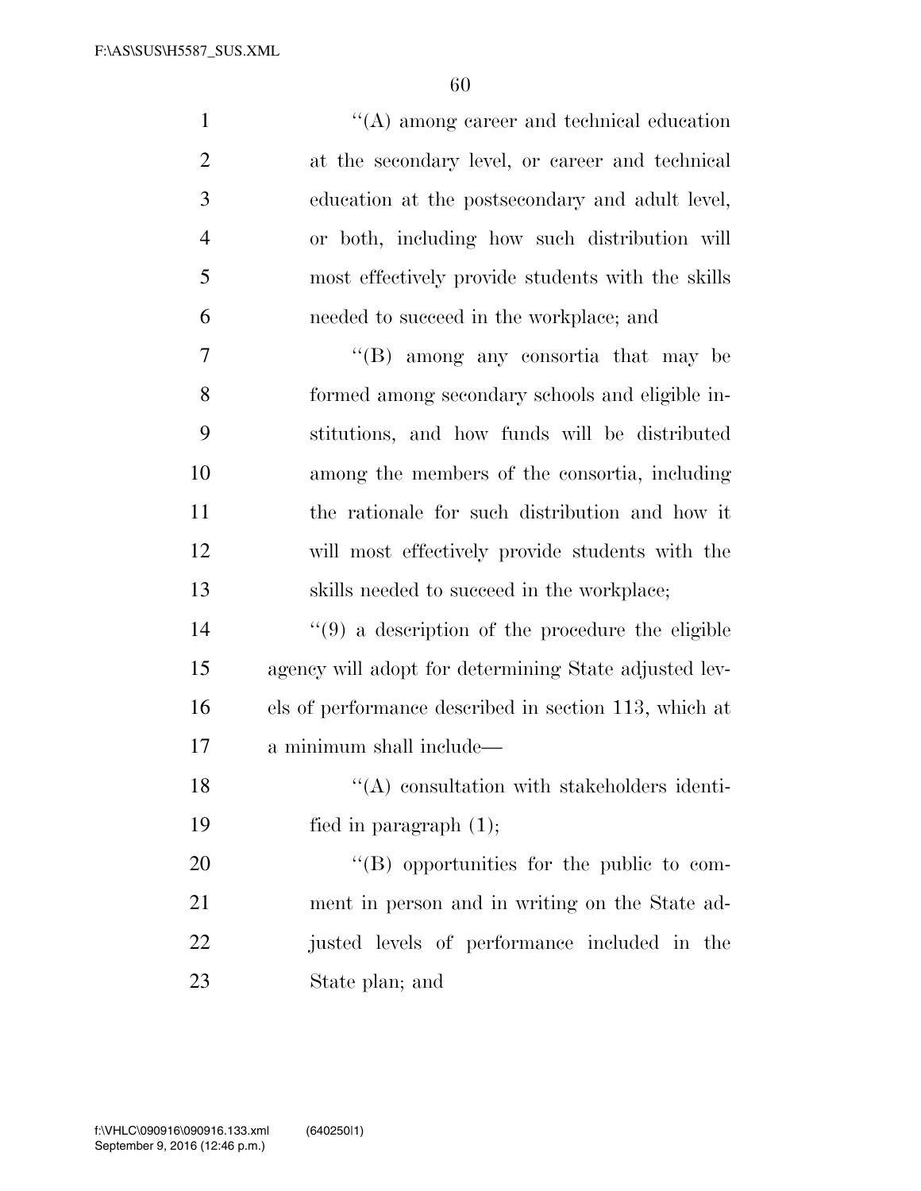''(A) among career and technical education at the secondary level, or career and technical education at the postsecondary and adult level, or both, including how such distribution will most effectively provide students with the skills needed to succeed in the workplace; and

''(B) among any consortia that may be formed among secondary schools and eligible institutions, and how funds will be distributed among the members of the consortia, including the rationale for such distribution and how it will most effectively provide students with the skills needed to succeed in the workplace;

''(9) a description of the procedure the eligible agency will adopt for determining State adjusted levels of performance described in section 113, which at a minimum shall include—

''(A) consultation with stakeholders identified in paragraph (1);

''(B) opportunities for the public to comment in person and in writing on the State adjusted levels of performance included in the State plan; and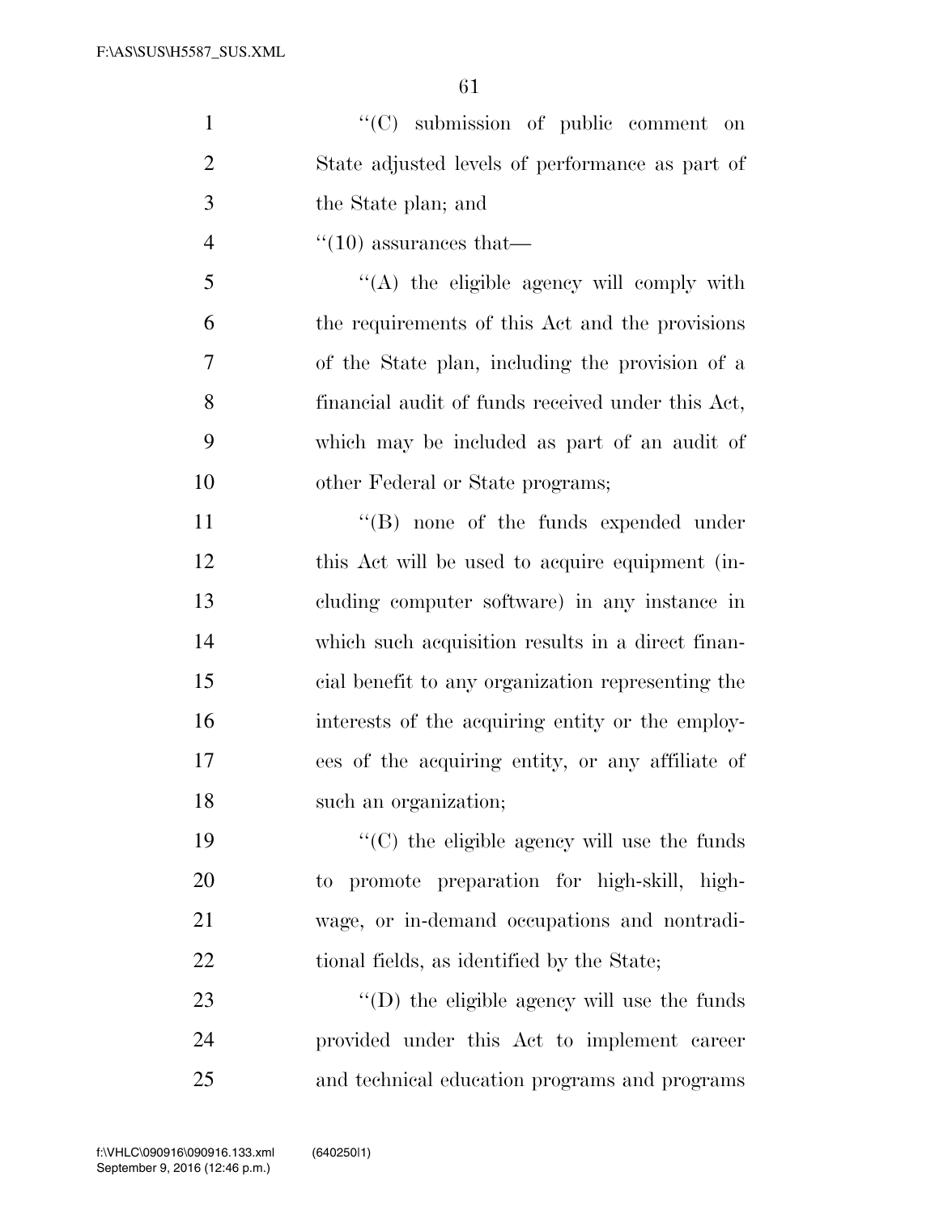''(C) submission of public comment on State adjusted levels of performance as part of the State plan; and

''(10) assurances that—

''(A) the eligible agency will comply with the requirements of this Act and the provisions of the State plan, including the provision of a financial audit of funds received under this Act, which may be included as part of an audit of other Federal or State programs;

''(B) none of the funds expended under this Act will be used to acquire equipment (including computer software) in any instance in which such acquisition results in a direct financial benefit to any organization representing the interests of the acquiring entity or the employees of the acquiring entity, or any affiliate of such an organization;

''(C) the eligible agency will use the funds to promote preparation for high-skill, high-wage, or in-demand occupations and nontraditional fields, as identified by the State;

''(D) the eligible agency will use the funds provided under this Act to implement career and technical education programs and programs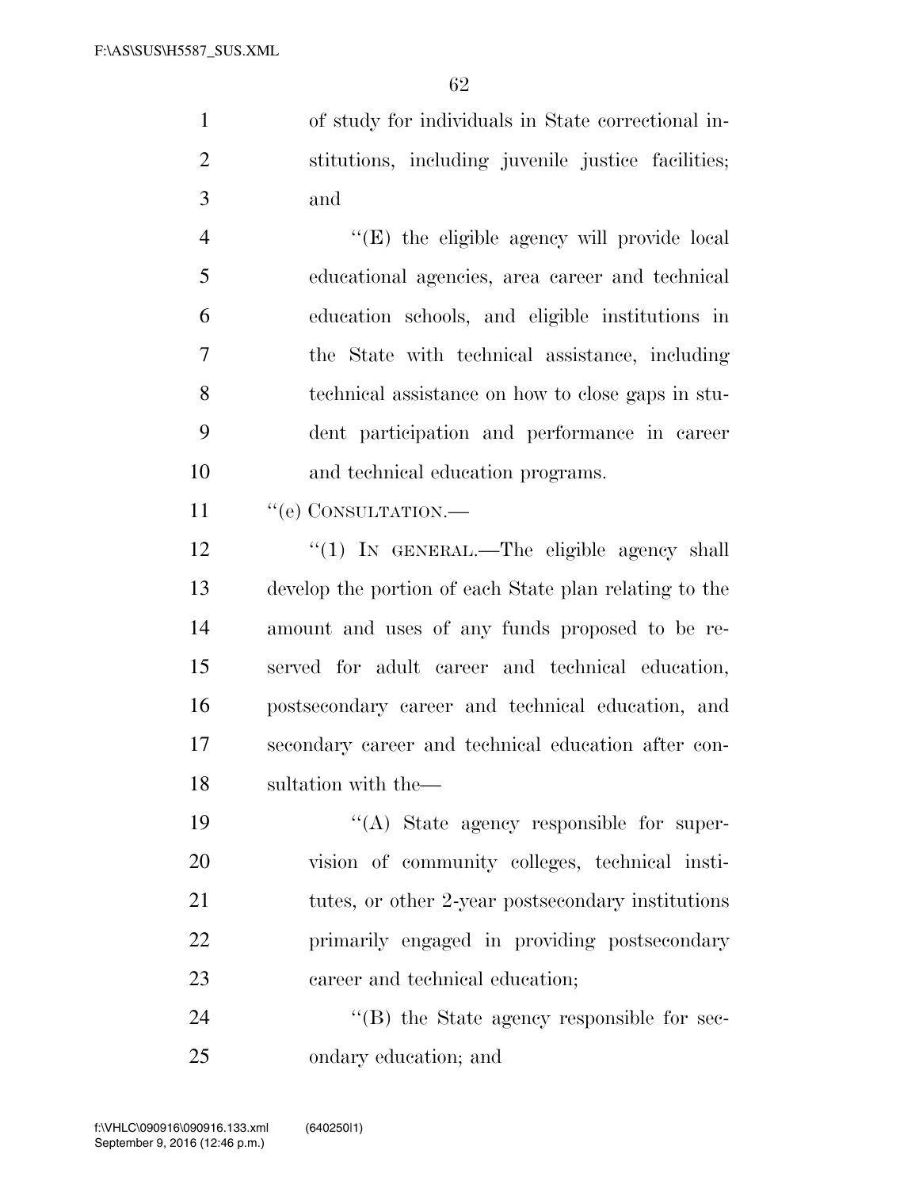of study for individuals in State correctional institutions, including juvenile justice facilities; and

"(E) the eligible agency will provide local educational agencies, area career and technical education schools, and eligible institutions in the State with technical assistance, including technical assistance on how to close gaps in student participation and performance in career and technical education programs.

"(e) CONSULTATION.—

"(1) IN GENERAL.—The eligible agency shall develop the portion of each State plan relating to the amount and uses of any funds proposed to be reserved for adult career and technical education, postsecondary career and technical education, and secondary career and technical education after consultation with the—

"(A) State agency responsible for supervision of community colleges, technical institutes, or other 2-year postsecondary institutions primarily engaged in providing postsecondary career and technical education;

"(B) the State agency responsible for secondary education; and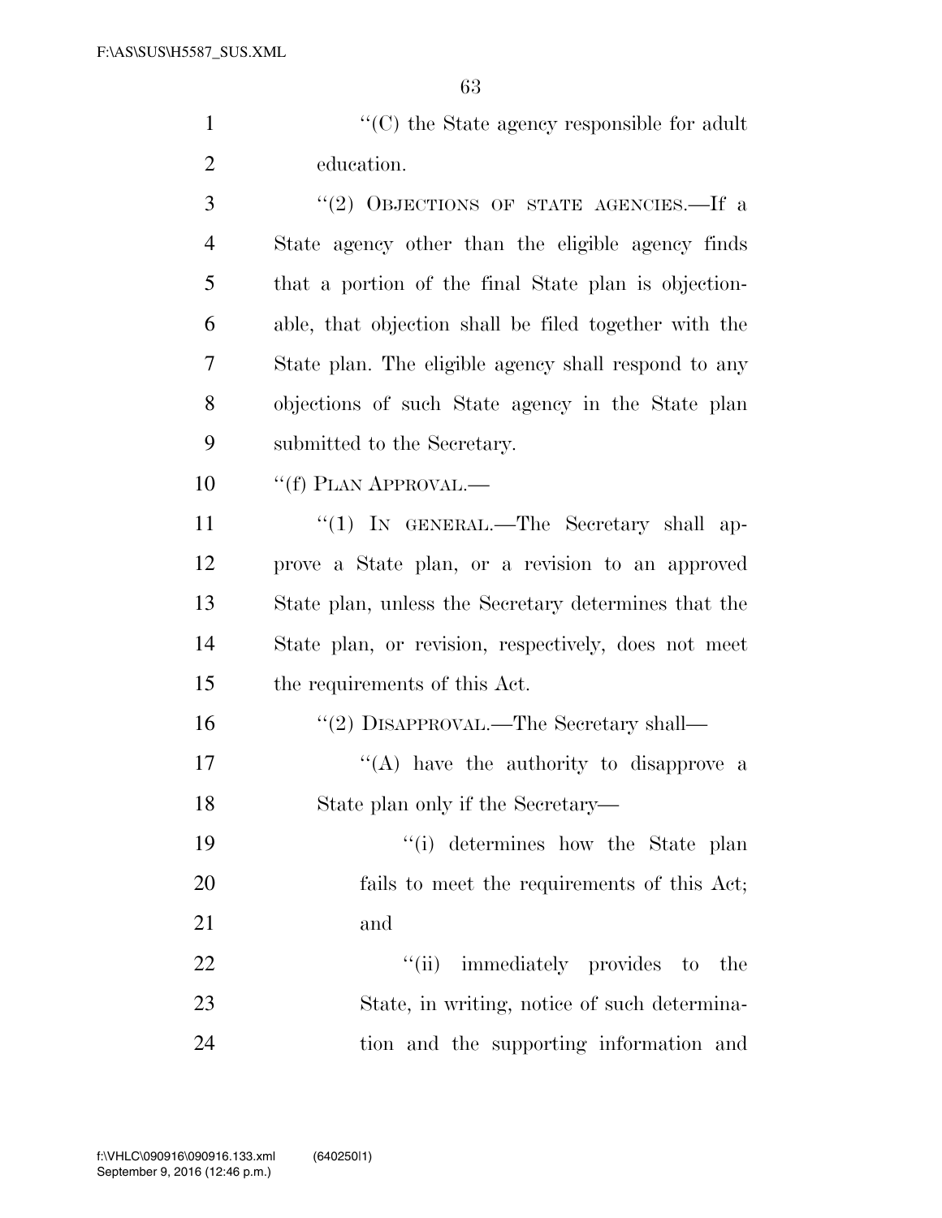''(C) the State agency responsible for adult education.

''(2) OBJECTIONS OF STATE AGENCIES.—If a State agency other than the eligible agency finds that a portion of the final State plan is objectionable, that objection shall be filed together with the State plan. The eligible agency shall respond to any objections of such State agency in the State plan submitted to the Secretary.

''(f) PLAN APPROVAL.—

''(1) IN GENERAL.—The Secretary shall approve a State plan, or a revision to an approved State plan, unless the Secretary determines that the State plan, or revision, respectively, does not meet the requirements of this Act.

''(2) DISAPPROVAL.—The Secretary shall—

''(A) have the authority to disapprove a State plan only if the Secretary—

''(i) determines how the State plan fails to meet the requirements of this Act; and

''(ii) immediately provides to the State, in writing, notice of such determination and the supporting information and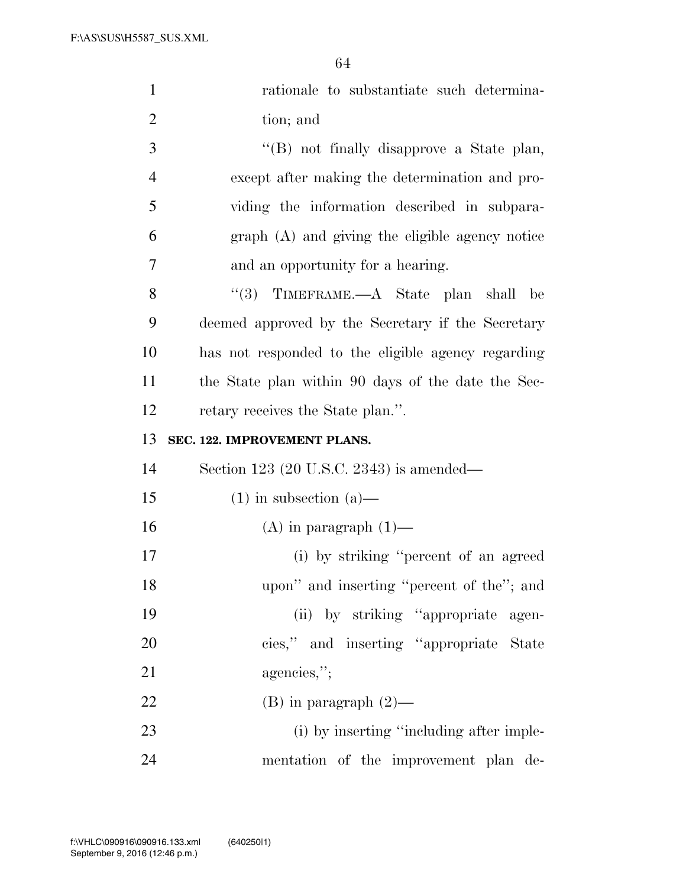rationale to substantiate such determination; and

"(B) not finally disapprove a State plan, except after making the determination and providing the information described in subparagraph (A) and giving the eligible agency notice and an opportunity for a hearing.

"(3) TIMEFRAME.—A State plan shall be deemed approved by the Secretary if the Secretary has not responded to the eligible agency regarding the State plan within 90 days of the date the Secretary receives the State plan.".

**SEC. 122. IMPROVEMENT PLANS.**

Section 123 (20 U.S.C. 2343) is amended—

(1) in subsection (a)—

(A) in paragraph (1)—

(i) by striking "percent of an agreed upon" and inserting "percent of the"; and

(ii) by striking "appropriate agencies," and inserting "appropriate State agencies,";

(B) in paragraph (2)—

(i) by inserting "including after implementation of the improvement plan de-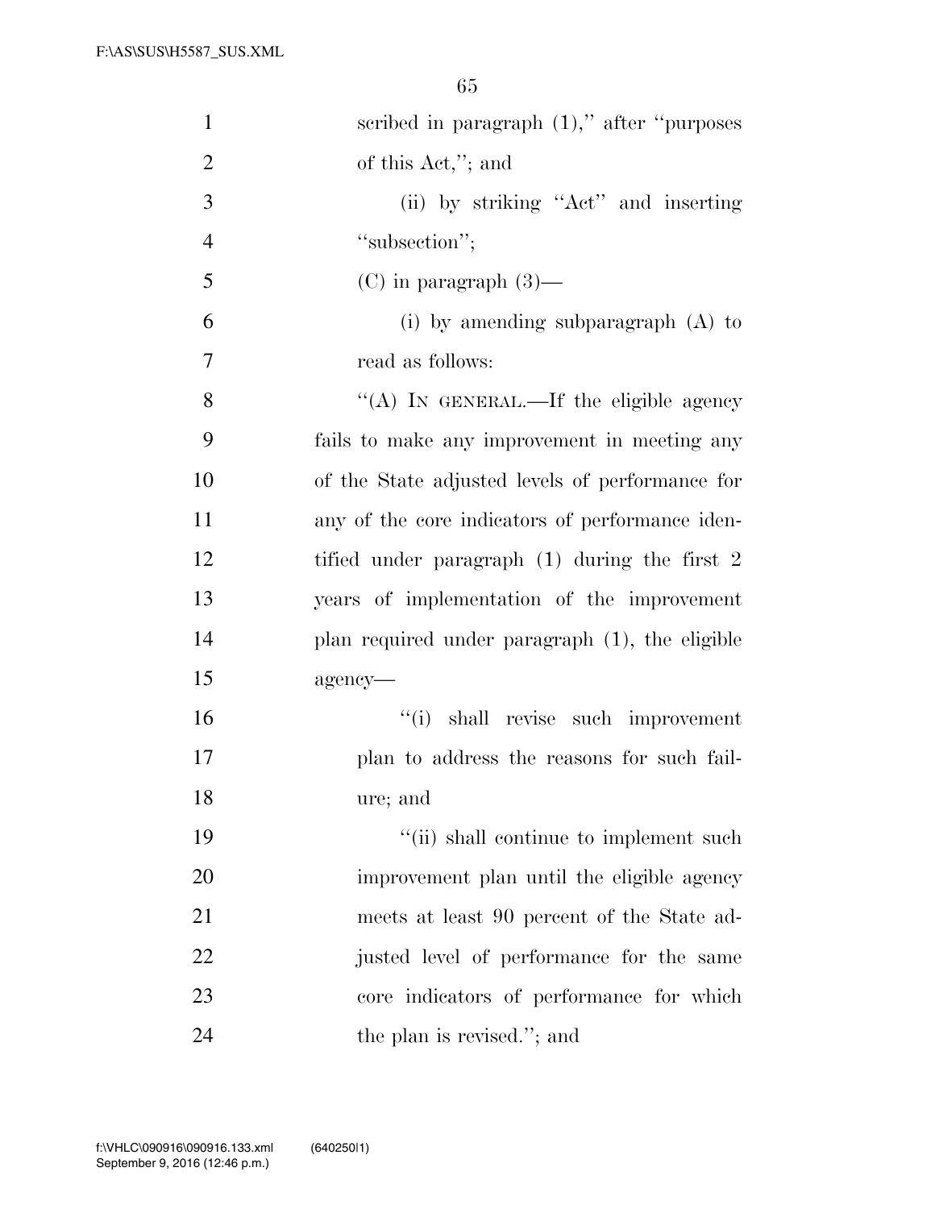scribed in paragraph (1)," after "purposes of this Act,"; and

(ii) by striking "Act" and inserting "subsection";

(C) in paragraph (3)—

(i) by amending subparagraph (A) to read as follows:

"(A) IN GENERAL.—If the eligible agency fails to make any improvement in meeting any of the State adjusted levels of performance for any of the core indicators of performance identified under paragraph (1) during the first 2 years of implementation of the improvement plan required under paragraph (1), the eligible agency—

"(i) shall revise such improvement plan to address the reasons for such failure; and

"(ii) shall continue to implement such improvement plan until the eligible agency meets at least 90 percent of the State adjusted level of performance for the same core indicators of performance for which the plan is revised."; and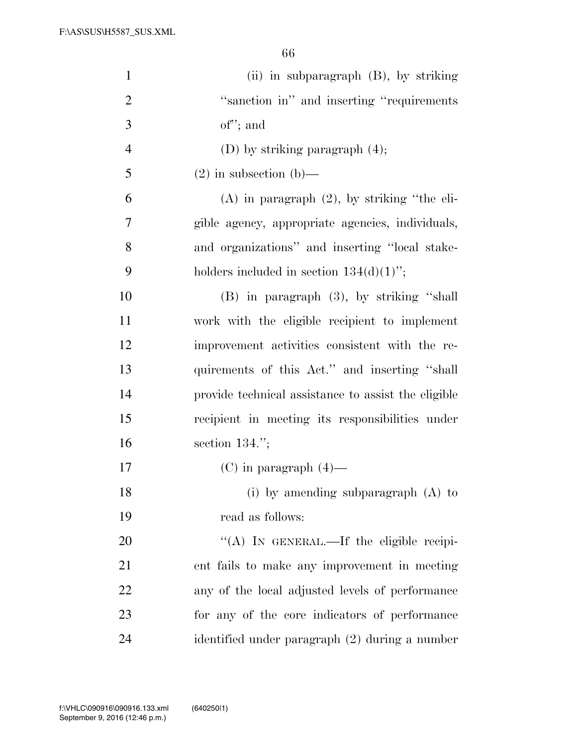(ii) in subparagraph (B), by striking "sanction in" and inserting "requirements of"; and

(D) by striking paragraph (4);

(2) in subsection (b)—

(A) in paragraph (2), by striking "the eligible agency, appropriate agencies, individuals, and organizations" and inserting "local stakeholders included in section 134(d)(1)";

(B) in paragraph (3), by striking "shall work with the eligible recipient to implement improvement activities consistent with the requirements of this Act." and inserting "shall provide technical assistance to assist the eligible recipient in meeting its responsibilities under section 134.";

(C) in paragraph (4)—

(i) by amending subparagraph (A) to read as follows:

"(A) IN GENERAL.—If the eligible recipient fails to make any improvement in meeting any of the local adjusted levels of performance for any of the core indicators of performance identified under paragraph (2) during a number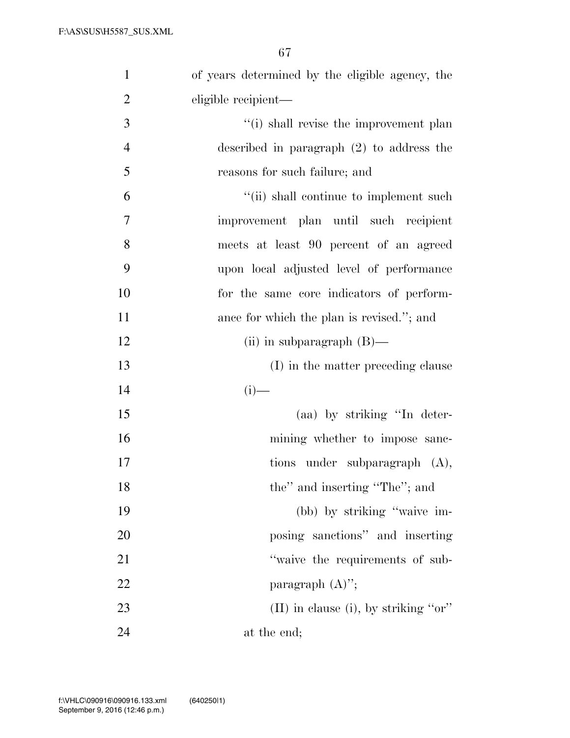of years determined by the eligible agency, the eligible recipient—

''(i) shall revise the improvement plan described in paragraph (2) to address the reasons for such failure; and

''(ii) shall continue to implement such improvement plan until such recipient meets at least 90 percent of an agreed upon local adjusted level of performance for the same core indicators of performance for which the plan is revised.''; and

(ii) in subparagraph (B)—

(I) in the matter preceding clause (i)—

(aa) by striking ''In determining whether to impose sanctions under subparagraph (A), the'' and inserting ''The''; and

(bb) by striking ''waive imposing sanctions'' and inserting ''waive the requirements of subparagraph (A)'';

(II) in clause (i), by striking ''or'' at the end;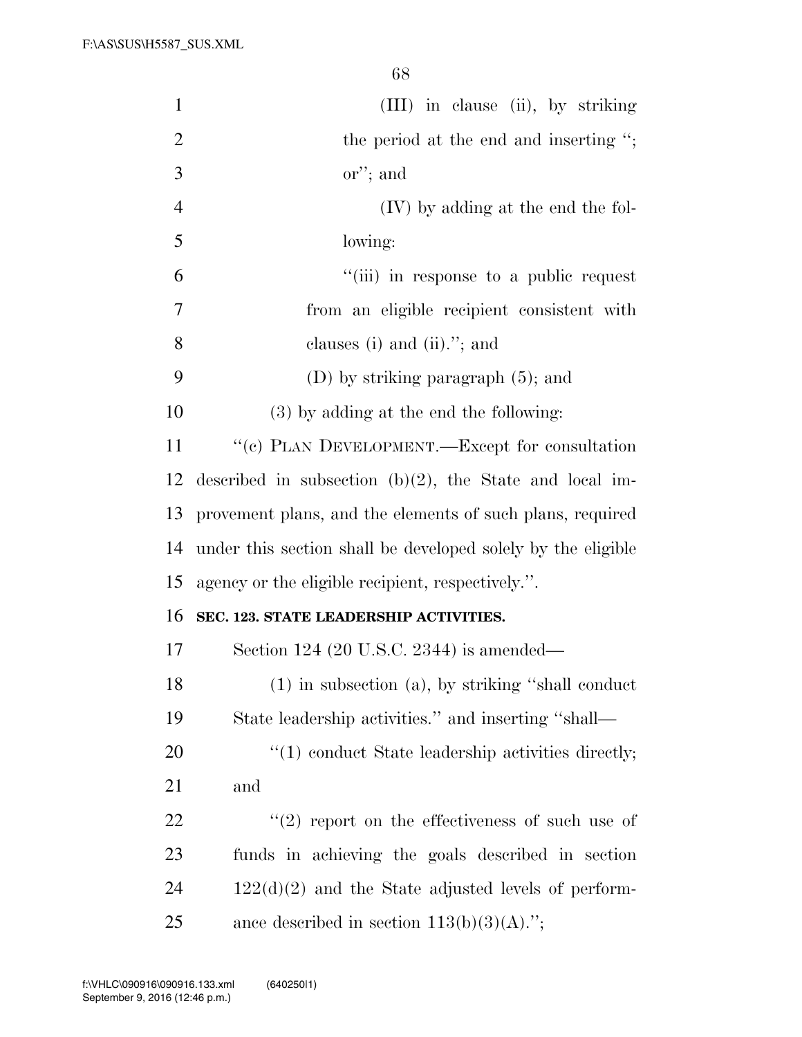(III) in clause (ii), by striking the period at the end and inserting ''; or''; and

(IV) by adding at the end the following:

''(iii) in response to a public request from an eligible recipient consistent with clauses (i) and (ii).''; and

(D) by striking paragraph (5); and

(3) by adding at the end the following:

''(c) PLAN DEVELOPMENT.—Except for consultation described in subsection (b)(2), the State and local improvement plans, and the elements of such plans, required under this section shall be developed solely by the eligible agency or the eligible recipient, respectively.''.

**SEC. 123. STATE LEADERSHIP ACTIVITIES.**

Section 124 (20 U.S.C. 2344) is amended—

(1) in subsection (a), by striking ''shall conduct State leadership activities.'' and inserting ''shall—

''(1) conduct State leadership activities directly; and

''(2) report on the effectiveness of such use of funds in achieving the goals described in section 122(d)(2) and the State adjusted levels of performance described in section 113(b)(3)(A).'';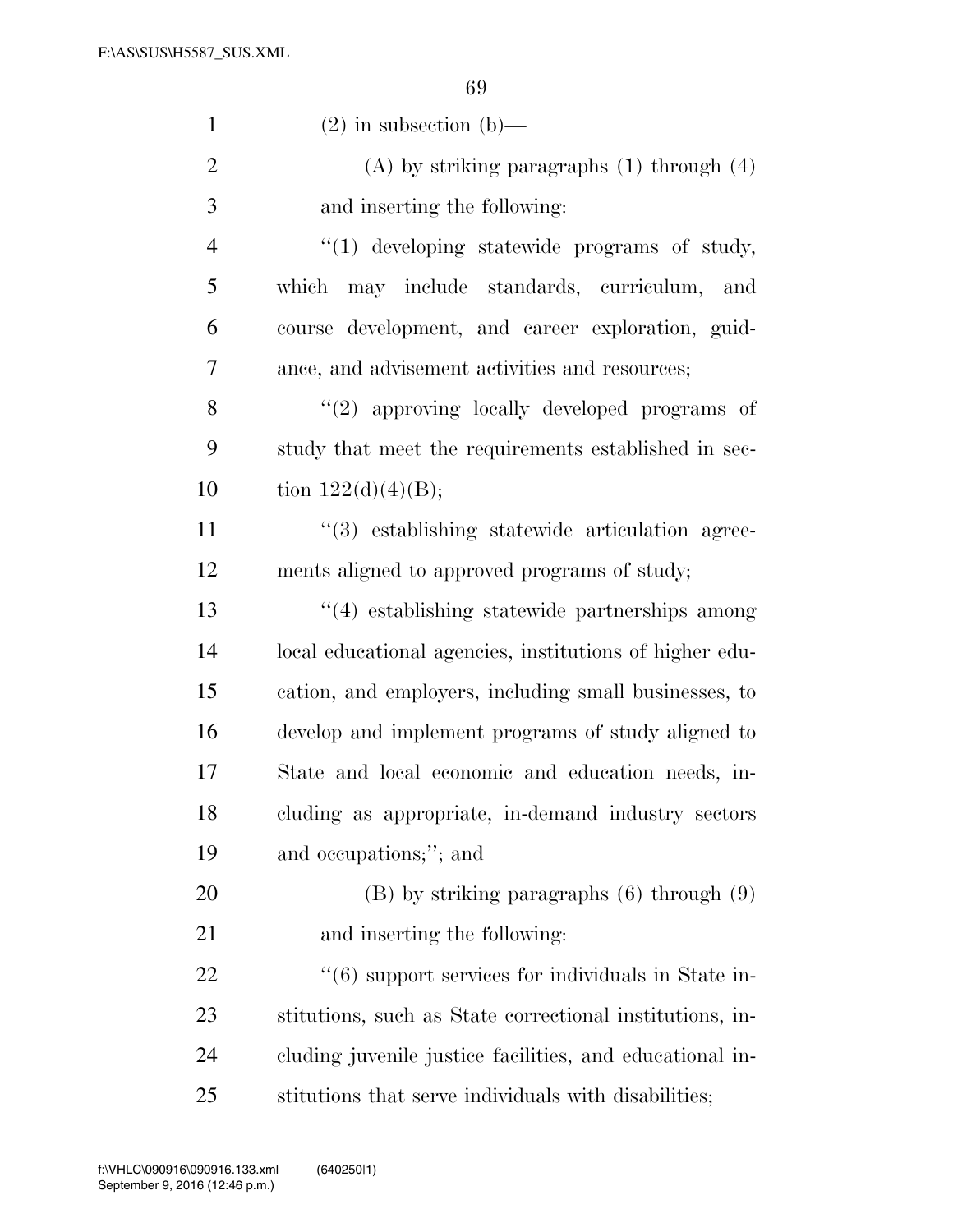(2) in subsection (b)—

(A) by striking paragraphs (1) through (4) and inserting the following:

"(1) developing statewide programs of study, which may include standards, curriculum, and course development, and career exploration, guidance, and advisement activities and resources;

"(2) approving locally developed programs of study that meet the requirements established in section 122(d)(4)(B);

"(3) establishing statewide articulation agreements aligned to approved programs of study;

"(4) establishing statewide partnerships among local educational agencies, institutions of higher education, and employers, including small businesses, to develop and implement programs of study aligned to State and local economic and education needs, including as appropriate, in-demand industry sectors and occupations;"; and

(B) by striking paragraphs (6) through (9) and inserting the following:

"(6) support services for individuals in State institutions, such as State correctional institutions, including juvenile justice facilities, and educational institutions that serve individuals with disabilities;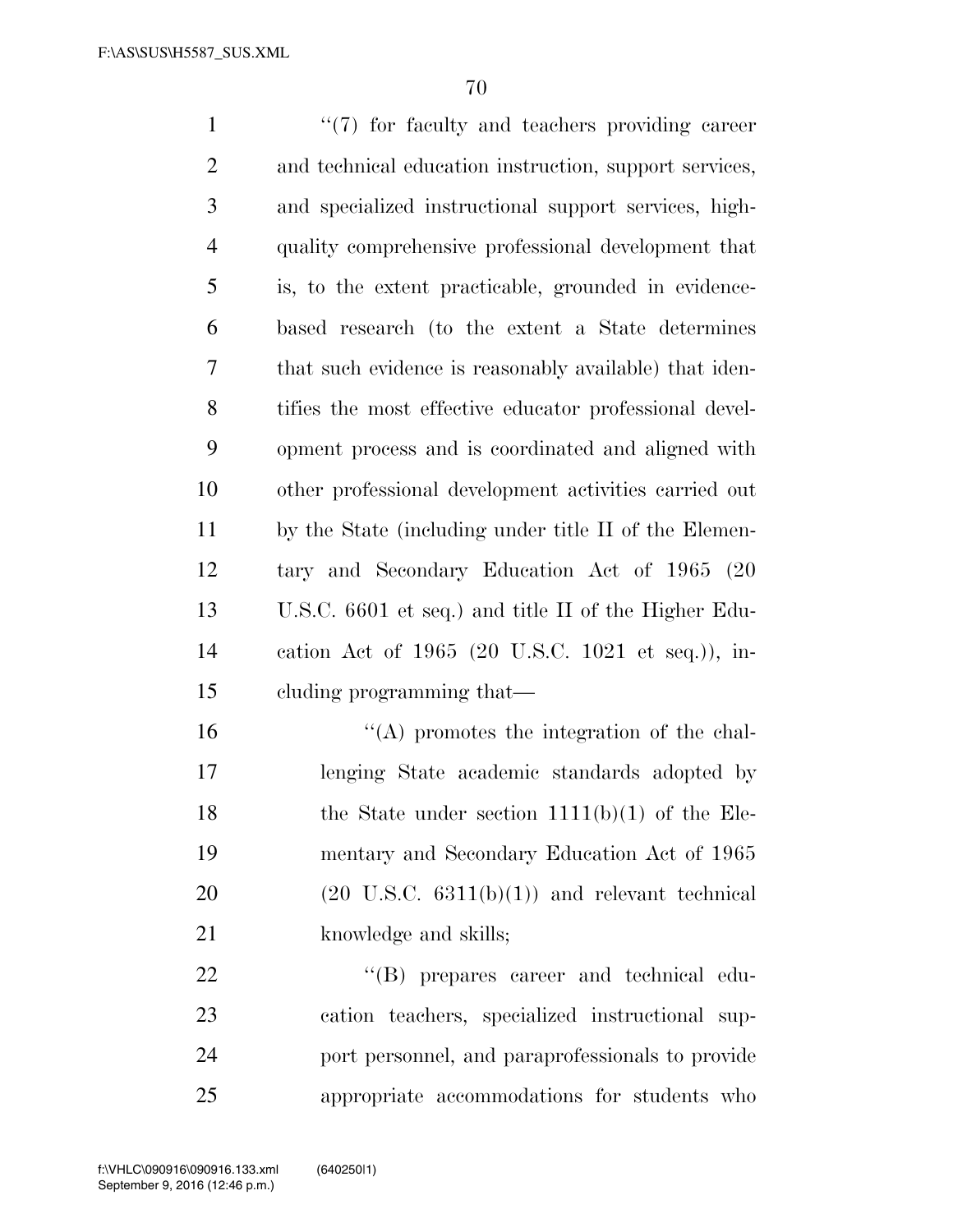"(7) for faculty and teachers providing career and technical education instruction, support services, and specialized instructional support services, high-quality comprehensive professional development that is, to the extent practicable, grounded in evidence-based research (to the extent a State determines that such evidence is reasonably available) that identifies the most effective educator professional development process and is coordinated and aligned with other professional development activities carried out by the State (including under title II of the Elementary and Secondary Education Act of 1965 (20 U.S.C. 6601 et seq.) and title II of the Higher Education Act of 1965 (20 U.S.C. 1021 et seq.)), including programming that—

"(A) promotes the integration of the challenging State academic standards adopted by the State under section 1111(b)(1) of the Elementary and Secondary Education Act of 1965 (20 U.S.C. 6311(b)(1)) and relevant technical knowledge and skills;

"(B) prepares career and technical education teachers, specialized instructional support personnel, and paraprofessionals to provide appropriate accommodations for students who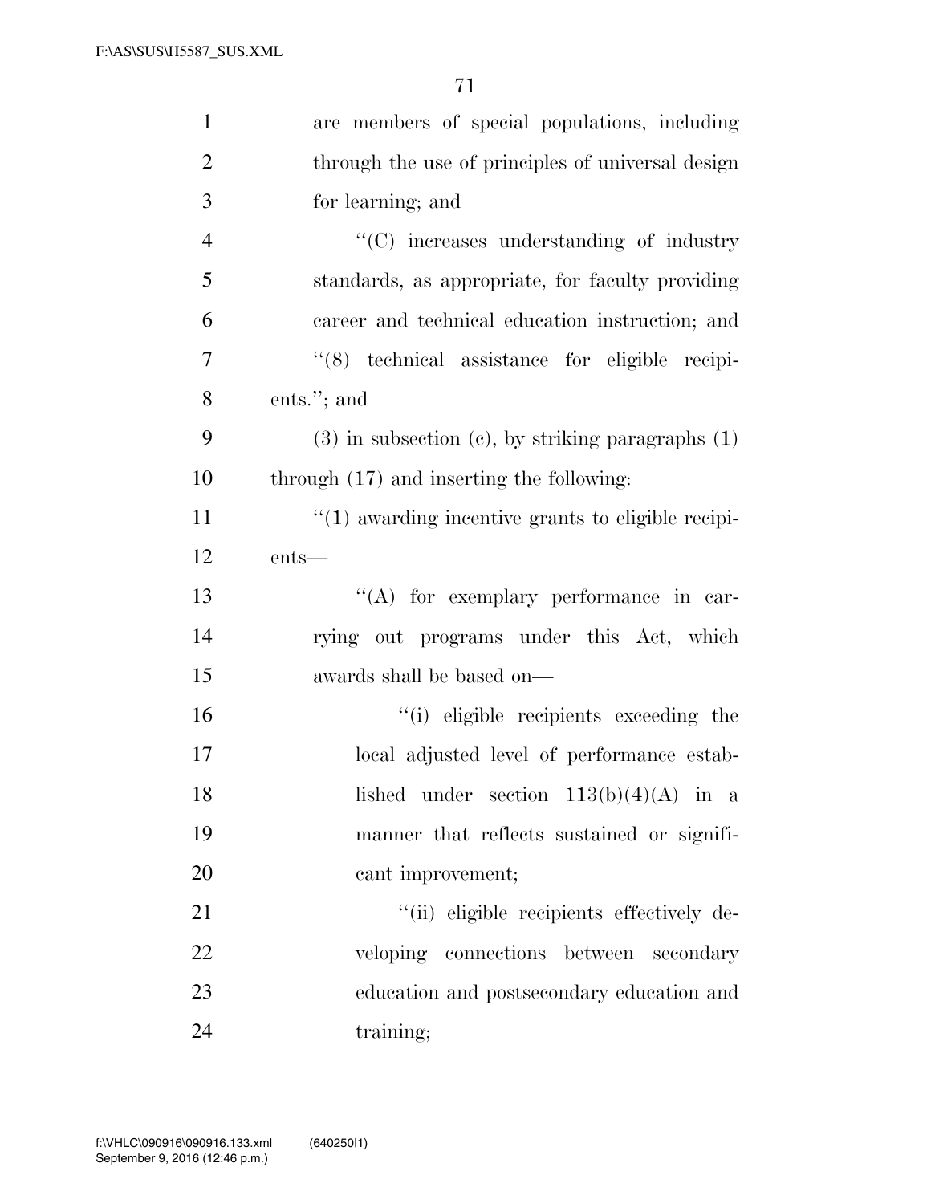are members of special populations, including through the use of principles of universal design for learning; and

''(C) increases understanding of industry standards, as appropriate, for faculty providing career and technical education instruction; and

''(8) technical assistance for eligible recipients.''; and

(3) in subsection (c), by striking paragraphs (1) through (17) and inserting the following:

''(1) awarding incentive grants to eligible recipients—

''(A) for exemplary performance in carrying out programs under this Act, which awards shall be based on—

''(i) eligible recipients exceeding the local adjusted level of performance established under section 113(b)(4)(A) in a manner that reflects sustained or significant improvement;

''(ii) eligible recipients effectively developing connections between secondary education and postsecondary education and training;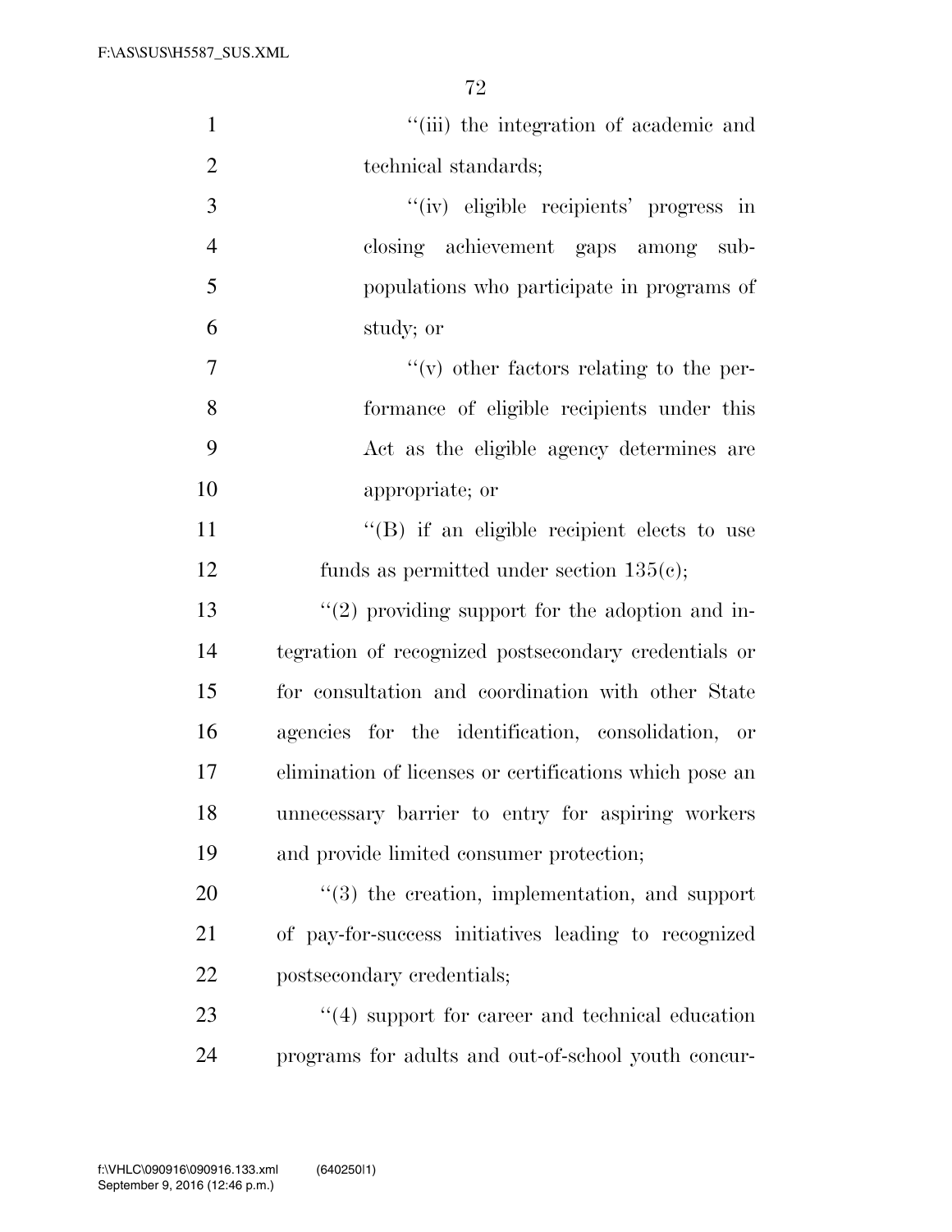''(iii) the integration of academic and technical standards;

''(iv) eligible recipients' progress in closing achievement gaps among subpopulations who participate in programs of study; or

''(v) other factors relating to the performance of eligible recipients under this Act as the eligible agency determines are appropriate; or

''(B) if an eligible recipient elects to use funds as permitted under section 135(c);

''(2) providing support for the adoption and integration of recognized postsecondary credentials or for consultation and coordination with other State agencies for the identification, consolidation, or elimination of licenses or certifications which pose an unnecessary barrier to entry for aspiring workers and provide limited consumer protection;

''(3) the creation, implementation, and support of pay-for-success initiatives leading to recognized postsecondary credentials;

''(4) support for career and technical education programs for adults and out-of-school youth concur-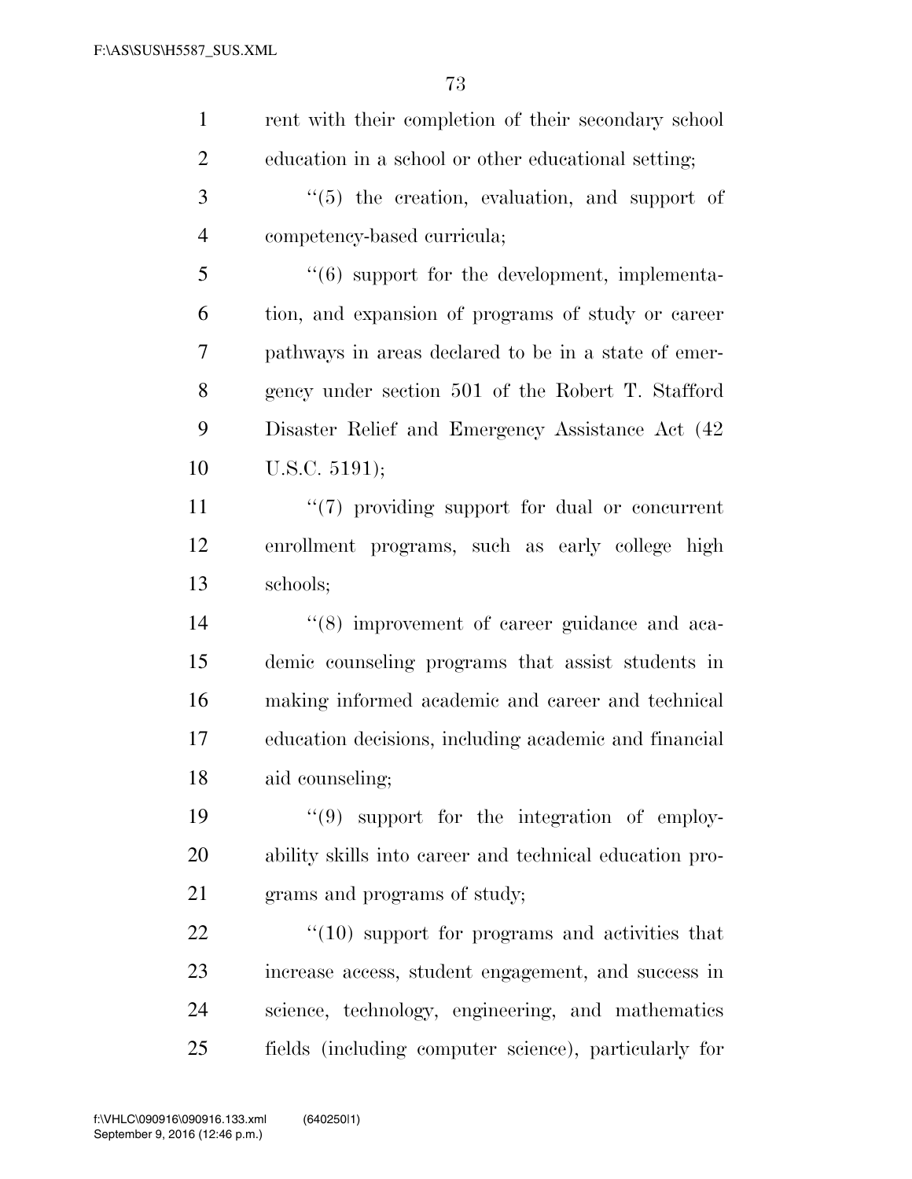rent with their completion of their secondary school education in a school or other educational setting;

''(5) the creation, evaluation, and support of competency-based curricula;

''(6) support for the development, implementation, and expansion of programs of study or career pathways in areas declared to be in a state of emergency under section 501 of the Robert T. Stafford Disaster Relief and Emergency Assistance Act (42 U.S.C. 5191);

''(7) providing support for dual or concurrent enrollment programs, such as early college high schools;

''(8) improvement of career guidance and academic counseling programs that assist students in making informed academic and career and technical education decisions, including academic and financial aid counseling;

''(9) support for the integration of employability skills into career and technical education programs and programs of study;

''(10) support for programs and activities that increase access, student engagement, and success in science, technology, engineering, and mathematics fields (including computer science), particularly for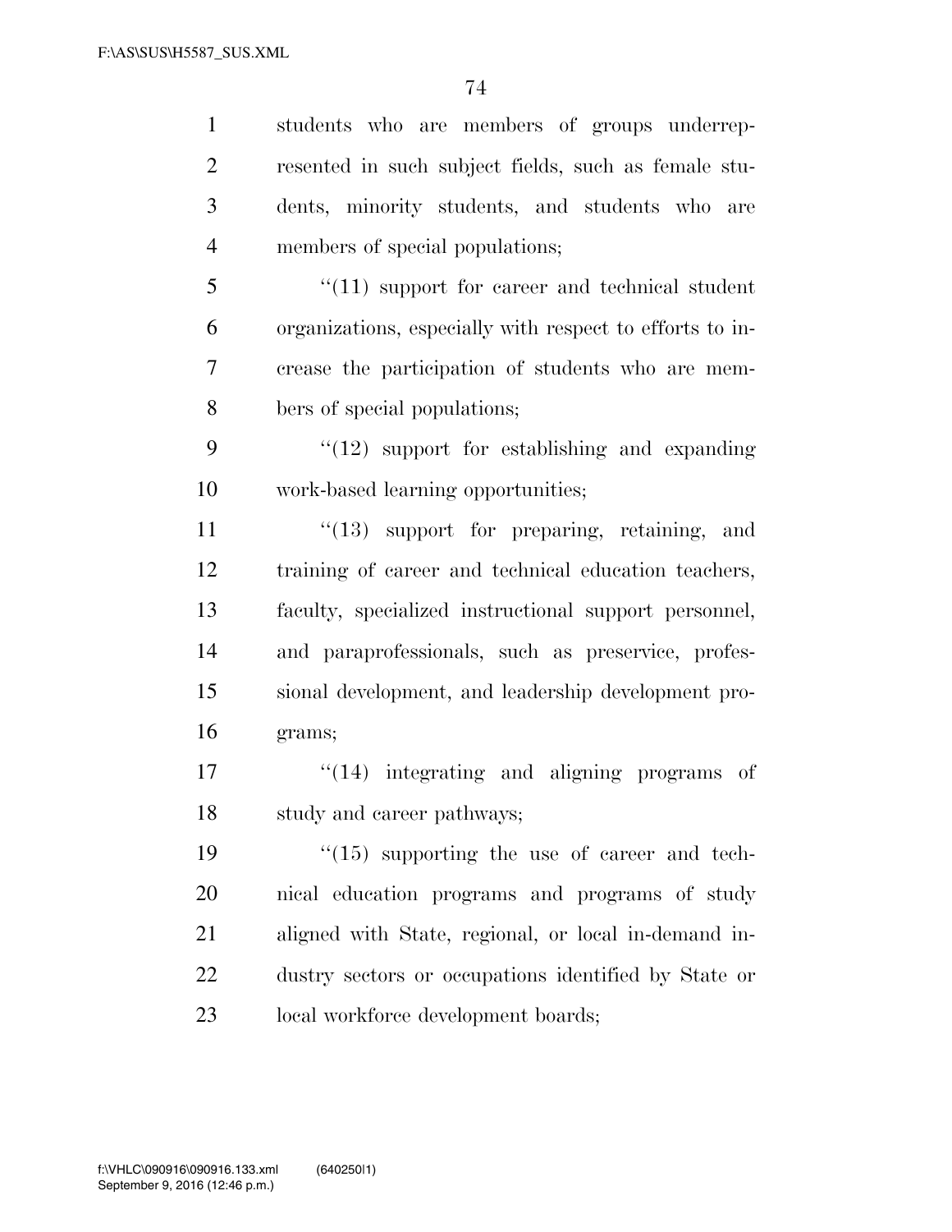students who are members of groups underrepresented in such subject fields, such as female students, minority students, and students who are members of special populations;

''(11) support for career and technical student organizations, especially with respect to efforts to increase the participation of students who are members of special populations;

''(12) support for establishing and expanding work-based learning opportunities;

''(13) support for preparing, retaining, and training of career and technical education teachers, faculty, specialized instructional support personnel, and paraprofessionals, such as preservice, professional development, and leadership development programs;

''(14) integrating and aligning programs of study and career pathways;

''(15) supporting the use of career and technical education programs and programs of study aligned with State, regional, or local in-demand industry sectors or occupations identified by State or local workforce development boards;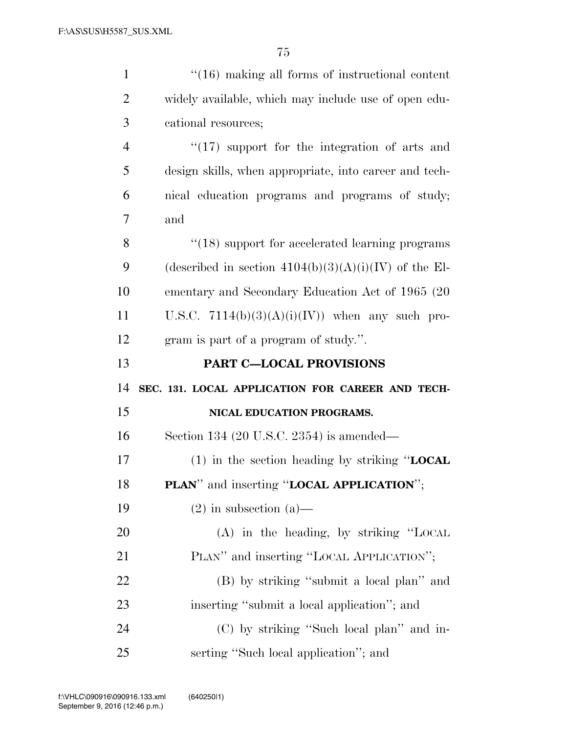''(16) making all forms of instructional content widely available, which may include use of open educational resources;

''(17) support for the integration of arts and design skills, when appropriate, into career and technical education programs and programs of study; and

''(18) support for accelerated learning programs (described in section 4104(b)(3)(A)(i)(IV) of the Elementary and Secondary Education Act of 1965 (20 U.S.C. 7114(b)(3)(A)(i)(IV)) when any such program is part of a program of study.''.

## PART C—LOCAL PROVISIONS

### SEC. 131. LOCAL APPLICATION FOR CAREER AND TECHNICAL EDUCATION PROGRAMS.

Section 134 (20 U.S.C. 2354) is amended—

(1) in the section heading by striking ''**LOCAL PLAN**'' and inserting ''**LOCAL APPLICATION**'';

(2) in subsection (a)—

(A) in the heading, by striking ''LOCAL PLAN'' and inserting ''LOCAL APPLICATION'';

(B) by striking ''submit a local plan'' and inserting ''submit a local application''; and

(C) by striking ''Such local plan'' and inserting ''Such local application''; and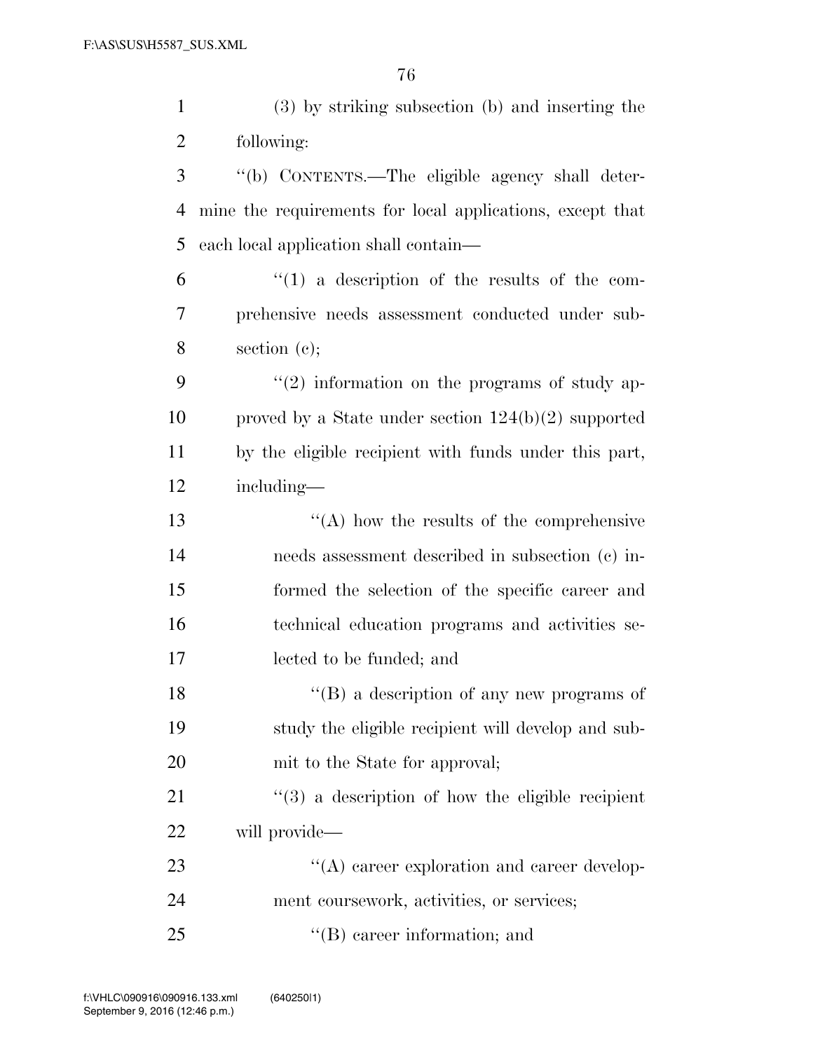(3) by striking subsection (b) and inserting the following:

''(b) CONTENTS.—The eligible agency shall determine the requirements for local applications, except that each local application shall contain—

''(1) a description of the results of the comprehensive needs assessment conducted under subsection (c);

''(2) information on the programs of study approved by a State under section 124(b)(2) supported by the eligible recipient with funds under this part, including—

''(A) how the results of the comprehensive needs assessment described in subsection (c) informed the selection of the specific career and technical education programs and activities selected to be funded; and

''(B) a description of any new programs of study the eligible recipient will develop and submit to the State for approval;

''(3) a description of how the eligible recipient will provide—

''(A) career exploration and career development coursework, activities, or services;

''(B) career information; and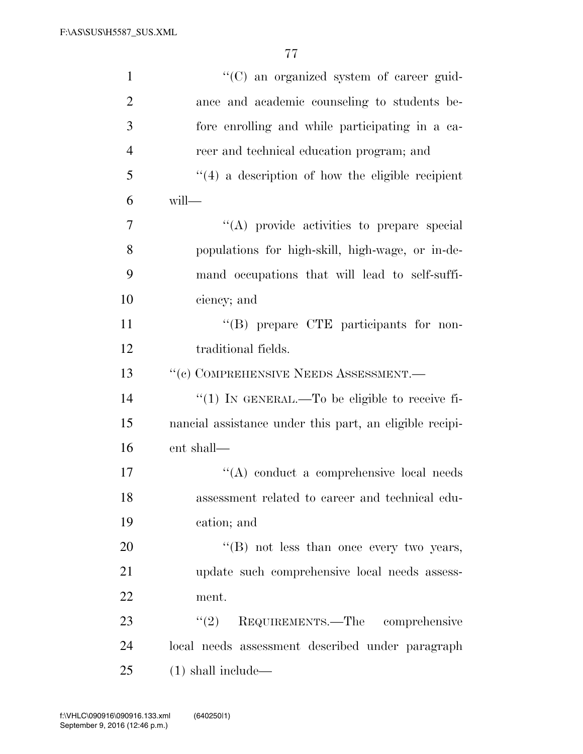''(C) an organized system of career guidance and academic counseling to students before enrolling and while participating in a career and technical education program; and

''(4) a description of how the eligible recipient will—

''(A) provide activities to prepare special populations for high-skill, high-wage, or in-demand occupations that will lead to self-sufficiency; and

''(B) prepare CTE participants for nontraditional fields.

''(c) COMPREHENSIVE NEEDS ASSESSMENT.—

''(1) IN GENERAL.—To be eligible to receive financial assistance under this part, an eligible recipient shall—

''(A) conduct a comprehensive local needs assessment related to career and technical education; and

''(B) not less than once every two years, update such comprehensive local needs assessment.

''(2) REQUIREMENTS.—The comprehensive local needs assessment described under paragraph (1) shall include—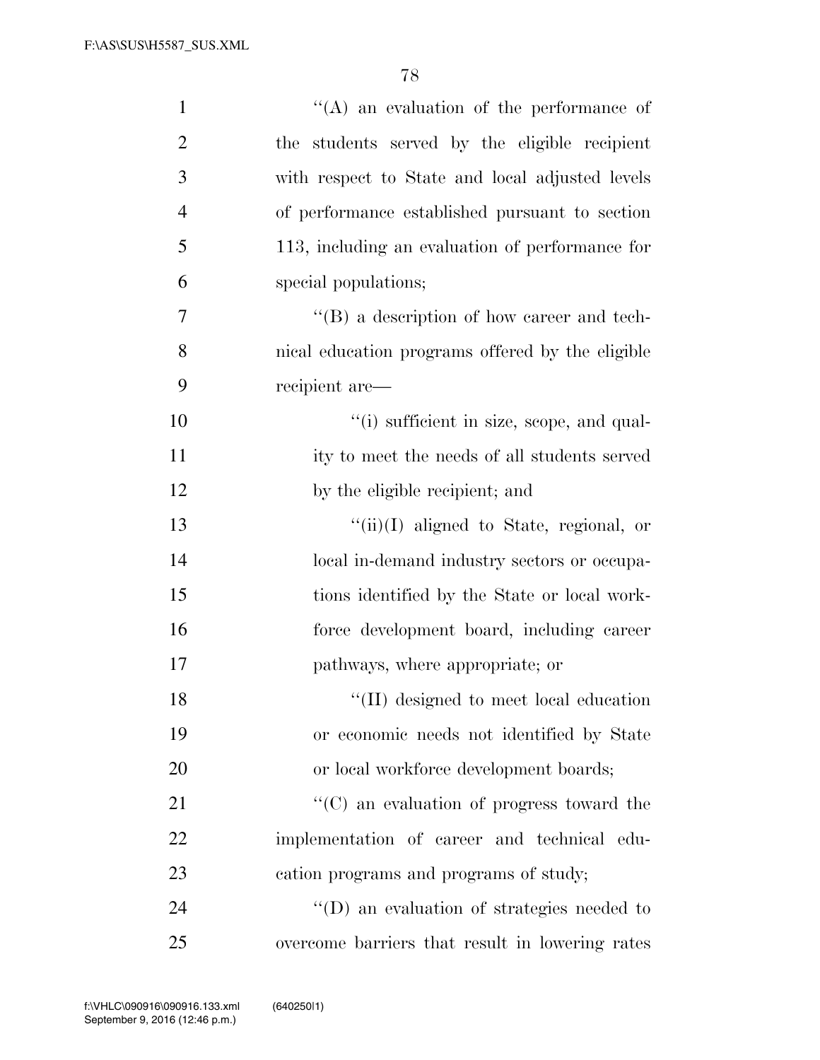''(A) an evaluation of the performance of the students served by the eligible recipient with respect to State and local adjusted levels of performance established pursuant to section 113, including an evaluation of performance for special populations;

''(B) a description of how career and technical education programs offered by the eligible recipient are—

''(i) sufficient in size, scope, and quality to meet the needs of all students served by the eligible recipient; and

''(ii)(I) aligned to State, regional, or local in-demand industry sectors or occupations identified by the State or local workforce development board, including career pathways, where appropriate; or

''(II) designed to meet local education or economic needs not identified by State or local workforce development boards;

''(C) an evaluation of progress toward the implementation of career and technical education programs and programs of study;

''(D) an evaluation of strategies needed to overcome barriers that result in lowering rates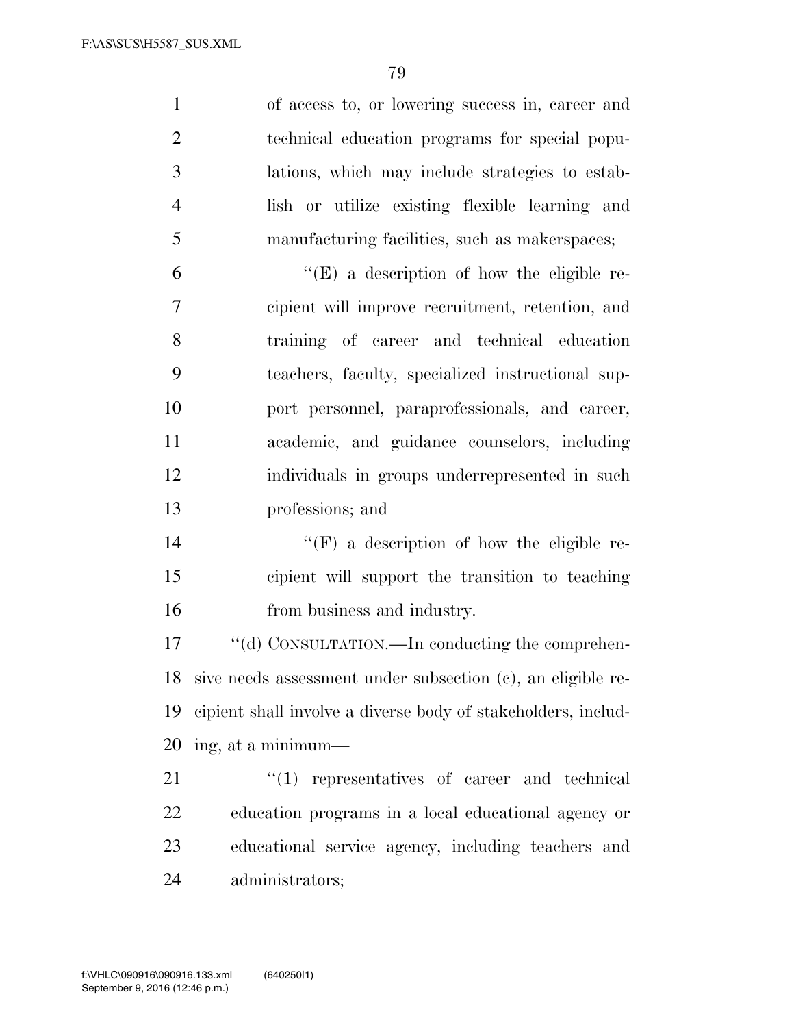of access to, or lowering success in, career and technical education programs for special populations, which may include strategies to establish or utilize existing flexible learning and manufacturing facilities, such as makerspaces;

''(E) a description of how the eligible recipient will improve recruitment, retention, and training of career and technical education teachers, faculty, specialized instructional support personnel, paraprofessionals, and career, academic, and guidance counselors, including individuals in groups underrepresented in such professions; and

''(F) a description of how the eligible recipient will support the transition to teaching from business and industry.

''(d) CONSULTATION.—In conducting the comprehensive needs assessment under subsection (c), an eligible recipient shall involve a diverse body of stakeholders, including, at a minimum—

''(1) representatives of career and technical education programs in a local educational agency or educational service agency, including teachers and administrators;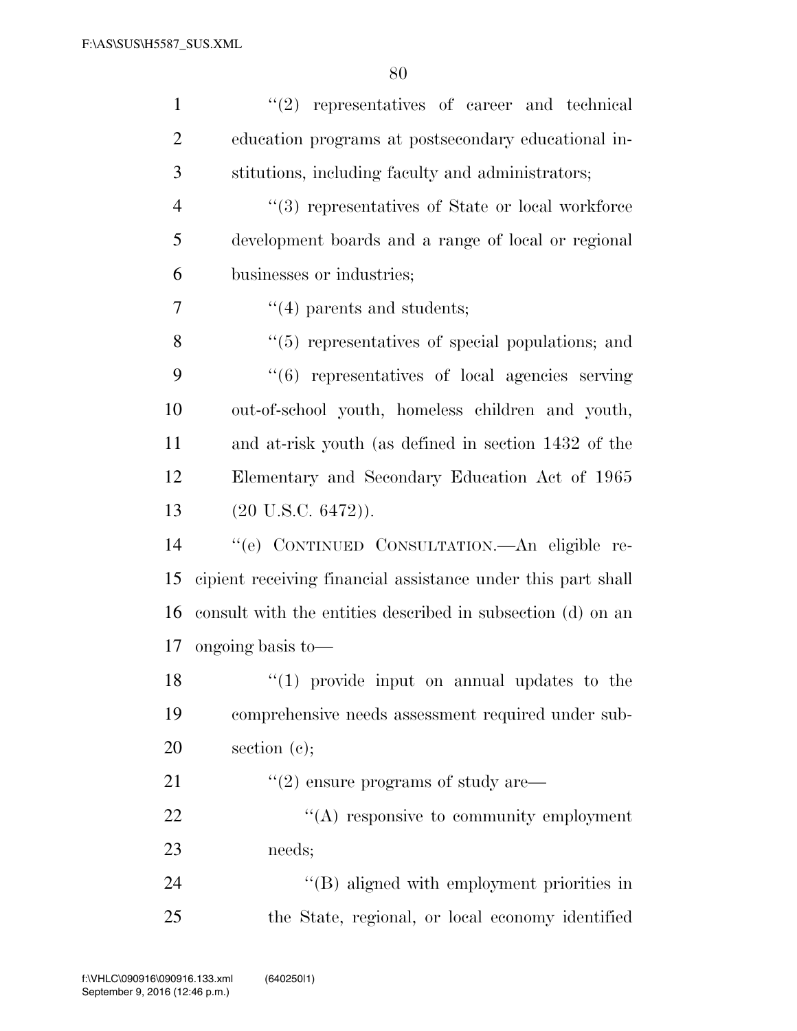''(2) representatives of career and technical education programs at postsecondary educational institutions, including faculty and administrators;

''(3) representatives of State or local workforce development boards and a range of local or regional businesses or industries;

''(4) parents and students;

''(5) representatives of special populations; and

''(6) representatives of local agencies serving out-of-school youth, homeless children and youth, and at-risk youth (as defined in section 1432 of the Elementary and Secondary Education Act of 1965 (20 U.S.C. 6472)).

''(e) CONTINUED CONSULTATION.—An eligible recipient receiving financial assistance under this part shall consult with the entities described in subsection (d) on an ongoing basis to—

''(1) provide input on annual updates to the comprehensive needs assessment required under subsection (c);

''(2) ensure programs of study are—

''(A) responsive to community employment needs;

''(B) aligned with employment priorities in the State, regional, or local economy identified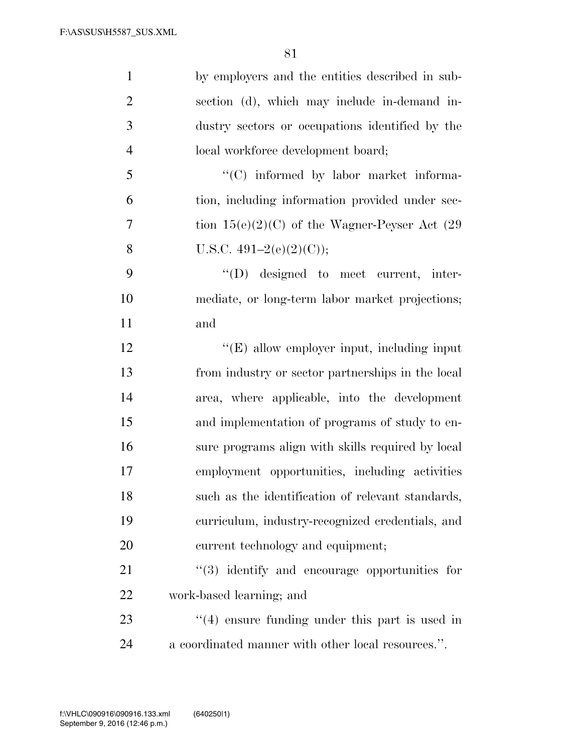by employers and the entities described in subsection (d), which may include in-demand industry sectors or occupations identified by the local workforce development board;

''(C) informed by labor market information, including information provided under section 15(e)(2)(C) of the Wagner-Peyser Act (29 U.S.C. 491–2(e)(2)(C));

''(D) designed to meet current, intermediate, or long-term labor market projections; and

''(E) allow employer input, including input from industry or sector partnerships in the local area, where applicable, into the development and implementation of programs of study to ensure programs align with skills required by local employment opportunities, including activities such as the identification of relevant standards, curriculum, industry-recognized credentials, and current technology and equipment;

''(3) identify and encourage opportunities for work-based learning; and

''(4) ensure funding under this part is used in a coordinated manner with other local resources.''.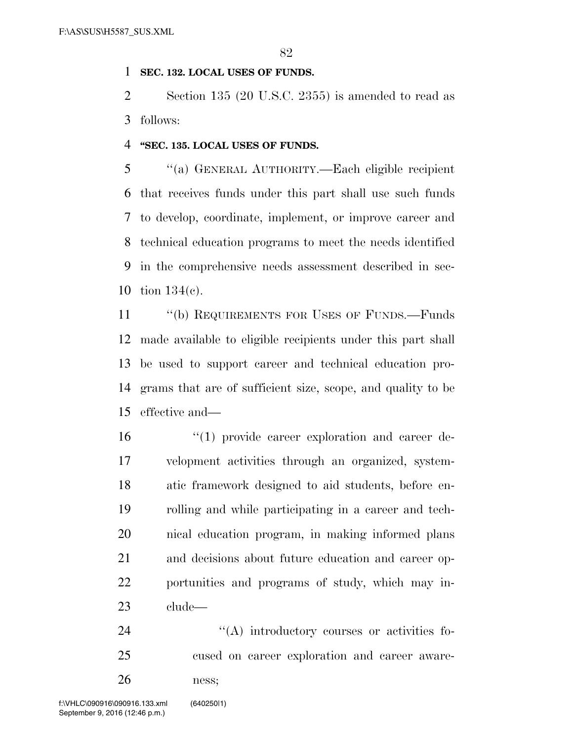**SEC. 132. LOCAL USES OF FUNDS.**

Section 135 (20 U.S.C. 2355) is amended to read as follows:

**"SEC. 135. LOCAL USES OF FUNDS.**

"(a) GENERAL AUTHORITY.—Each eligible recipient that receives funds under this part shall use such funds to develop, coordinate, implement, or improve career and technical education programs to meet the needs identified in the comprehensive needs assessment described in section 134(c).

"(b) REQUIREMENTS FOR USES OF FUNDS.—Funds made available to eligible recipients under this part shall be used to support career and technical education programs that are of sufficient size, scope, and quality to be effective and—

"(1) provide career exploration and career development activities through an organized, systematic framework designed to aid students, before enrolling and while participating in a career and technical education program, in making informed plans and decisions about future education and career opportunities and programs of study, which may include—

"(A) introductory courses or activities focused on career exploration and career awareness;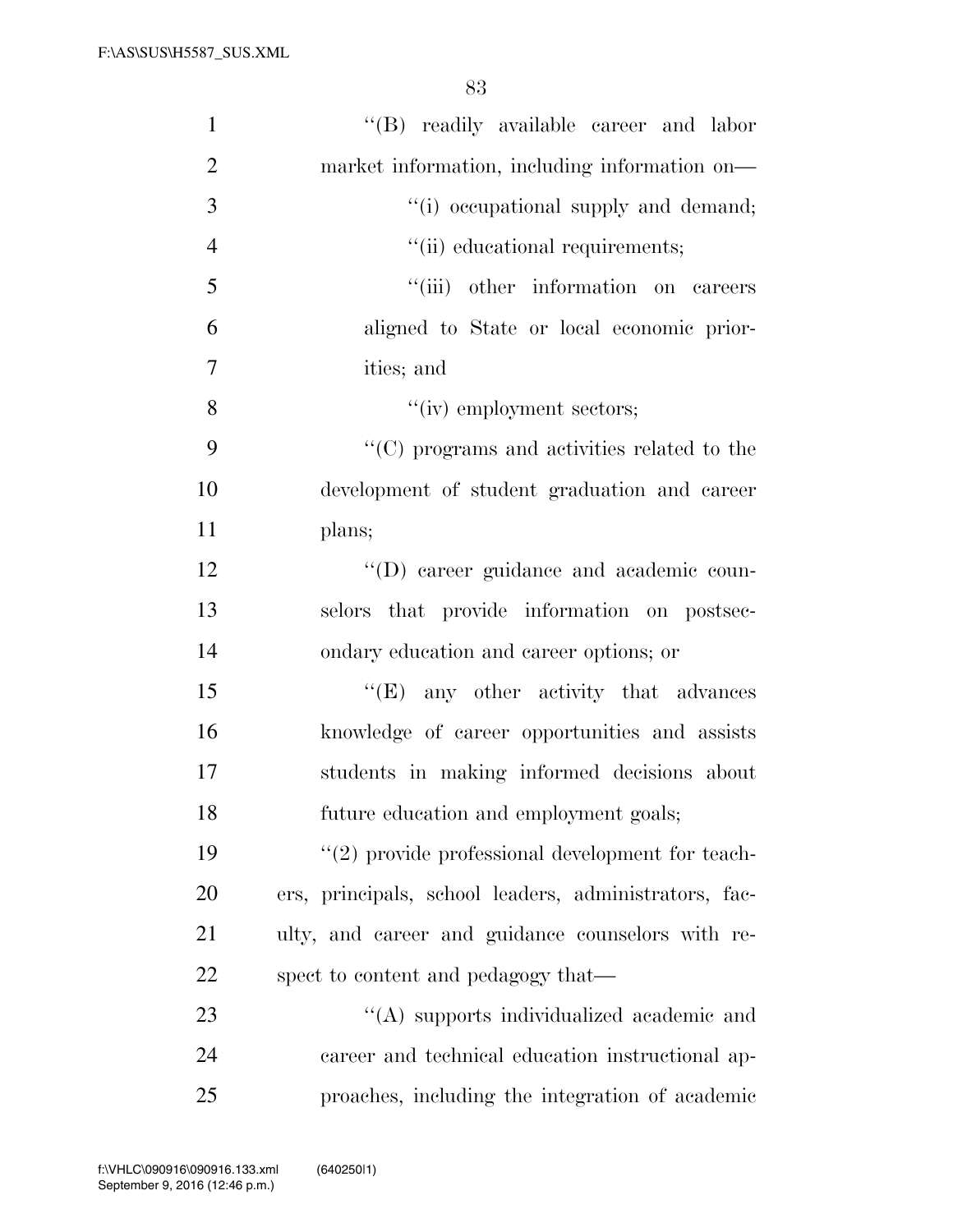''(B) readily available career and labor market information, including information on—

''(i) occupational supply and demand;

''(ii) educational requirements;

''(iii) other information on careers aligned to State or local economic priorities; and

''(iv) employment sectors;

''(C) programs and activities related to the development of student graduation and career plans;

''(D) career guidance and academic counselors that provide information on postsecondary education and career options; or

''(E) any other activity that advances knowledge of career opportunities and assists students in making informed decisions about future education and employment goals;

''(2) provide professional development for teachers, principals, school leaders, administrators, faculty, and career and guidance counselors with respect to content and pedagogy that—

''(A) supports individualized academic and career and technical education instructional approaches, including the integration of academic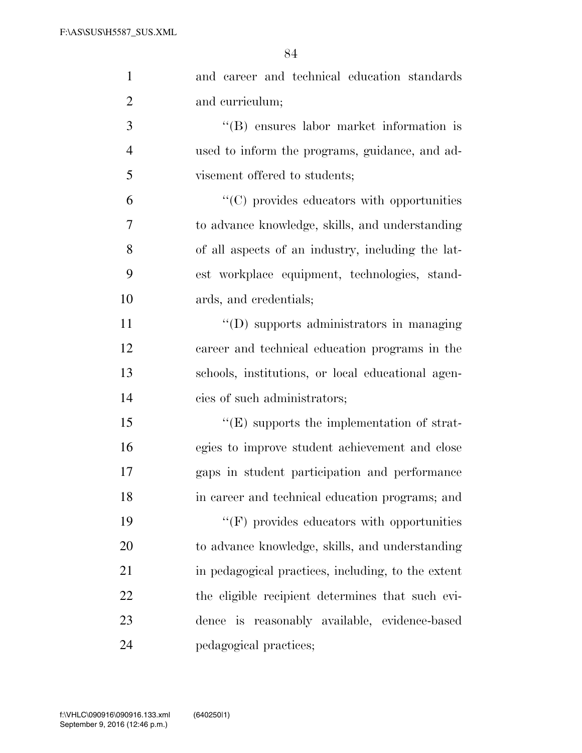and career and technical education standards and curriculum;

''(B) ensures labor market information is used to inform the programs, guidance, and advisement offered to students;

''(C) provides educators with opportunities to advance knowledge, skills, and understanding of all aspects of an industry, including the latest workplace equipment, technologies, standards, and credentials;

''(D) supports administrators in managing career and technical education programs in the schools, institutions, or local educational agencies of such administrators;

''(E) supports the implementation of strategies to improve student achievement and close gaps in student participation and performance in career and technical education programs; and

''(F) provides educators with opportunities to advance knowledge, skills, and understanding in pedagogical practices, including, to the extent the eligible recipient determines that such evidence is reasonably available, evidence-based pedagogical practices;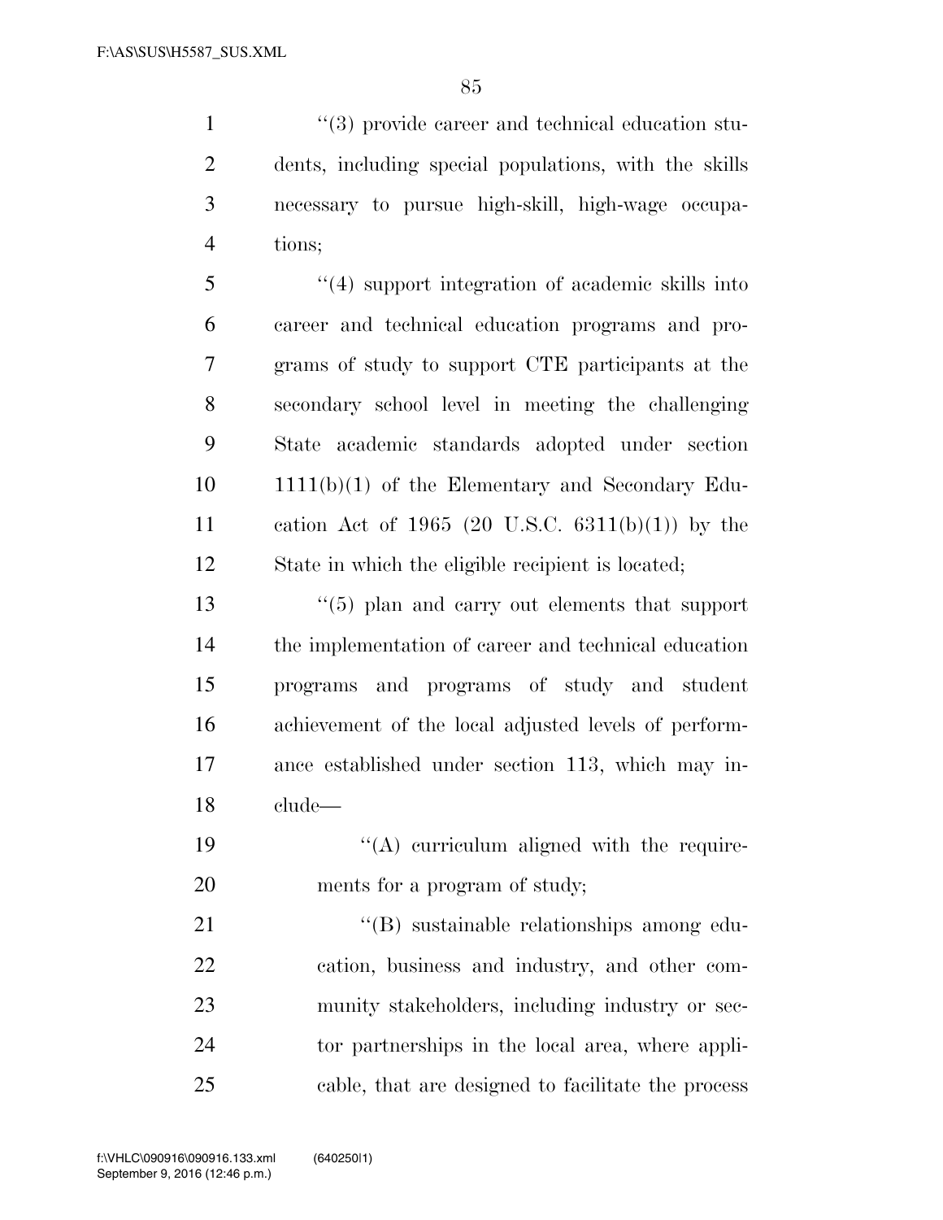''(3) provide career and technical education students, including special populations, with the skills necessary to pursue high-skill, high-wage occupations;

''(4) support integration of academic skills into career and technical education programs and programs of study to support CTE participants at the secondary school level in meeting the challenging State academic standards adopted under section 1111(b)(1) of the Elementary and Secondary Education Act of 1965 (20 U.S.C. 6311(b)(1)) by the State in which the eligible recipient is located;

''(5) plan and carry out elements that support the implementation of career and technical education programs and programs of study and student achievement of the local adjusted levels of performance established under section 113, which may include—

''(A) curriculum aligned with the requirements for a program of study;

''(B) sustainable relationships among education, business and industry, and other community stakeholders, including industry or sector partnerships in the local area, where applicable, that are designed to facilitate the process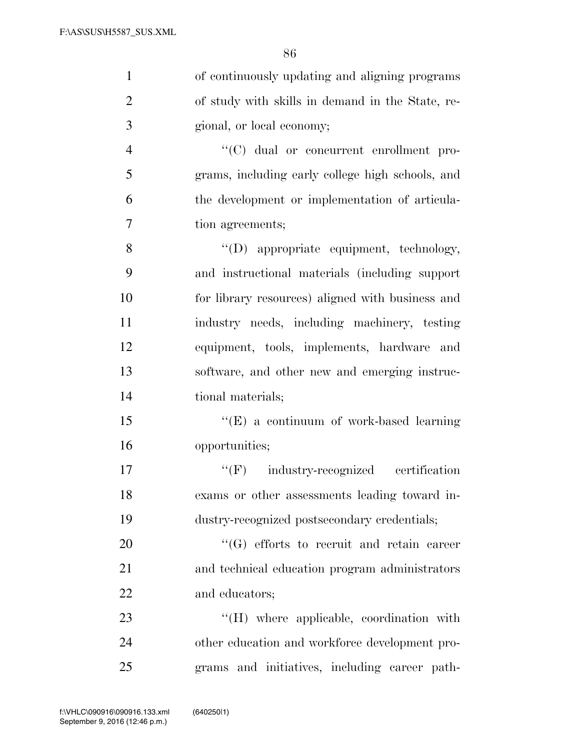of continuously updating and aligning programs of study with skills in demand in the State, regional, or local economy;

''(C) dual or concurrent enrollment programs, including early college high schools, and the development or implementation of articulation agreements;

''(D) appropriate equipment, technology, and instructional materials (including support for library resources) aligned with business and industry needs, including machinery, testing equipment, tools, implements, hardware and software, and other new and emerging instructional materials;

''(E) a continuum of work-based learning opportunities;

''(F) industry-recognized certification exams or other assessments leading toward industry-recognized postsecondary credentials;

''(G) efforts to recruit and retain career and technical education program administrators and educators;

''(H) where applicable, coordination with other education and workforce development programs and initiatives, including career path-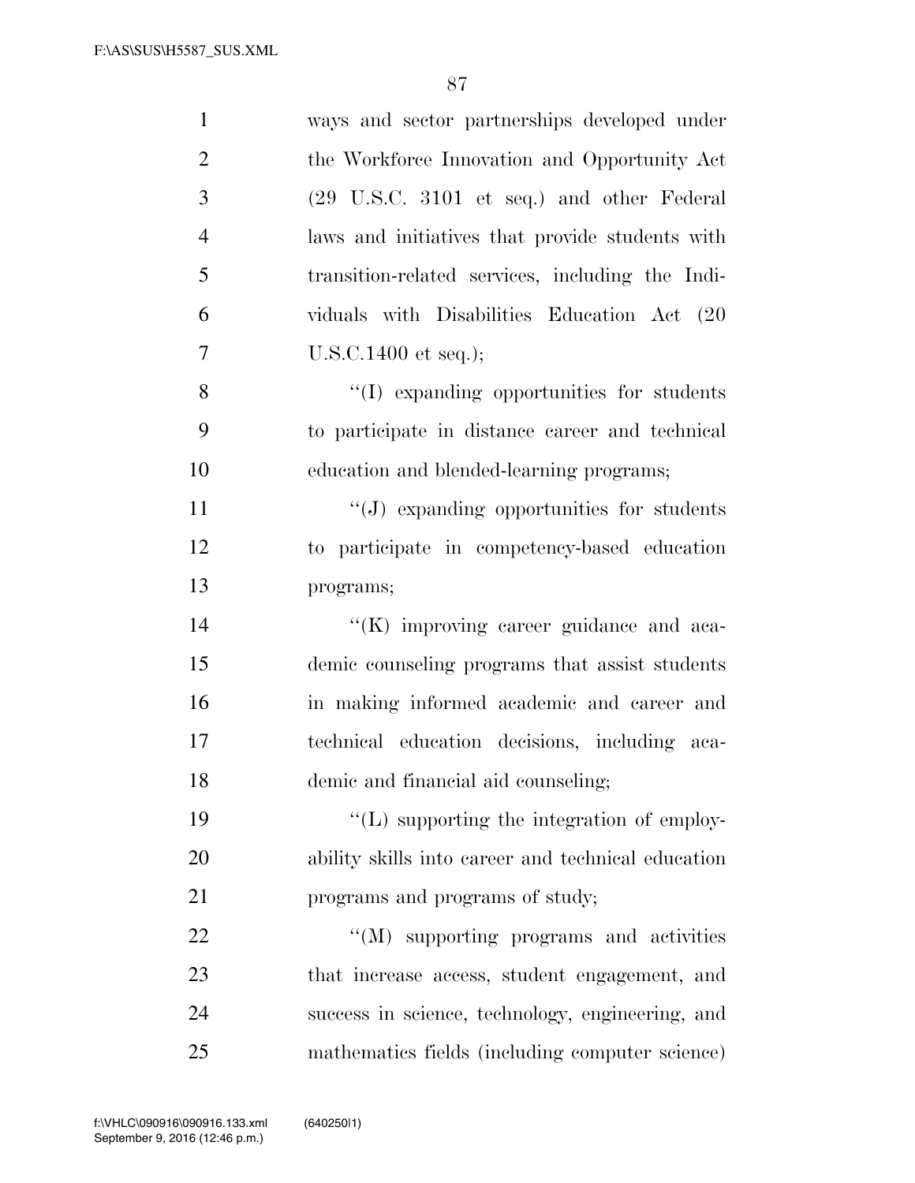ways and sector partnerships developed under the Workforce Innovation and Opportunity Act (29 U.S.C. 3101 et seq.) and other Federal laws and initiatives that provide students with transition-related services, including the Individuals with Disabilities Education Act (20 U.S.C.1400 et seq.);

''(I) expanding opportunities for students to participate in distance career and technical education and blended-learning programs;

''(J) expanding opportunities for students to participate in competency-based education programs;

''(K) improving career guidance and academic counseling programs that assist students in making informed academic and career and technical education decisions, including academic and financial aid counseling;

''(L) supporting the integration of employability skills into career and technical education programs and programs of study;

''(M) supporting programs and activities that increase access, student engagement, and success in science, technology, engineering, and mathematics fields (including computer science)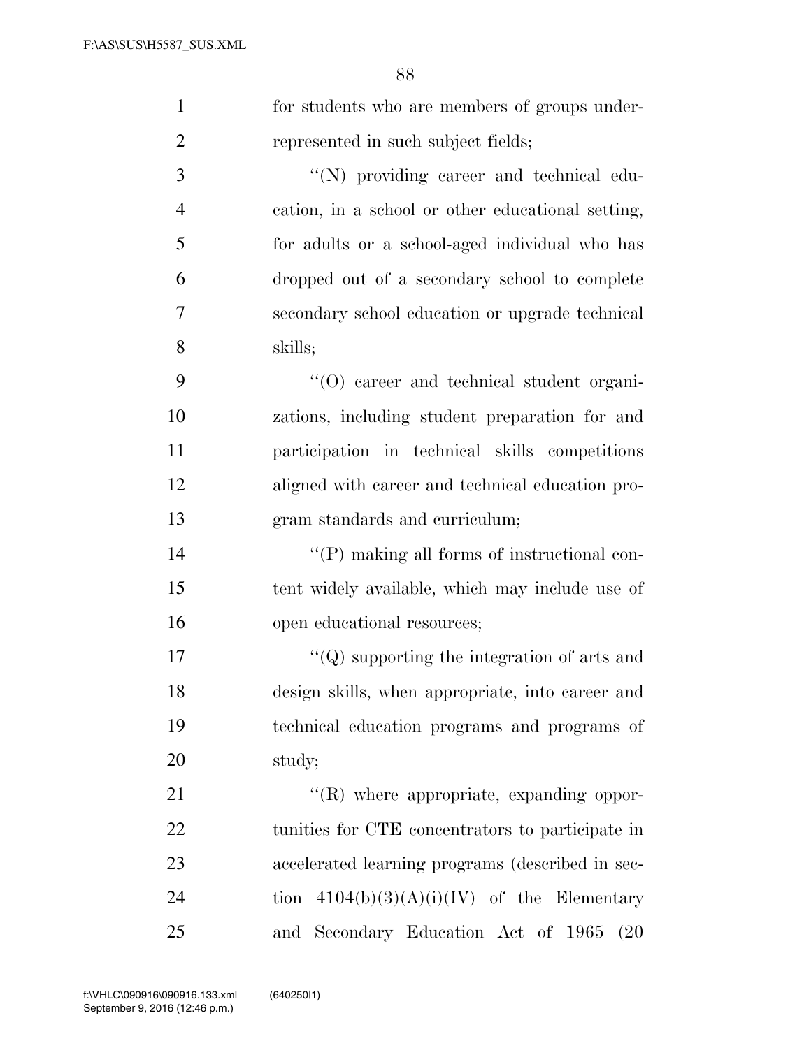for students who are members of groups under-represented in such subject fields;

''(N) providing career and technical education, in a school or other educational setting, for adults or a school-aged individual who has dropped out of a secondary school to complete secondary school education or upgrade technical skills;

''(O) career and technical student organizations, including student preparation for and participation in technical skills competitions aligned with career and technical education program standards and curriculum;

''(P) making all forms of instructional content widely available, which may include use of open educational resources;

''(Q) supporting the integration of arts and design skills, when appropriate, into career and technical education programs and programs of study;

''(R) where appropriate, expanding opportunities for CTE concentrators to participate in accelerated learning programs (described in section 4104(b)(3)(A)(i)(IV) of the Elementary and Secondary Education Act of 1965 (20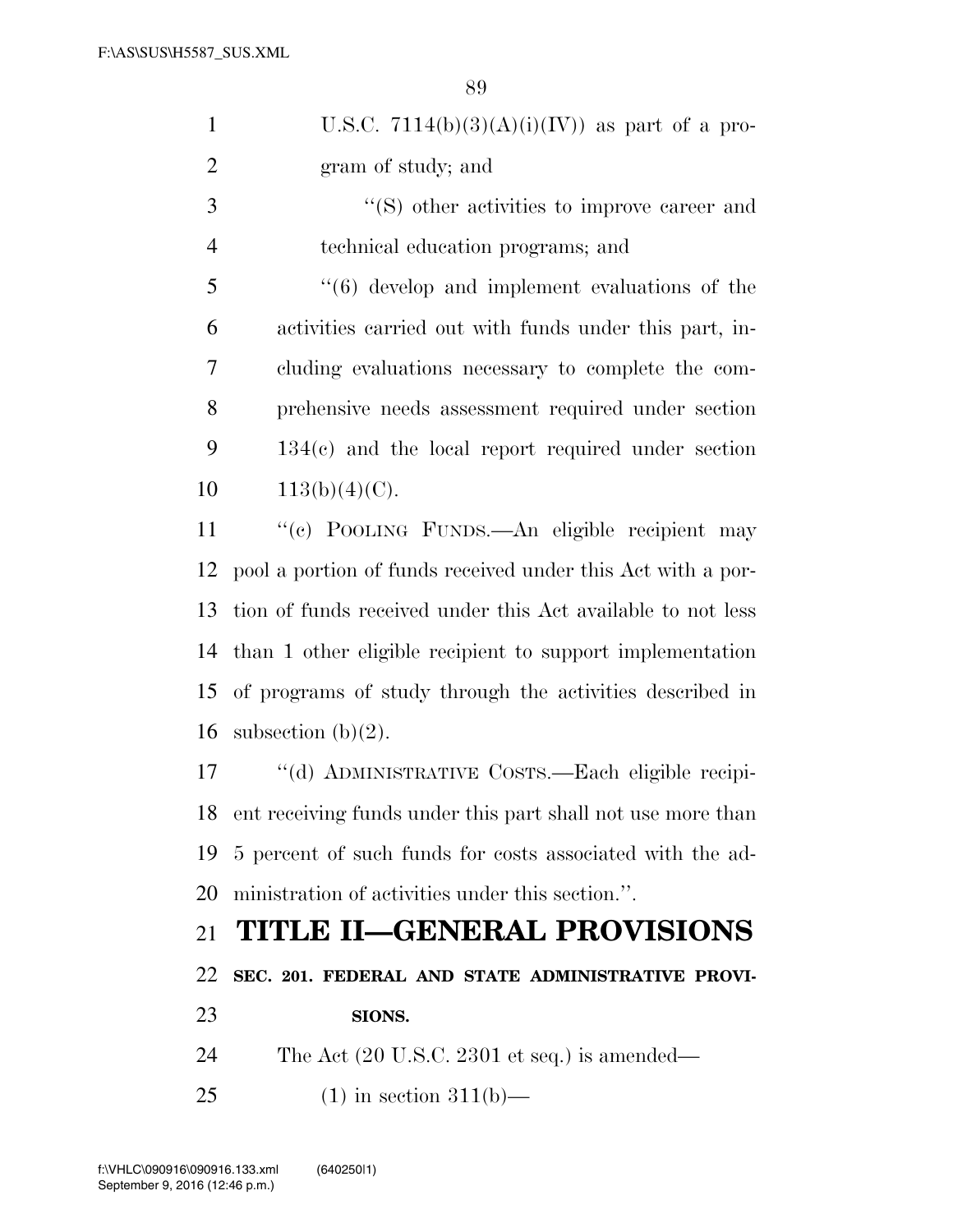U.S.C. 7114(b)(3)(A)(i)(IV)) as part of a program of study; and

''(S) other activities to improve career and technical education programs; and

''(6) develop and implement evaluations of the activities carried out with funds under this part, including evaluations necessary to complete the comprehensive needs assessment required under section 134(c) and the local report required under section 113(b)(4)(C).

''(c) POOLING FUNDS.—An eligible recipient may pool a portion of funds received under this Act with a portion of funds received under this Act available to not less than 1 other eligible recipient to support implementation of programs of study through the activities described in subsection (b)(2).

''(d) ADMINISTRATIVE COSTS.—Each eligible recipient receiving funds under this part shall not use more than 5 percent of such funds for costs associated with the administration of activities under this section.''.

# TITLE II—GENERAL PROVISIONS

### SEC. 201. FEDERAL AND STATE ADMINISTRATIVE PROVISIONS.

The Act (20 U.S.C. 2301 et seq.) is amended—

(1) in section 311(b)—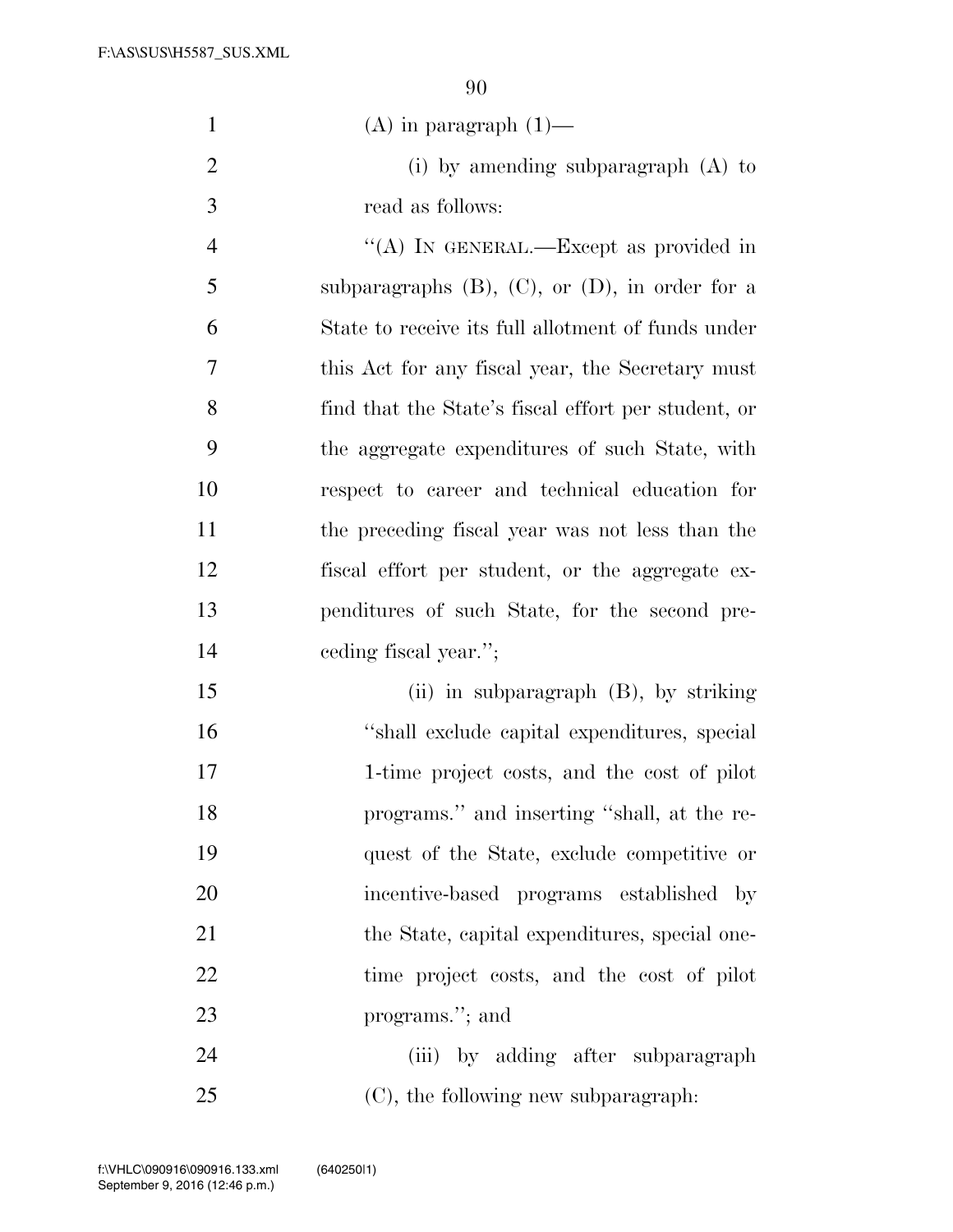(A) in paragraph (1)—

(i) by amending subparagraph (A) to read as follows:

"(A) IN GENERAL.—Except as provided in subparagraphs (B), (C), or (D), in order for a State to receive its full allotment of funds under this Act for any fiscal year, the Secretary must find that the State's fiscal effort per student, or the aggregate expenditures of such State, with respect to career and technical education for the preceding fiscal year was not less than the fiscal effort per student, or the aggregate expenditures of such State, for the second preceding fiscal year.";

(ii) in subparagraph (B), by striking "shall exclude capital expenditures, special 1-time project costs, and the cost of pilot programs." and inserting "shall, at the request of the State, exclude competitive or incentive-based programs established by the State, capital expenditures, special one-time project costs, and the cost of pilot programs."; and

(iii) by adding after subparagraph (C), the following new subparagraph: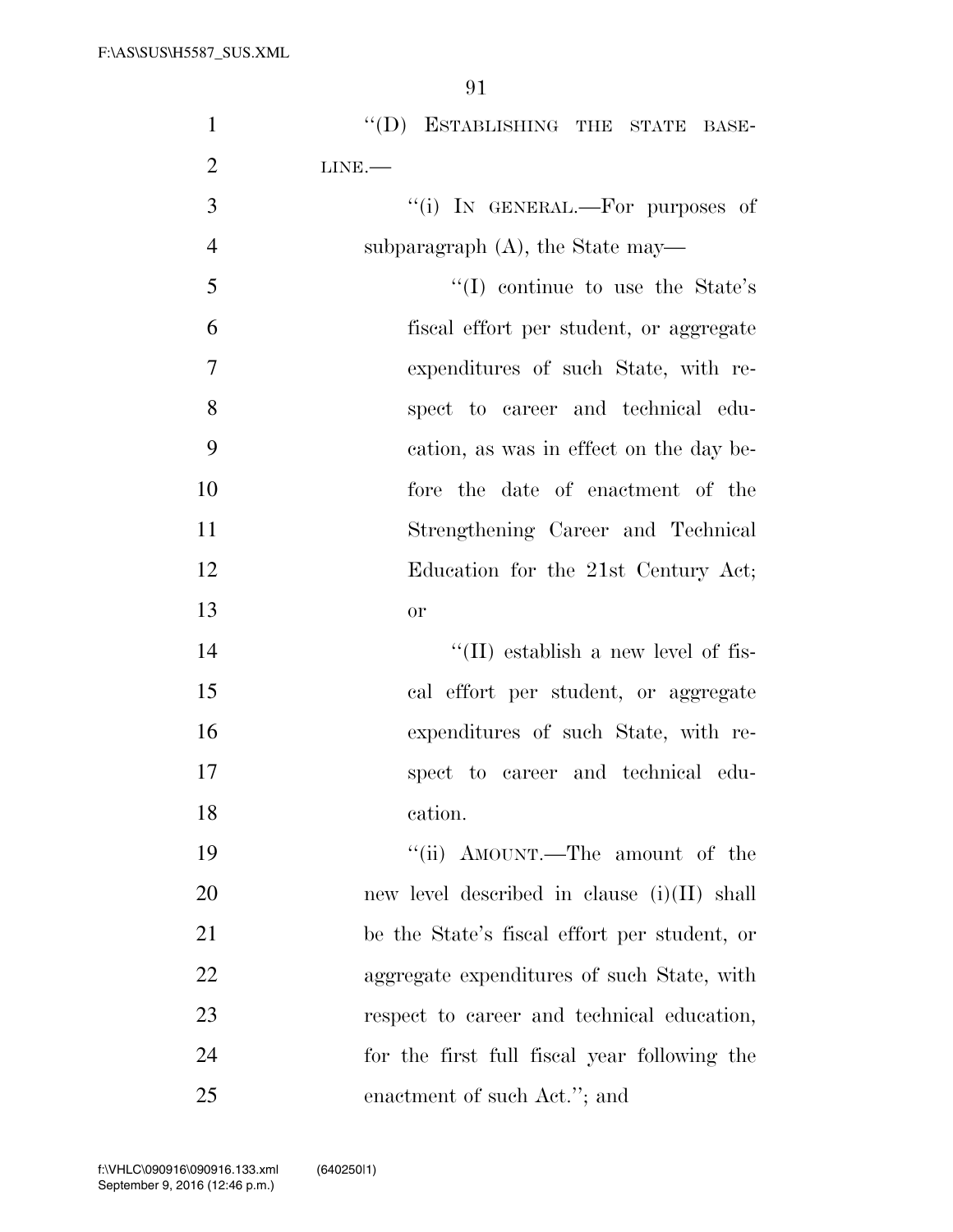"(D) ESTABLISHING THE STATE BASELINE.—

"(i) IN GENERAL.—For purposes of subparagraph (A), the State may—

"(I) continue to use the State's fiscal effort per student, or aggregate expenditures of such State, with respect to career and technical education, as was in effect on the day before the date of enactment of the Strengthening Career and Technical Education for the 21st Century Act; or

"(II) establish a new level of fiscal effort per student, or aggregate expenditures of such State, with respect to career and technical education.

"(ii) AMOUNT.—The amount of the new level described in clause (i)(II) shall be the State's fiscal effort per student, or aggregate expenditures of such State, with respect to career and technical education, for the first full fiscal year following the enactment of such Act."; and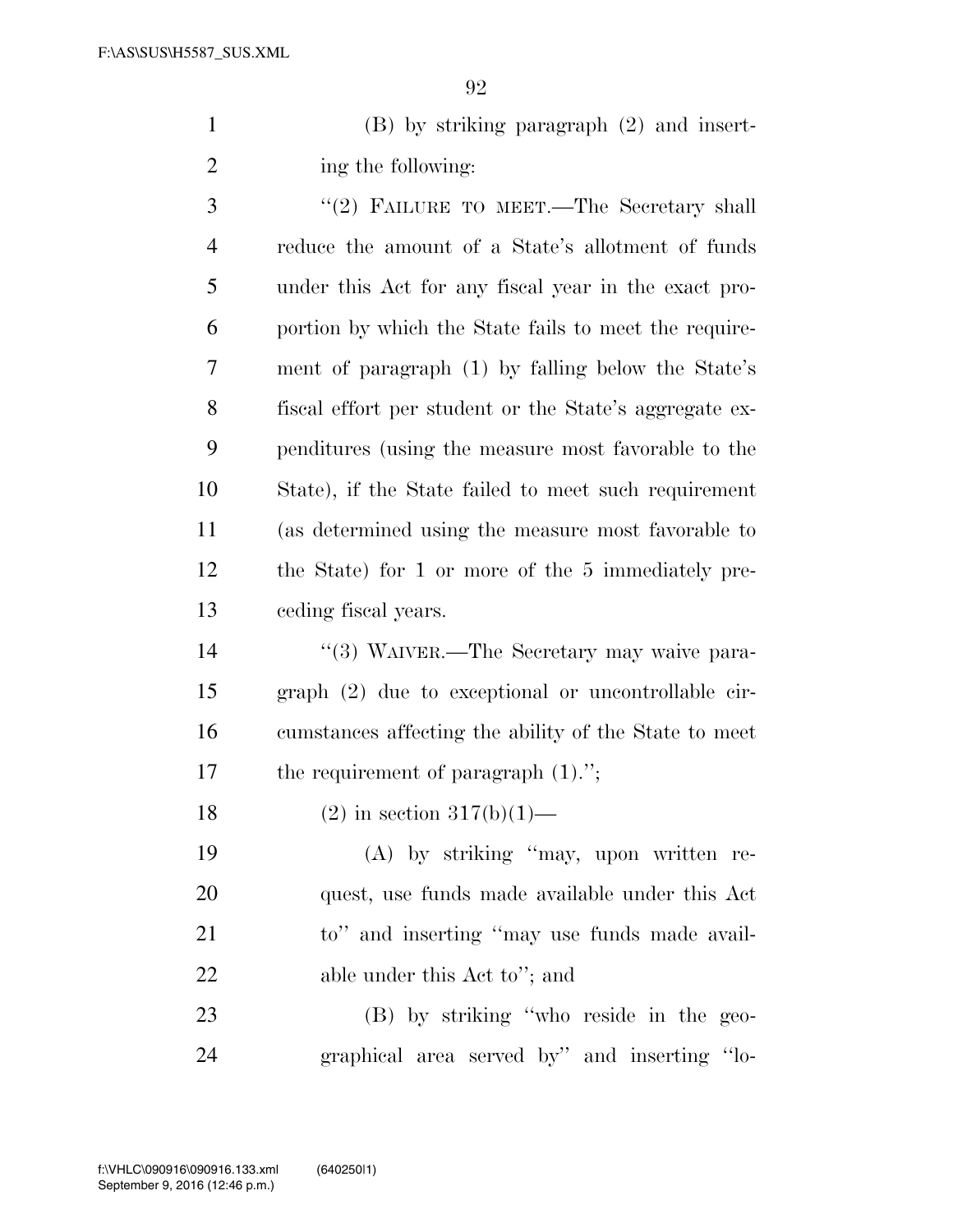(B) by striking paragraph (2) and inserting the following:

"(2) FAILURE TO MEET.—The Secretary shall reduce the amount of a State's allotment of funds under this Act for any fiscal year in the exact proportion by which the State fails to meet the requirement of paragraph (1) by falling below the State's fiscal effort per student or the State's aggregate expenditures (using the measure most favorable to the State), if the State failed to meet such requirement (as determined using the measure most favorable to the State) for 1 or more of the 5 immediately preceding fiscal years.

"(3) WAIVER.—The Secretary may waive paragraph (2) due to exceptional or uncontrollable circumstances affecting the ability of the State to meet the requirement of paragraph (1).";

(2) in section 317(b)(1)—

(A) by striking "may, upon written request, use funds made available under this Act to" and inserting "may use funds made available under this Act to"; and

(B) by striking "who reside in the geographical area served by" and inserting "lo-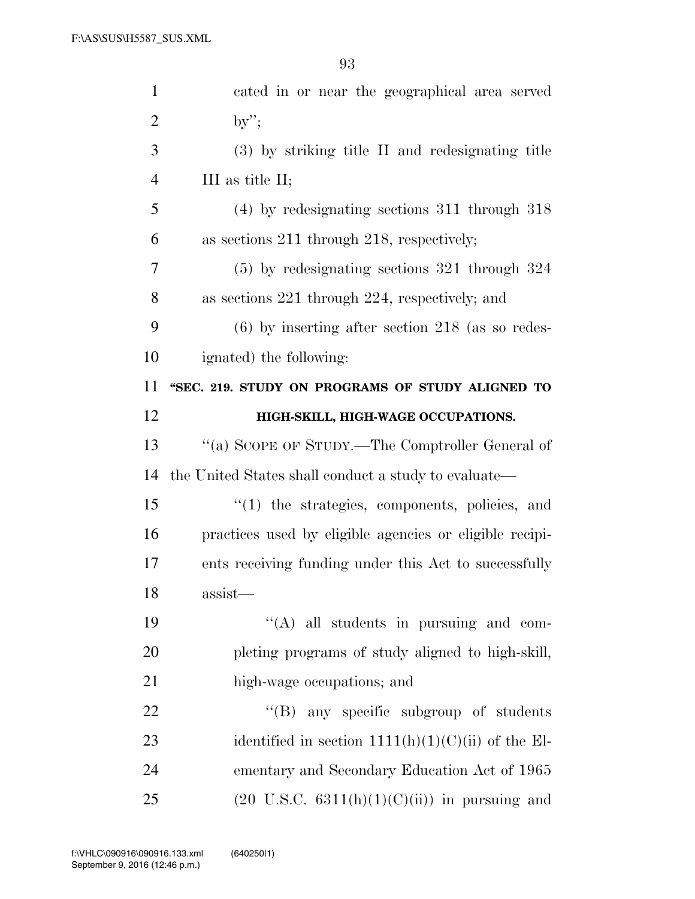cated in or near the geographical area served by'';

(3) by striking title II and redesignating title III as title II;

(4) by redesignating sections 311 through 318 as sections 211 through 218, respectively;

(5) by redesignating sections 321 through 324 as sections 221 through 224, respectively; and

(6) by inserting after section 218 (as so redesignated) the following:

**''SEC. 219. STUDY ON PROGRAMS OF STUDY ALIGNED TO HIGH-SKILL, HIGH-WAGE OCCUPATIONS.**

''(a) SCOPE OF STUDY.—The Comptroller General of the United States shall conduct a study to evaluate—

''(1) the strategies, components, policies, and practices used by eligible agencies or eligible recipients receiving funding under this Act to successfully assist—

''(A) all students in pursuing and completing programs of study aligned to high-skill, high-wage occupations; and

''(B) any specific subgroup of students identified in section 1111(h)(1)(C)(ii) of the Elementary and Secondary Education Act of 1965 (20 U.S.C. 6311(h)(1)(C)(ii)) in pursuing and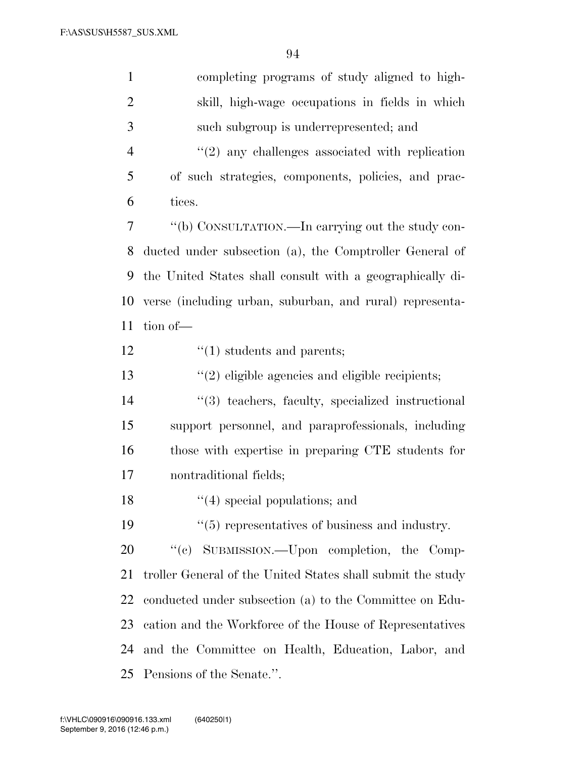completing programs of study aligned to high-skill, high-wage occupations in fields in which such subgroup is underrepresented; and

''(2) any challenges associated with replication of such strategies, components, policies, and practices.

''(b) CONSULTATION.—In carrying out the study conducted under subsection (a), the Comptroller General of the United States shall consult with a geographically diverse (including urban, suburban, and rural) representation of—

''(1) students and parents;

''(2) eligible agencies and eligible recipients;

''(3) teachers, faculty, specialized instructional support personnel, and paraprofessionals, including those with expertise in preparing CTE students for nontraditional fields;

''(4) special populations; and

''(5) representatives of business and industry.

''(c) SUBMISSION.—Upon completion, the Comptroller General of the United States shall submit the study conducted under subsection (a) to the Committee on Education and the Workforce of the House of Representatives and the Committee on Health, Education, Labor, and Pensions of the Senate.''.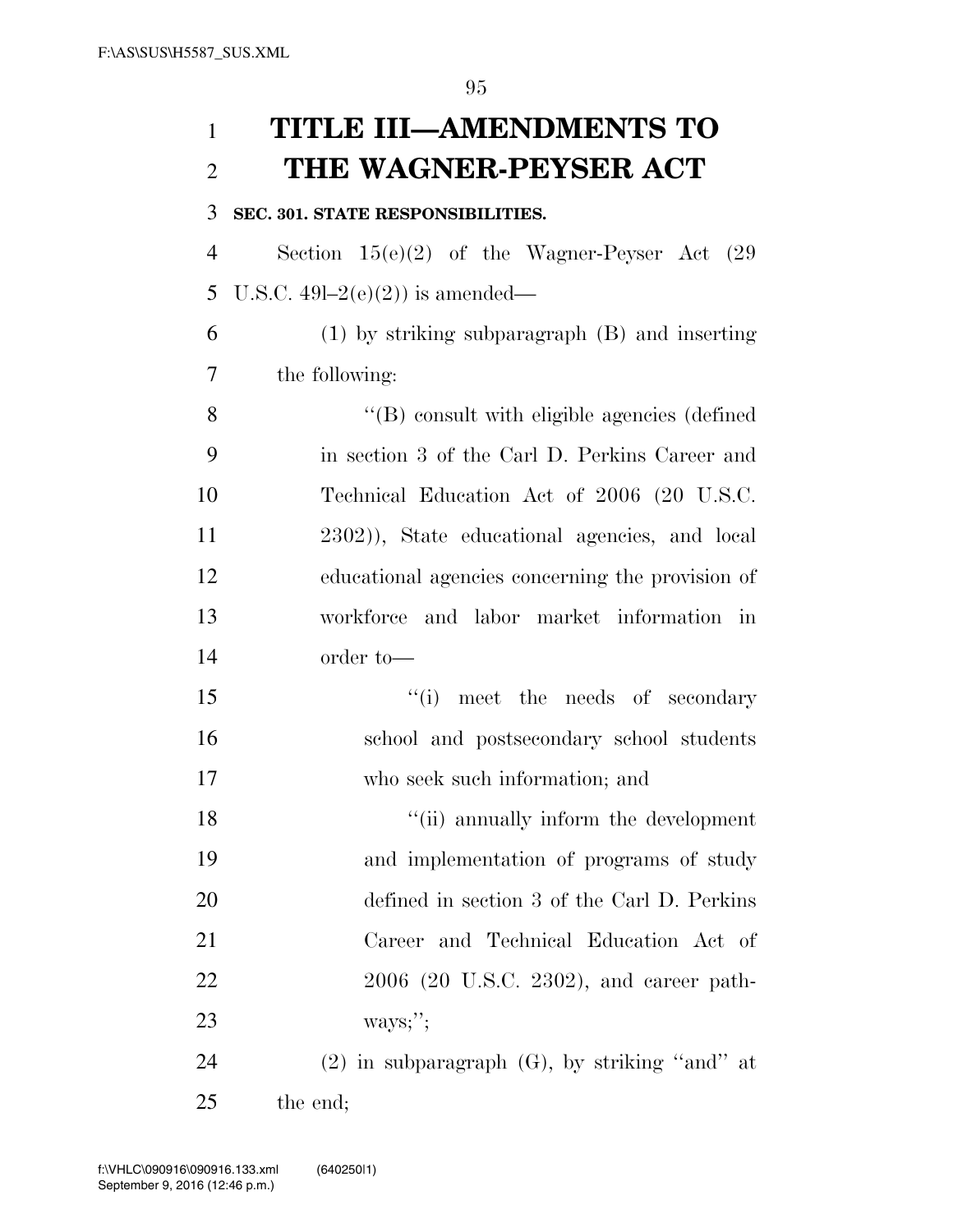# TITLE III—AMENDMENTS TO THE WAGNER-PEYSER ACT

**SEC. 301. STATE RESPONSIBILITIES.**

Section 15(e)(2) of the Wagner-Peyser Act (29 U.S.C. 49l–2(e)(2)) is amended—

(1) by striking subparagraph (B) and inserting the following:

''(B) consult with eligible agencies (defined in section 3 of the Carl D. Perkins Career and Technical Education Act of 2006 (20 U.S.C. 2302)), State educational agencies, and local educational agencies concerning the provision of workforce and labor market information in order to—

''(i) meet the needs of secondary school and postsecondary school students who seek such information; and

''(ii) annually inform the development and implementation of programs of study defined in section 3 of the Carl D. Perkins Career and Technical Education Act of 2006 (20 U.S.C. 2302), and career pathways;'';

(2) in subparagraph (G), by striking ''and'' at the end;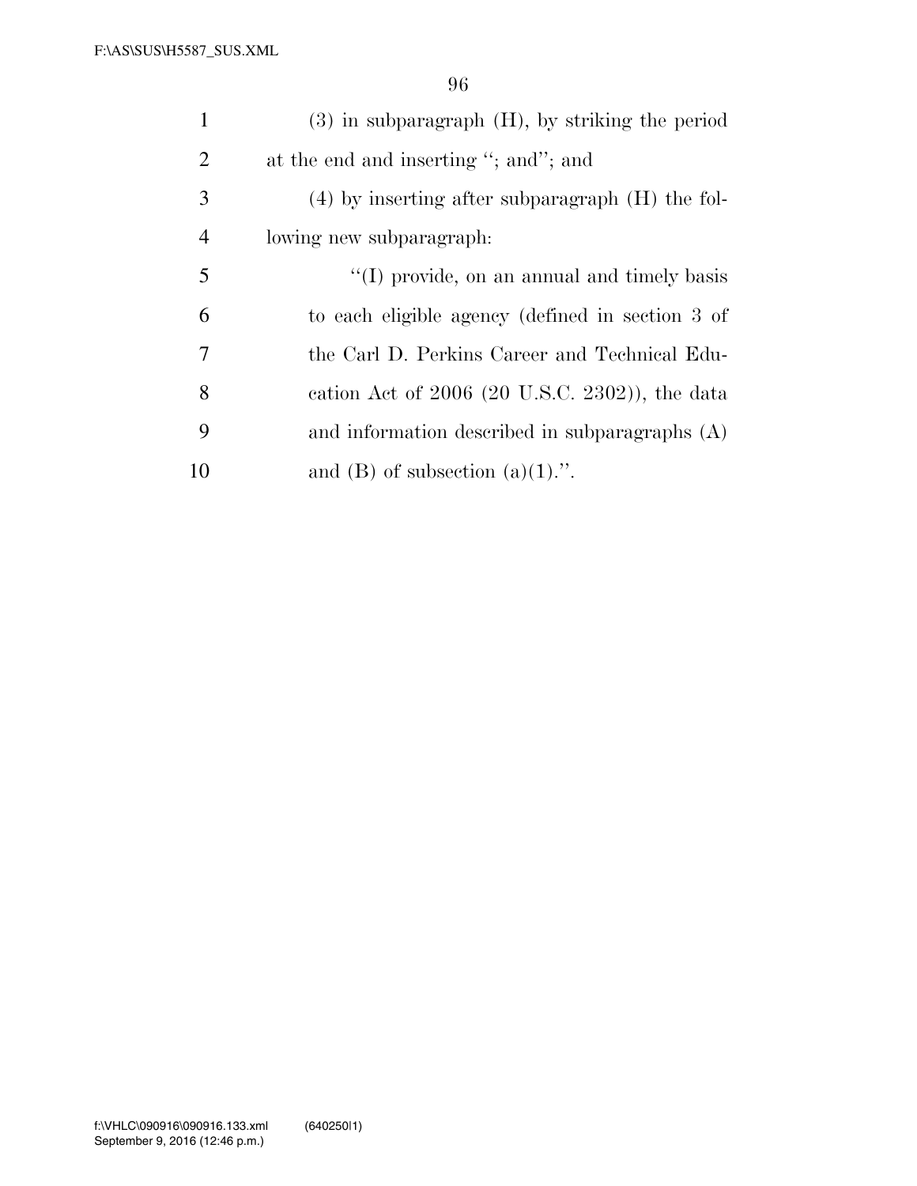(3) in subparagraph (H), by striking the period at the end and inserting "; and"; and

(4) by inserting after subparagraph (H) the following new subparagraph:

"(I) provide, on an annual and timely basis to each eligible agency (defined in section 3 of the Carl D. Perkins Career and Technical Education Act of 2006 (20 U.S.C. 2302)), the data and information described in subparagraphs (A) and (B) of subsection (a)(1).".